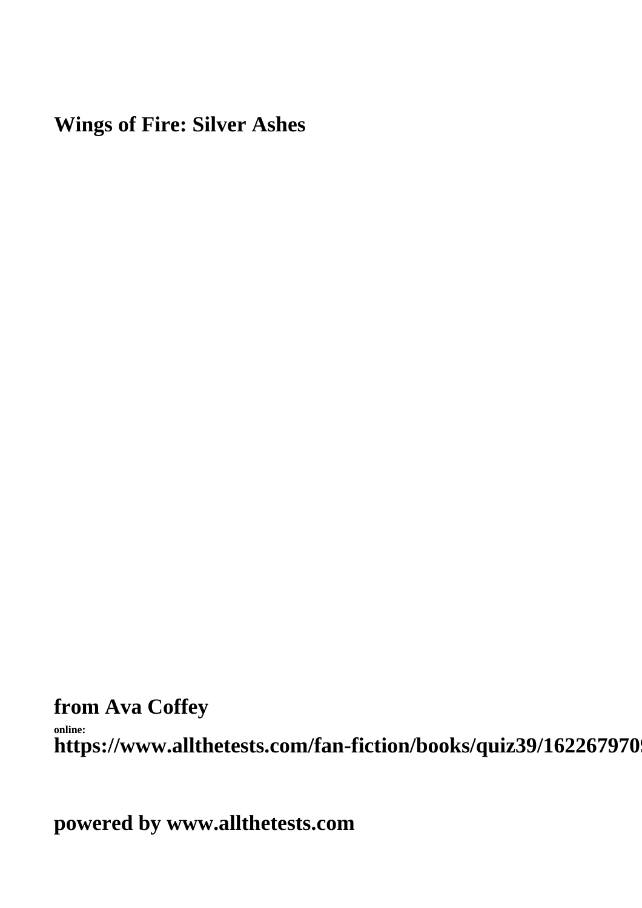# Wings of Fire: Silver Ashes

**from Ava Coffey**

**online:**

**https://www.allthetests.com/fan-fiction/books/quiz39/16226797090**

**powered by www.allthetests.com**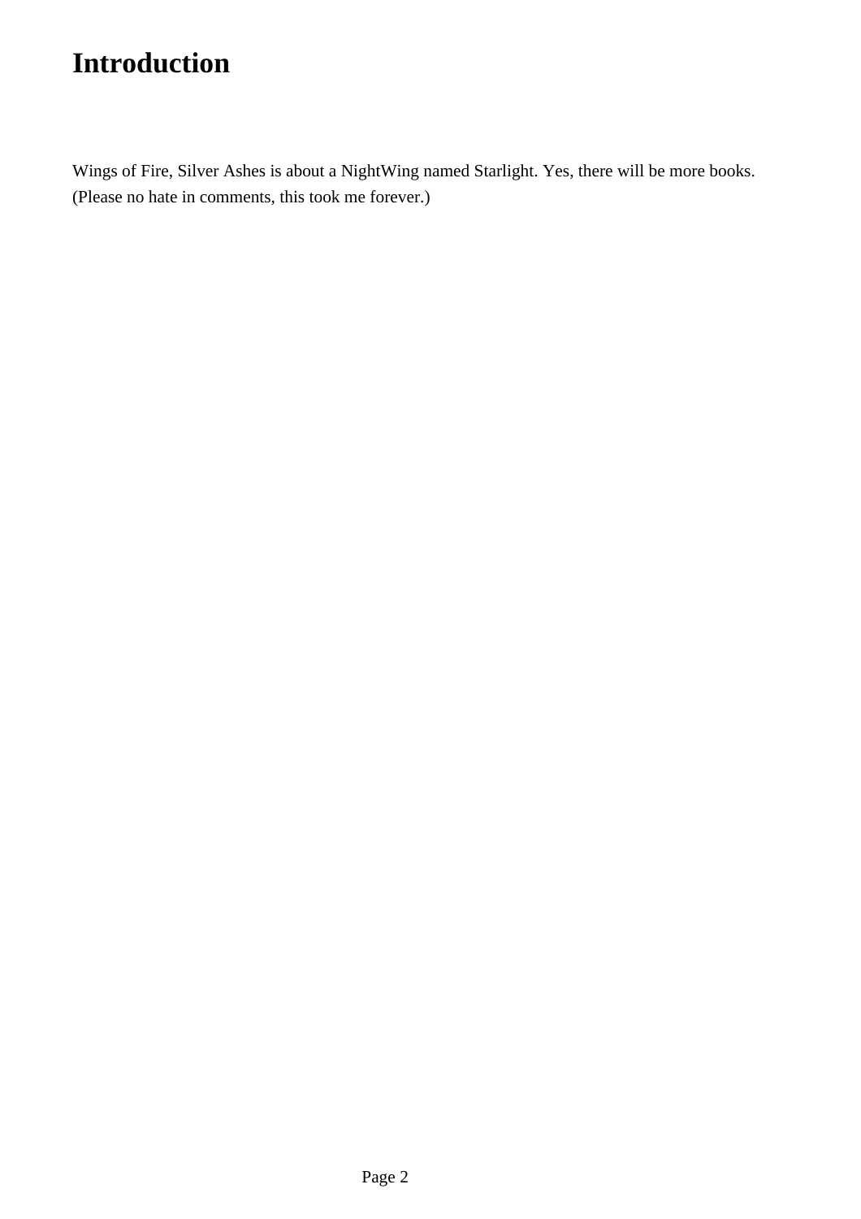# Introduction

Wings of Fire, Silver Ashes is about a NightWing named Starlight. Yes, there will be more books. (Please no hate in comments, this took me forever.)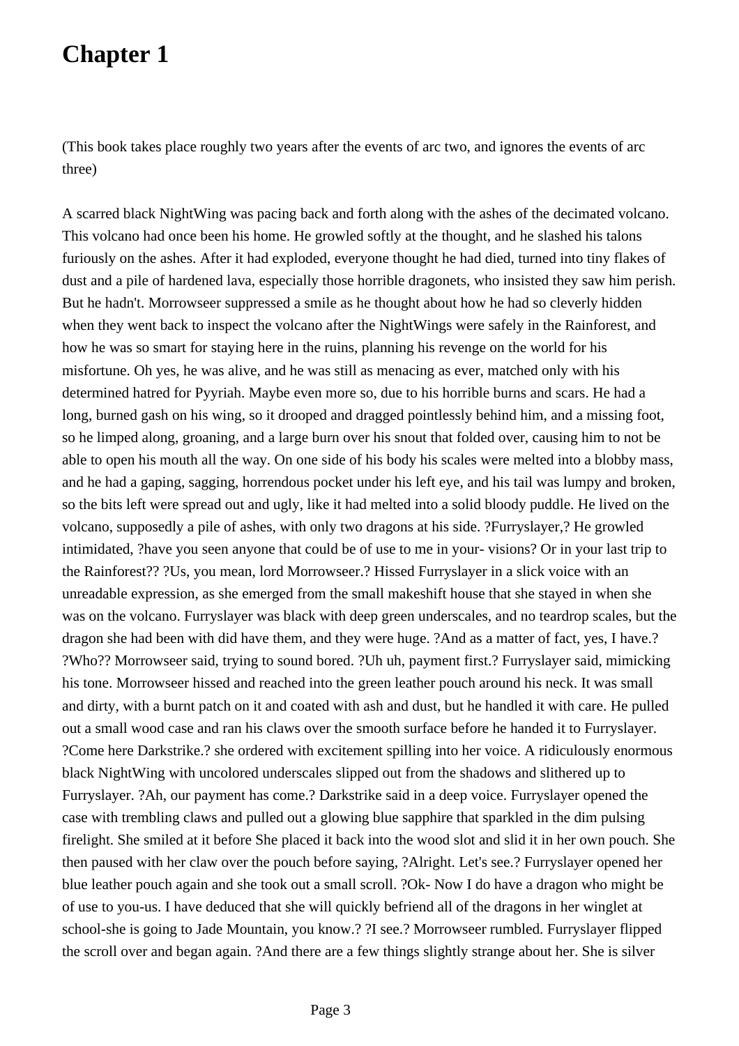# Chapter 1

(This book takes place roughly two years after the events of arc two, and ignores the events of arc three)

A scarred black NightWing was pacing back and forth along with the ashes of the decimated volcano. This volcano had once been his home. He growled softly at the thought, and he slashed his talons furiously on the ashes. After it had exploded, everyone thought he had died, turned into tiny flakes of dust and a pile of hardened lava, especially those horrible dragonets, who insisted they saw him perish. But he hadn't. Morrowseer suppressed a smile as he thought about how he had so cleverly hidden when they went back to inspect the volcano after the NightWings were safely in the Rainforest, and how he was so smart for staying here in the ruins, planning his revenge on the world for his misfortune. Oh yes, he was alive, and he was still as menacing as ever, matched only with his determined hatred for Pyyriah. Maybe even more so, due to his horrible burns and scars. He had a long, burned gash on his wing, so it drooped and dragged pointlessly behind him, and a missing foot, so he limped along, groaning, and a large burn over his snout that folded over, causing him to not be able to open his mouth all the way. On one side of his body his scales were melted into a blobby mass, and he had a gaping, sagging, horrendous pocket under his left eye, and his tail was lumpy and broken, so the bits left were spread out and ugly, like it had melted into a solid bloody puddle. He lived on the volcano, supposedly a pile of ashes, with only two dragons at his side. ?Furryslayer,? He growled intimidated, ?have you seen anyone that could be of use to me in your- visions? Or in your last trip to the Rainforest?? ?Us, you mean, lord Morrowseer.? Hissed Furryslayer in a slick voice with an unreadable expression, as she emerged from the small makeshift house that she stayed in when she was on the volcano. Furryslayer was black with deep green underscales, and no teardrop scales, but the dragon she had been with did have them, and they were huge. ?And as a matter of fact, yes, I have.? ?Who?? Morrowseer said, trying to sound bored. ?Uh uh, payment first.? Furryslayer said, mimicking his tone. Morrowseer hissed and reached into the green leather pouch around his neck. It was small and dirty, with a burnt patch on it and coated with ash and dust, but he handled it with care. He pulled out a small wood case and ran his claws over the smooth surface before he handed it to Furryslayer. ?Come here Darkstrike.? she ordered with excitement spilling into her voice. A ridiculously enormous black NightWing with uncolored underscales slipped out from the shadows and slithered up to Furryslayer. ?Ah, our payment has come.? Darkstrike said in a deep voice. Furryslayer opened the case with trembling claws and pulled out a glowing blue sapphire that sparkled in the dim pulsing firelight. She smiled at it before She placed it back into the wood slot and slid it in her own pouch. She then paused with her claw over the pouch before saying, ?Alright. Let's see.? Furryslayer opened her blue leather pouch again and she took out a small scroll. ?Ok- Now I do have a dragon who might be of use to you-us. I have deduced that she will quickly befriend all of the dragons in her winglet at school-she is going to Jade Mountain, you know.? ?I see.? Morrowseer rumbled. Furryslayer flipped the scroll over and began again. ?And there are a few things slightly strange about her. She is silver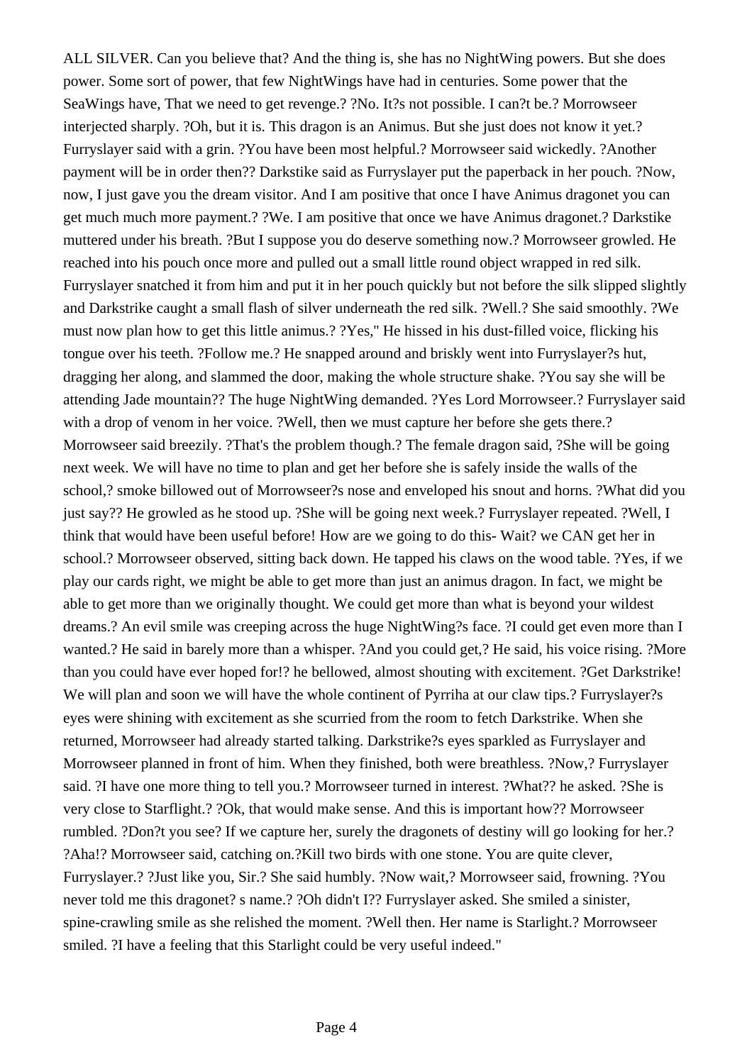ALL SILVER. Can you believe that? And the thing is, she has no NightWing powers. But she does power. Some sort of power, that few NightWings have had in centuries. Some power that the SeaWings have, That we need to get revenge.? ?No. It?s not possible. I can?t be.? Morrowseer interjected sharply. ?Oh, but it is. This dragon is an Animus. But she just does not know it yet.? Furryslayer said with a grin. ?You have been most helpful.? Morrowseer said wickedly. ?Another payment will be in order then?? Darkstike said as Furryslayer put the paperback in her pouch. ?Now, now, I just gave you the dream visitor. And I am positive that once I have Animus dragonet you can get much much more payment.? ?We. I am positive that once we have Animus dragonet.? Darkstike muttered under his breath. ?But I suppose you do deserve something now.? Morrowseer growled. He reached into his pouch once more and pulled out a small little round object wrapped in red silk. Furryslayer snatched it from him and put it in her pouch quickly but not before the silk slipped slightly and Darkstrike caught a small flash of silver underneath the red silk. ?Well.? She said smoothly. ?We must now plan how to get this little animus.? ?Yes," He hissed in his dust-filled voice, flicking his tongue over his teeth. ?Follow me.? He snapped around and briskly went into Furryslayer?s hut, dragging her along, and slammed the door, making the whole structure shake. ?You say she will be attending Jade mountain?? The huge NightWing demanded. ?Yes Lord Morrowseer.? Furryslayer said with a drop of venom in her voice. ?Well, then we must capture her before she gets there.? Morrowseer said breezily. ?That's the problem though.? The female dragon said, ?She will be going next week. We will have no time to plan and get her before she is safely inside the walls of the school,? smoke billowed out of Morrowseer?s nose and enveloped his snout and horns. ?What did you just say?? He growled as he stood up. ?She will be going next week.? Furryslayer repeated. ?Well, I think that would have been useful before! How are we going to do this- Wait? we CAN get her in school.? Morrowseer observed, sitting back down. He tapped his claws on the wood table. ?Yes, if we play our cards right, we might be able to get more than just an animus dragon. In fact, we might be able to get more than we originally thought. We could get more than what is beyond your wildest dreams.? An evil smile was creeping across the huge NightWing?s face. ?I could get even more than I wanted.? He said in barely more than a whisper. ?And you could get,? He said, his voice rising. ?More than you could have ever hoped for!? he bellowed, almost shouting with excitement. ?Get Darkstrike! We will plan and soon we will have the whole continent of Pyrriha at our claw tips.? Furryslayer?s eyes were shining with excitement as she scurried from the room to fetch Darkstrike. When she returned, Morrowseer had already started talking. Darkstrike?s eyes sparkled as Furryslayer and Morrowseer planned in front of him. When they finished, both were breathless. ?Now,? Furryslayer said. ?I have one more thing to tell you.? Morrowseer turned in interest. ?What?? he asked. ?She is very close to Starflight.? ?Ok, that would make sense. And this is important how?? Morrowseer rumbled. ?Don?t you see? If we capture her, surely the dragonets of destiny will go looking for her.? ?Aha!? Morrowseer said, catching on.?Kill two birds with one stone. You are quite clever, Furryslayer.? ?Just like you, Sir.? She said humbly. ?Now wait,? Morrowseer said, frowning. ?You never told me this dragonet? s name.? ?Oh didn't I?? Furryslayer asked. She smiled a sinister, spine-crawling smile as she relished the moment. ?Well then. Her name is Starlight.? Morrowseer smiled. ?I have a feeling that this Starlight could be very useful indeed."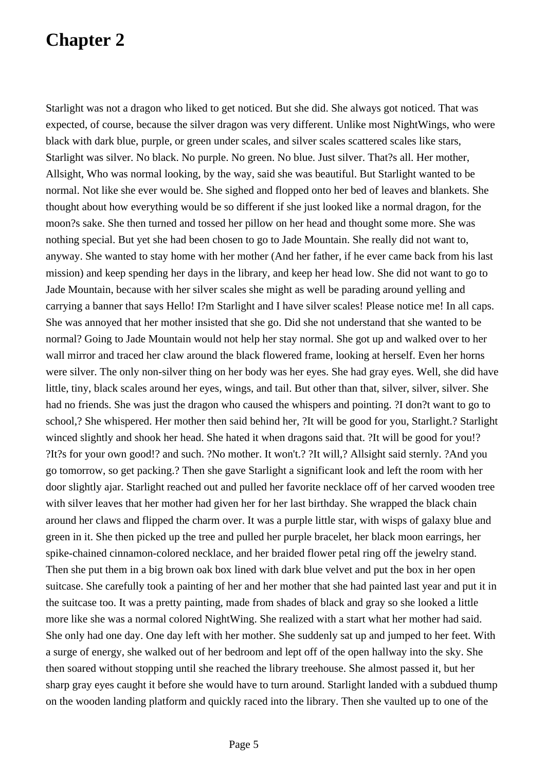# Chapter 2

Starlight was not a dragon who liked to get noticed. But she did. She always got noticed. That was expected, of course, because the silver dragon was very different. Unlike most NightWings, who were black with dark blue, purple, or green under scales, and silver scales scattered scales like stars, Starlight was silver. No black. No purple. No green. No blue. Just silver. That?s all. Her mother, Allsight, Who was normal looking, by the way, said she was beautiful. But Starlight wanted to be normal. Not like she ever would be. She sighed and flopped onto her bed of leaves and blankets. She thought about how everything would be so different if she just looked like a normal dragon, for the moon?s sake. She then turned and tossed her pillow on her head and thought some more. She was nothing special. But yet she had been chosen to go to Jade Mountain. She really did not want to, anyway. She wanted to stay home with her mother (And her father, if he ever came back from his last mission) and keep spending her days in the library, and keep her head low. She did not want to go to Jade Mountain, because with her silver scales she might as well be parading around yelling and carrying a banner that says Hello! I?m Starlight and I have silver scales! Please notice me! In all caps. She was annoyed that her mother insisted that she go. Did she not understand that she wanted to be normal? Going to Jade Mountain would not help her stay normal. She got up and walked over to her wall mirror and traced her claw around the black flowered frame, looking at herself. Even her horns were silver. The only non-silver thing on her body was her eyes. She had gray eyes. Well, she did have little, tiny, black scales around her eyes, wings, and tail. But other than that, silver, silver, silver. She had no friends. She was just the dragon who caused the whispers and pointing. ?I don?t want to go to school,? She whispered. Her mother then said behind her, ?It will be good for you, Starlight.? Starlight winced slightly and shook her head. She hated it when dragons said that. ?It will be good for you!? ?It?s for your own good!? and such. ?No mother. It won't.? ?It will,? Allsight said sternly. ?And you go tomorrow, so get packing.? Then she gave Starlight a significant look and left the room with her door slightly ajar. Starlight reached out and pulled her favorite necklace off of her carved wooden tree with silver leaves that her mother had given her for her last birthday. She wrapped the black chain around her claws and flipped the charm over. It was a purple little star, with wisps of galaxy blue and green in it. She then picked up the tree and pulled her purple bracelet, her black moon earrings, her spike-chained cinnamon-colored necklace, and her braided flower petal ring off the jewelry stand. Then she put them in a big brown oak box lined with dark blue velvet and put the box in her open suitcase. She carefully took a painting of her and her mother that she had painted last year and put it in the suitcase too. It was a pretty painting, made from shades of black and gray so she looked a little more like she was a normal colored NightWing. She realized with a start what her mother had said. She only had one day. One day left with her mother. She suddenly sat up and jumped to her feet. With a surge of energy, she walked out of her bedroom and lept off of the open hallway into the sky. She then soared without stopping until she reached the library treehouse. She almost passed it, but her sharp gray eyes caught it before she would have to turn around. Starlight landed with a subdued thump on the wooden landing platform and quickly raced into the library. Then she vaulted up to one of the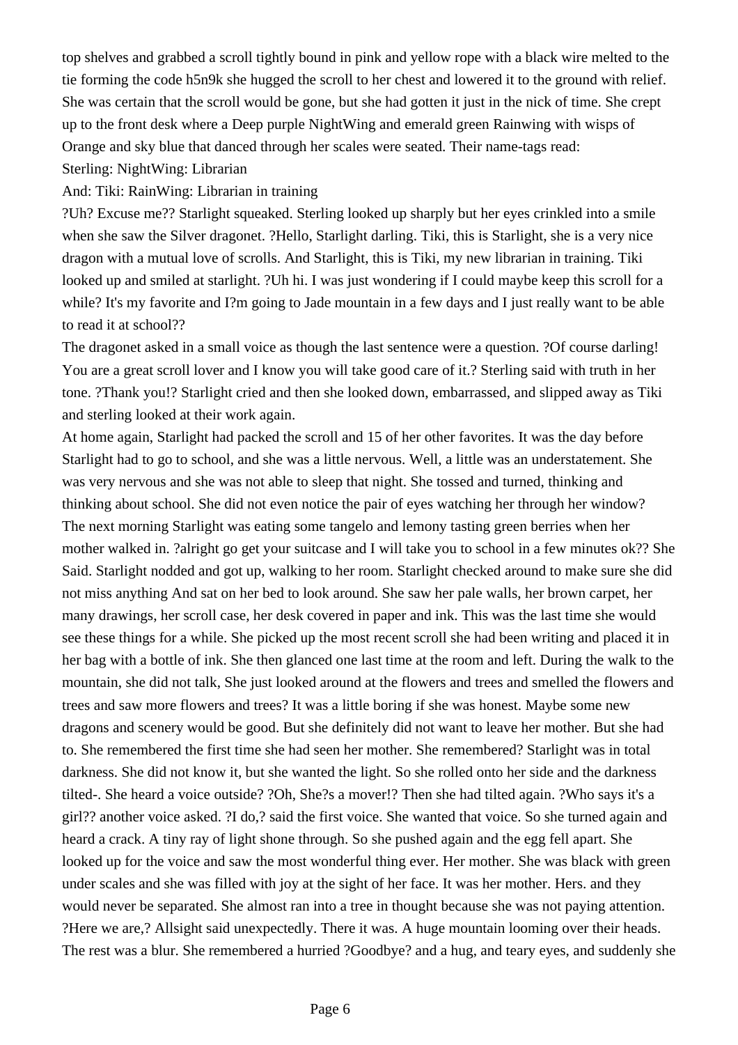top shelves and grabbed a scroll tightly bound in pink and yellow rope with a black wire melted to the tie forming the code h5n9k she hugged the scroll to her chest and lowered it to the ground with relief. She was certain that the scroll would be gone, but she had gotten it just in the nick of time. She crept up to the front desk where a Deep purple NightWing and emerald green Rainwing with wisps of Orange and sky blue that danced through her scales were seated. Their name-tags read:

Sterling: NightWing: Librarian

And: Tiki: RainWing: Librarian in training

?Uh? Excuse me?? Starlight squeaked. Sterling looked up sharply but her eyes crinkled into a smile when she saw the Silver dragonet. ?Hello, Starlight darling. Tiki, this is Starlight, she is a very nice dragon with a mutual love of scrolls. And Starlight, this is Tiki, my new librarian in training. Tiki looked up and smiled at starlight. ?Uh hi. I was just wondering if I could maybe keep this scroll for a while? It's my favorite and I?m going to Jade mountain in a few days and I just really want to be able to read it at school??

The dragonet asked in a small voice as though the last sentence were a question. ?Of course darling! You are a great scroll lover and I know you will take good care of it.? Sterling said with truth in her tone. ?Thank you!? Starlight cried and then she looked down, embarrassed, and slipped away as Tiki and sterling looked at their work again.

At home again, Starlight had packed the scroll and 15 of her other favorites. It was the day before Starlight had to go to school, and she was a little nervous. Well, a little was an understatement. She was very nervous and she was not able to sleep that night. She tossed and turned, thinking and thinking about school. She did not even notice the pair of eyes watching her through her window?

The next morning Starlight was eating some tangelo and lemony tasting green berries when her mother walked in. ?alright go get your suitcase and I will take you to school in a few minutes ok?? She Said. Starlight nodded and got up, walking to her room. Starlight checked around to make sure she did not miss anything And sat on her bed to look around. She saw her pale walls, her brown carpet, her many drawings, her scroll case, her desk covered in paper and ink. This was the last time she would see these things for a while. She picked up the most recent scroll she had been writing and placed it in her bag with a bottle of ink. She then glanced one last time at the room and left. During the walk to the mountain, she did not talk, She just looked around at the flowers and trees and smelled the flowers and trees and saw more flowers and trees? It was a little boring if she was honest. Maybe some new dragons and scenery would be good. But she definitely did not want to leave her mother. But she had to. She remembered the first time she had seen her mother. She remembered? Starlight was in total darkness. She did not know it, but she wanted the light. So she rolled onto her side and the darkness tilted-. She heard a voice outside? ?Oh, She?s a mover!? Then she had tilted again. ?Who says it's a girl?? another voice asked. ?I do,? said the first voice. She wanted that voice. So she turned again and heard a crack. A tiny ray of light shone through. So she pushed again and the egg fell apart. She looked up for the voice and saw the most wonderful thing ever. Her mother. She was black with green under scales and she was filled with joy at the sight of her face. It was her mother. Hers. and they would never be separated. She almost ran into a tree in thought because she was not paying attention. ?Here we are,? Allsight said unexpectedly. There it was. A huge mountain looming over their heads. The rest was a blur. She remembered a hurried ?Goodbye? and a hug, and teary eyes, and suddenly she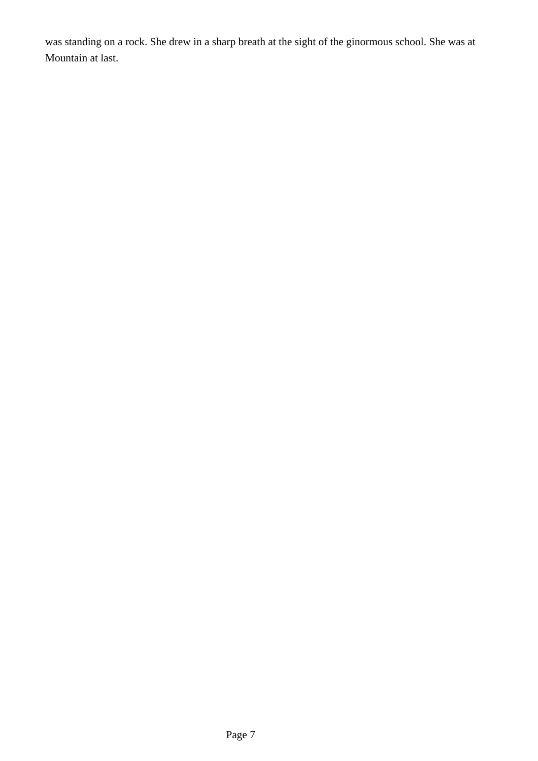was standing on a rock. She drew in a sharp breath at the sight of the ginormous school. She was at Mountain at last.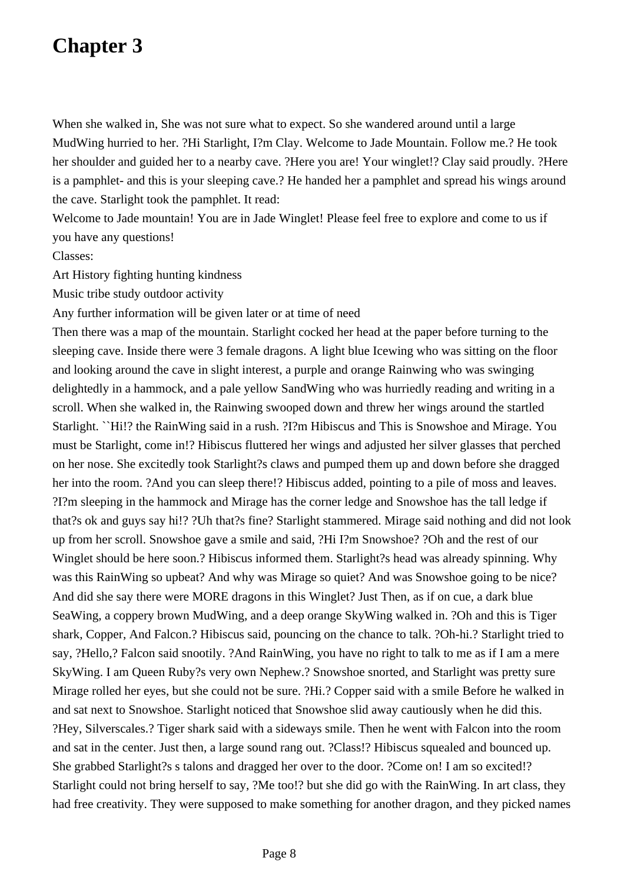# Chapter 3

When she walked in, She was not sure what to expect. So she wandered around until a large MudWing hurried to her. ?Hi Starlight, I?m Clay. Welcome to Jade Mountain. Follow me.? He took her shoulder and guided her to a nearby cave. ?Here you are! Your winglet!? Clay said proudly. ?Here is a pamphlet- and this is your sleeping cave.? He handed her a pamphlet and spread his wings around the cave. Starlight took the pamphlet. It read:

Welcome to Jade mountain! You are in Jade Winglet! Please feel free to explore and come to us if you have any questions!

Classes:

Art History fighting hunting kindness

Music tribe study outdoor activity

Any further information will be given later or at time of need

Then there was a map of the mountain. Starlight cocked her head at the paper before turning to the sleeping cave. Inside there were 3 female dragons. A light blue Icewing who was sitting on the floor and looking around the cave in slight interest, a purple and orange Rainwing who was swinging delightedly in a hammock, and a pale yellow SandWing who was hurriedly reading and writing in a scroll. When she walked in, the Rainwing swooped down and threw her wings around the startled Starlight. ``Hi!? the RainWing said in a rush. ?I?m Hibiscus and This is Snowshoe and Mirage. You must be Starlight, come in!? Hibiscus fluttered her wings and adjusted her silver glasses that perched on her nose. She excitedly took Starlight?s claws and pumped them up and down before she dragged her into the room. ?And you can sleep there!? Hibiscus added, pointing to a pile of moss and leaves. ?I?m sleeping in the hammock and Mirage has the corner ledge and Snowshoe has the tall ledge if that?s ok and guys say hi!? ?Uh that?s fine? Starlight stammered. Mirage said nothing and did not look up from her scroll. Snowshoe gave a smile and said, ?Hi I?m Snowshoe? ?Oh and the rest of our Winglet should be here soon.? Hibiscus informed them. Starlight?s head was already spinning. Why was this RainWing so upbeat? And why was Mirage so quiet? And was Snowshoe going to be nice? And did she say there were MORE dragons in this Winglet? Just Then, as if on cue, a dark blue SeaWing, a coppery brown MudWing, and a deep orange SkyWing walked in. ?Oh and this is Tiger shark, Copper, And Falcon.? Hibiscus said, pouncing on the chance to talk. ?Oh-hi.? Starlight tried to say, ?Hello,? Falcon said snootily. ?And RainWing, you have no right to talk to me as if I am a mere SkyWing. I am Queen Ruby?s very own Nephew.? Snowshoe snorted, and Starlight was pretty sure Mirage rolled her eyes, but she could not be sure. ?Hi.? Copper said with a smile Before he walked in and sat next to Snowshoe. Starlight noticed that Snowshoe slid away cautiously when he did this. ?Hey, Silverscales.? Tiger shark said with a sideways smile. Then he went with Falcon into the room and sat in the center. Just then, a large sound rang out. ?Class!? Hibiscus squealed and bounced up. She grabbed Starlight?s s talons and dragged her over to the door. ?Come on! I am so excited!? Starlight could not bring herself to say, ?Me too!? but she did go with the RainWing. In art class, they had free creativity. They were supposed to make something for another dragon, and they picked names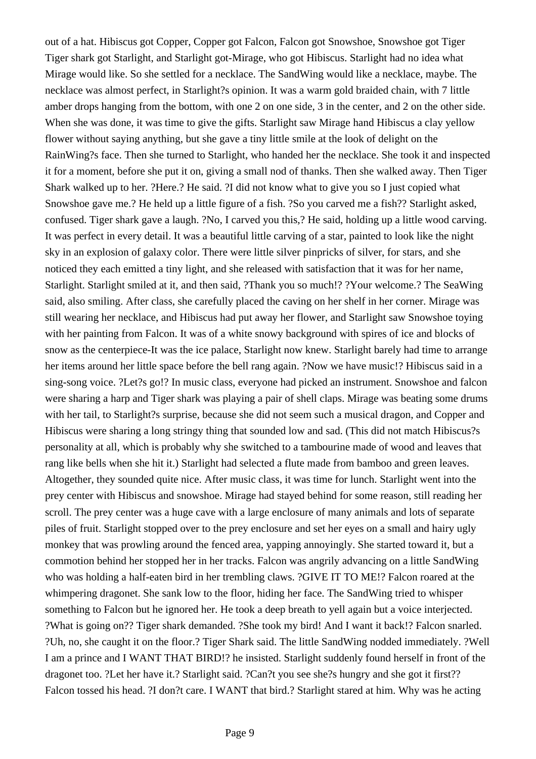out of a hat. Hibiscus got Copper, Copper got Falcon, Falcon got Snowshoe, Snowshoe got Tiger Tiger shark got Starlight, and Starlight got-Mirage, who got Hibiscus. Starlight had no idea what Mirage would like. So she settled for a necklace. The SandWing would like a necklace, maybe. The necklace was almost perfect, in Starlight?s opinion. It was a warm gold braided chain, with 7 little amber drops hanging from the bottom, with one 2 on one side, 3 in the center, and 2 on the other side. When she was done, it was time to give the gifts. Starlight saw Mirage hand Hibiscus a clay yellow flower without saying anything, but she gave a tiny little smile at the look of delight on the RainWing?s face. Then she turned to Starlight, who handed her the necklace. She took it and inspected it for a moment, before she put it on, giving a small nod of thanks. Then she walked away. Then Tiger Shark walked up to her. ?Here.? He said. ?I did not know what to give you so I just copied what Snowshoe gave me.? He held up a little figure of a fish. ?So you carved me a fish?? Starlight asked, confused. Tiger shark gave a laugh. ?No, I carved you this,? He said, holding up a little wood carving. It was perfect in every detail. It was a beautiful little carving of a star, painted to look like the night sky in an explosion of galaxy color. There were little silver pinpricks of silver, for stars, and she noticed they each emitted a tiny light, and she released with satisfaction that it was for her name, Starlight. Starlight smiled at it, and then said, ?Thank you so much!? ?Your welcome.? The SeaWing said, also smiling. After class, she carefully placed the caving on her shelf in her corner. Mirage was still wearing her necklace, and Hibiscus had put away her flower, and Starlight saw Snowshoe toying with her painting from Falcon. It was of a white snowy background with spires of ice and blocks of snow as the centerpiece-It was the ice palace, Starlight now knew. Starlight barely had time to arrange her items around her little space before the bell rang again. ?Now we have music!? Hibiscus said in a sing-song voice. ?Let?s go!? In music class, everyone had picked an instrument. Snowshoe and falcon were sharing a harp and Tiger shark was playing a pair of shell claps. Mirage was beating some drums with her tail, to Starlight?s surprise, because she did not seem such a musical dragon, and Copper and Hibiscus were sharing a long stringy thing that sounded low and sad. (This did not match Hibiscus?s personality at all, which is probably why she switched to a tambourine made of wood and leaves that rang like bells when she hit it.) Starlight had selected a flute made from bamboo and green leaves. Altogether, they sounded quite nice. After music class, it was time for lunch. Starlight went into the prey center with Hibiscus and snowshoe. Mirage had stayed behind for some reason, still reading her scroll. The prey center was a huge cave with a large enclosure of many animals and lots of separate piles of fruit. Starlight stopped over to the prey enclosure and set her eyes on a small and hairy ugly monkey that was prowling around the fenced area, yapping annoyingly. She started toward it, but a commotion behind her stopped her in her tracks. Falcon was angrily advancing on a little SandWing who was holding a half-eaten bird in her trembling claws. ?GIVE IT TO ME!? Falcon roared at the whimpering dragonet. She sank low to the floor, hiding her face. The SandWing tried to whisper something to Falcon but he ignored her. He took a deep breath to yell again but a voice interjected. ?What is going on?? Tiger shark demanded. ?She took my bird! And I want it back!? Falcon snarled. ?Uh, no, she caught it on the floor.? Tiger Shark said. The little SandWing nodded immediately. ?Well I am a prince and I WANT THAT BIRD!? he insisted. Starlight suddenly found herself in front of the dragonet too. ?Let her have it.? Starlight said. ?Can?t you see she?s hungry and she got it first?? Falcon tossed his head. ?I don?t care. I WANT that bird.? Starlight stared at him. Why was he acting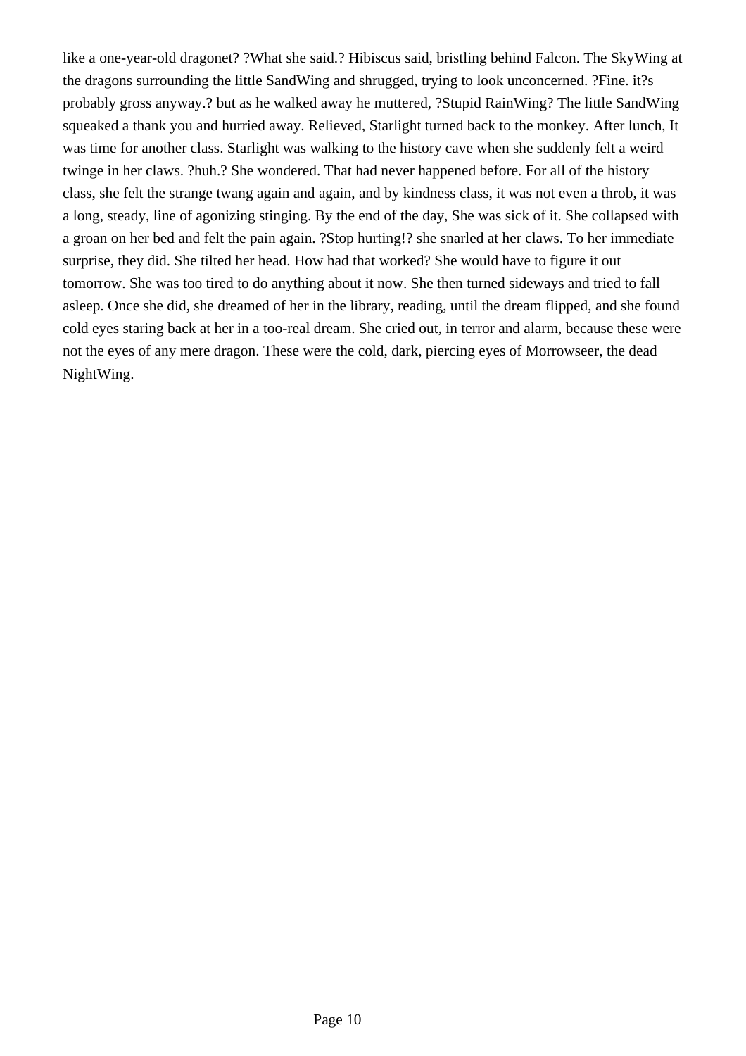like a one-year-old dragonet? ?What she said.? Hibiscus said, bristling behind Falcon. The SkyWing at the dragons surrounding the little SandWing and shrugged, trying to look unconcerned. ?Fine. it?s probably gross anyway.? but as he walked away he muttered, ?Stupid RainWing? The little SandWing squeaked a thank you and hurried away. Relieved, Starlight turned back to the monkey. After lunch, It was time for another class. Starlight was walking to the history cave when she suddenly felt a weird twinge in her claws. ?huh.? She wondered. That had never happened before. For all of the history class, she felt the strange twang again and again, and by kindness class, it was not even a throb, it was a long, steady, line of agonizing stinging. By the end of the day, She was sick of it. She collapsed with a groan on her bed and felt the pain again. ?Stop hurting!? she snarled at her claws. To her immediate surprise, they did. She tilted her head. How had that worked? She would have to figure it out tomorrow. She was too tired to do anything about it now. She then turned sideways and tried to fall asleep. Once she did, she dreamed of her in the library, reading, until the dream flipped, and she found cold eyes staring back at her in a too-real dream. She cried out, in terror and alarm, because these were not the eyes of any mere dragon. These were the cold, dark, piercing eyes of Morrowseer, the dead NightWing.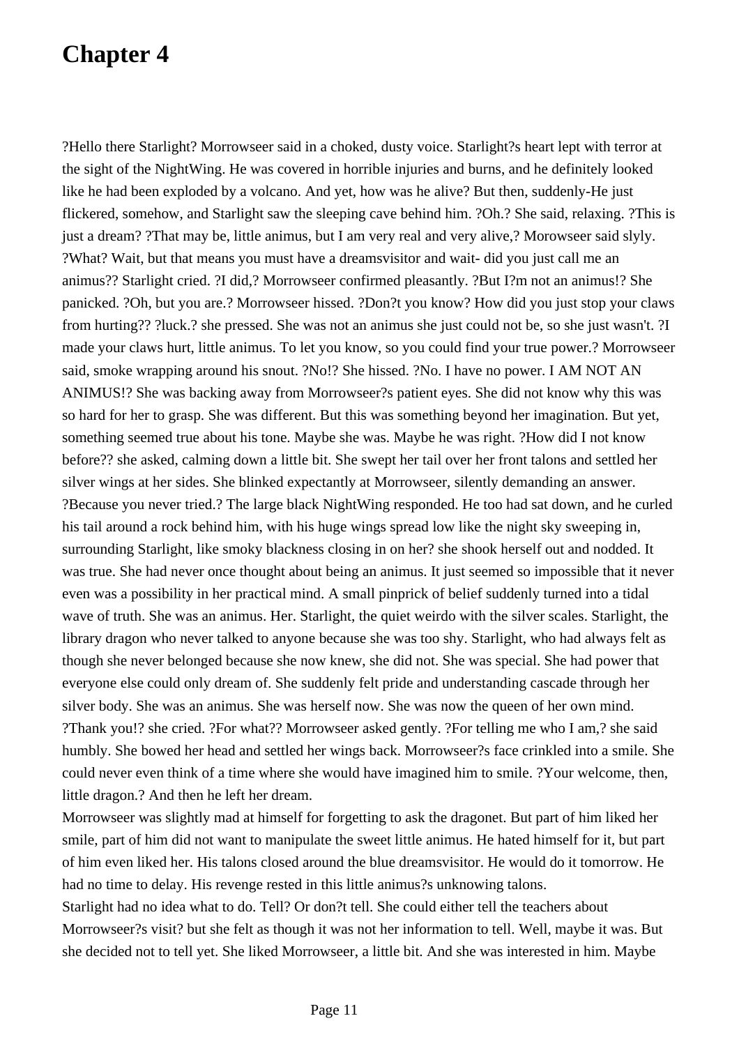# Chapter 4

?Hello there Starlight? Morrowseer said in a choked, dusty voice. Starlight?s heart lept with terror at the sight of the NightWing. He was covered in horrible injuries and burns, and he definitely looked like he had been exploded by a volcano. And yet, how was he alive? But then, suddenly-He just flickered, somehow, and Starlight saw the sleeping cave behind him. ?Oh.? She said, relaxing. ?This is just a dream? ?That may be, little animus, but I am very real and very alive,? Morowseer said slyly. ?What? Wait, but that means you must have a dreamsvisitor and wait- did you just call me an animus?? Starlight cried. ?I did,? Morrowseer confirmed pleasantly. ?But I?m not an animus!? She panicked. ?Oh, but you are.? Morrowseer hissed. ?Don?t you know? How did you just stop your claws from hurting?? ?luck.? she pressed. She was not an animus she just could not be, so she just wasn't. ?I made your claws hurt, little animus. To let you know, so you could find your true power.? Morrowseer said, smoke wrapping around his snout. ?No!? She hissed. ?No. I have no power. I AM NOT AN ANIMUS!? She was backing away from Morrowseer?s patient eyes. She did not know why this was so hard for her to grasp. She was different. But this was something beyond her imagination. But yet, something seemed true about his tone. Maybe she was. Maybe he was right. ?How did I not know before?? she asked, calming down a little bit. She swept her tail over her front talons and settled her silver wings at her sides. She blinked expectantly at Morrowseer, silently demanding an answer. ?Because you never tried.? The large black NightWing responded. He too had sat down, and he curled his tail around a rock behind him, with his huge wings spread low like the night sky sweeping in, surrounding Starlight, like smoky blackness closing in on her? she shook herself out and nodded. It was true. She had never once thought about being an animus. It just seemed so impossible that it never even was a possibility in her practical mind. A small pinprick of belief suddenly turned into a tidal wave of truth. She was an animus. Her. Starlight, the quiet weirdo with the silver scales. Starlight, the library dragon who never talked to anyone because she was too shy. Starlight, who had always felt as though she never belonged because she now knew, she did not. She was special. She had power that everyone else could only dream of. She suddenly felt pride and understanding cascade through her silver body. She was an animus. She was herself now. She was now the queen of her own mind. ?Thank you!? she cried. ?For what?? Morrowseer asked gently. ?For telling me who I am,? she said humbly. She bowed her head and settled her wings back. Morrowseer?s face crinkled into a smile. She could never even think of a time where she would have imagined him to smile. ?Your welcome, then, little dragon.? And then he left her dream.

Morrowseer was slightly mad at himself for forgetting to ask the dragonet. But part of him liked her smile, part of him did not want to manipulate the sweet little animus. He hated himself for it, but part of him even liked her. His talons closed around the blue dreamsvisitor. He would do it tomorrow. He had no time to delay. His revenge rested in this little animus?s unknowing talons.

Starlight had no idea what to do. Tell? Or don?t tell. She could either tell the teachers about Morrowseer?s visit? but she felt as though it was not her information to tell. Well, maybe it was. But she decided not to tell yet. She liked Morrowseer, a little bit. And she was interested in him. Maybe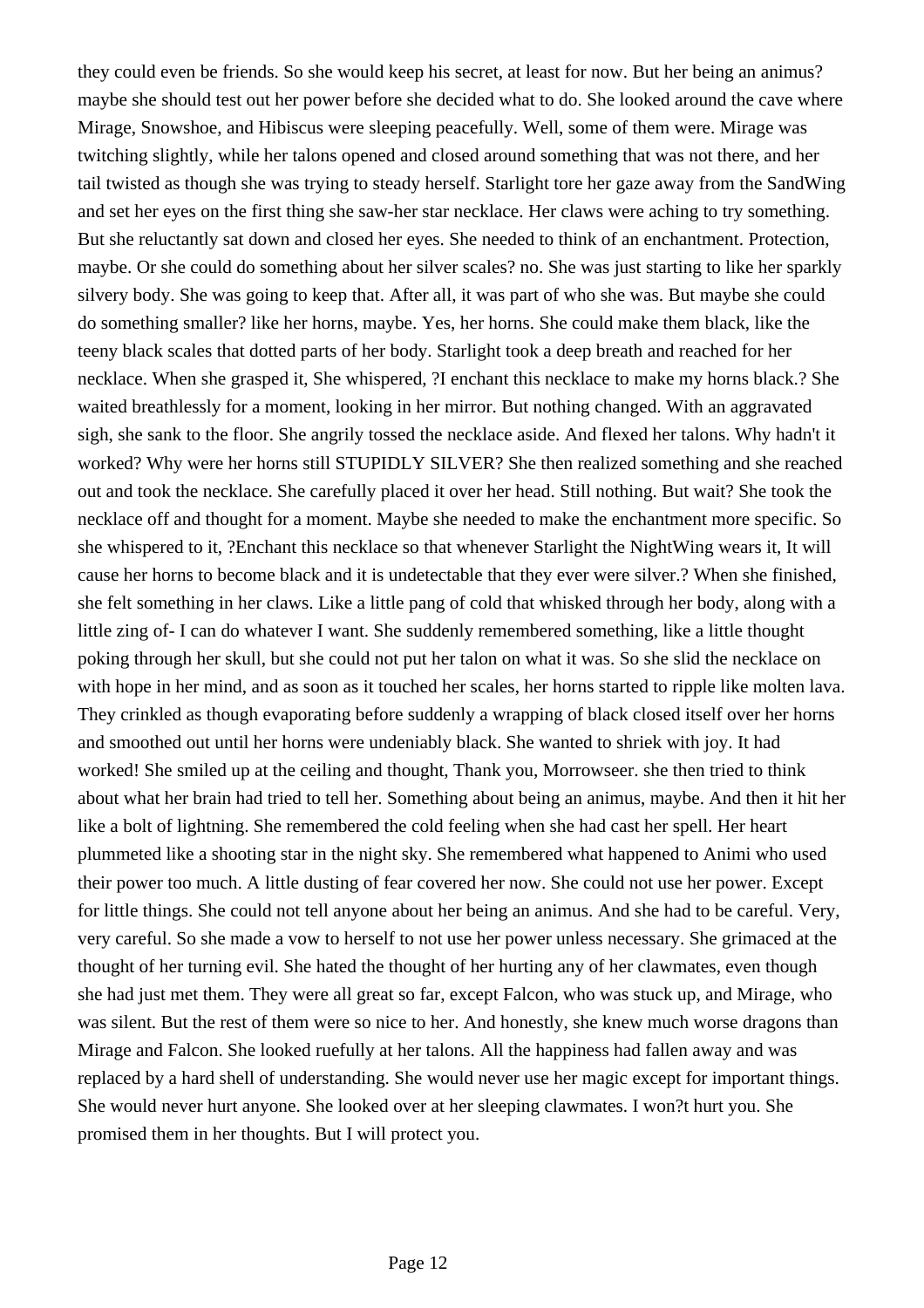they could even be friends. So she would keep his secret, at least for now. But her being an animus? maybe she should test out her power before she decided what to do. She looked around the cave where Mirage, Snowshoe, and Hibiscus were sleeping peacefully. Well, some of them were. Mirage was twitching slightly, while her talons opened and closed around something that was not there, and her tail twisted as though she was trying to steady herself. Starlight tore her gaze away from the SandWing and set her eyes on the first thing she saw-her star necklace. Her claws were aching to try something. But she reluctantly sat down and closed her eyes. She needed to think of an enchantment. Protection, maybe. Or she could do something about her silver scales? no. She was just starting to like her sparkly silvery body. She was going to keep that. After all, it was part of who she was. But maybe she could do something smaller? like her horns, maybe. Yes, her horns. She could make them black, like the teeny black scales that dotted parts of her body. Starlight took a deep breath and reached for her necklace. When she grasped it, She whispered, ?I enchant this necklace to make my horns black.? She waited breathlessly for a moment, looking in her mirror. But nothing changed. With an aggravated sigh, she sank to the floor. She angrily tossed the necklace aside. And flexed her talons. Why hadn't it worked? Why were her horns still STUPIDLY SILVER? She then realized something and she reached out and took the necklace. She carefully placed it over her head. Still nothing. But wait? She took the necklace off and thought for a moment. Maybe she needed to make the enchantment more specific. So she whispered to it, ?Enchant this necklace so that whenever Starlight the NightWing wears it, It will cause her horns to become black and it is undetectable that they ever were silver.? When she finished, she felt something in her claws. Like a little pang of cold that whisked through her body, along with a little zing of- I can do whatever I want. She suddenly remembered something, like a little thought poking through her skull, but she could not put her talon on what it was. So she slid the necklace on with hope in her mind, and as soon as it touched her scales, her horns started to ripple like molten lava. They crinkled as though evaporating before suddenly a wrapping of black closed itself over her horns and smoothed out until her horns were undeniably black. She wanted to shriek with joy. It had worked! She smiled up at the ceiling and thought, Thank you, Morrowseer. she then tried to think about what her brain had tried to tell her. Something about being an animus, maybe. And then it hit her like a bolt of lightning. She remembered the cold feeling when she had cast her spell. Her heart plummeted like a shooting star in the night sky. She remembered what happened to Animi who used their power too much. A little dusting of fear covered her now. She could not use her power. Except for little things. She could not tell anyone about her being an animus. And she had to be careful. Very, very careful. So she made a vow to herself to not use her power unless necessary. She grimaced at the thought of her turning evil. She hated the thought of her hurting any of her clawmates, even though she had just met them. They were all great so far, except Falcon, who was stuck up, and Mirage, who was silent. But the rest of them were so nice to her. And honestly, she knew much worse dragons than Mirage and Falcon. She looked ruefully at her talons. All the happiness had fallen away and was replaced by a hard shell of understanding. She would never use her magic except for important things. She would never hurt anyone. She looked over at her sleeping clawmates. I won?t hurt you. She promised them in her thoughts. But I will protect you.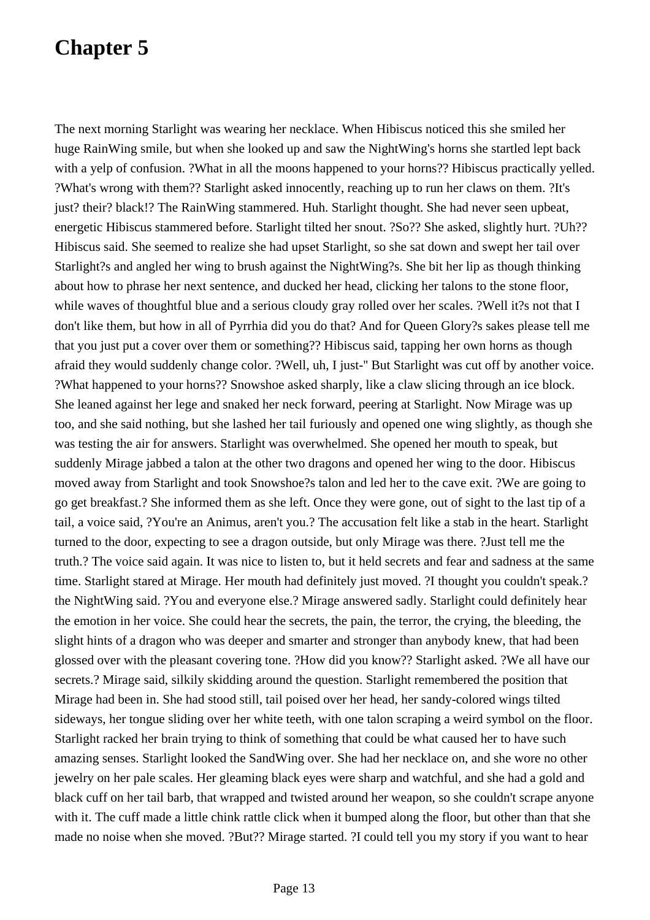# Chapter 5

The next morning Starlight was wearing her necklace. When Hibiscus noticed this she smiled her huge RainWing smile, but when she looked up and saw the NightWing's horns she startled lept back with a yelp of confusion. ?What in all the moons happened to your horns?? Hibiscus practically yelled. ?What's wrong with them?? Starlight asked innocently, reaching up to run her claws on them. ?It's just? their? black!? The RainWing stammered. Huh. Starlight thought. She had never seen upbeat, energetic Hibiscus stammered before. Starlight tilted her snout. ?So?? She asked, slightly hurt. ?Uh?? Hibiscus said. She seemed to realize she had upset Starlight, so she sat down and swept her tail over Starlight?s and angled her wing to brush against the NightWing?s. She bit her lip as though thinking about how to phrase her next sentence, and ducked her head, clicking her talons to the stone floor, while waves of thoughtful blue and a serious cloudy gray rolled over her scales. ?Well it?s not that I don't like them, but how in all of Pyrrhia did you do that? And for Queen Glory?s sakes please tell me that you just put a cover over them or something?? Hibiscus said, tapping her own horns as though afraid they would suddenly change color. ?Well, uh, I just-" But Starlight was cut off by another voice. ?What happened to your horns?? Snowshoe asked sharply, like a claw slicing through an ice block. She leaned against her lege and snaked her neck forward, peering at Starlight. Now Mirage was up too, and she said nothing, but she lashed her tail furiously and opened one wing slightly, as though she was testing the air for answers. Starlight was overwhelmed. She opened her mouth to speak, but suddenly Mirage jabbed a talon at the other two dragons and opened her wing to the door. Hibiscus moved away from Starlight and took Snowshoe?s talon and led her to the cave exit. ?We are going to go get breakfast.? She informed them as she left. Once they were gone, out of sight to the last tip of a tail, a voice said, ?You're an Animus, aren't you.? The accusation felt like a stab in the heart. Starlight turned to the door, expecting to see a dragon outside, but only Mirage was there. ?Just tell me the truth.? The voice said again. It was nice to listen to, but it held secrets and fear and sadness at the same time. Starlight stared at Mirage. Her mouth had definitely just moved. ?I thought you couldn't speak.? the NightWing said. ?You and everyone else.? Mirage answered sadly. Starlight could definitely hear the emotion in her voice. She could hear the secrets, the pain, the terror, the crying, the bleeding, the slight hints of a dragon who was deeper and smarter and stronger than anybody knew, that had been glossed over with the pleasant covering tone. ?How did you know?? Starlight asked. ?We all have our secrets.? Mirage said, silkily skidding around the question. Starlight remembered the position that Mirage had been in. She had stood still, tail poised over her head, her sandy-colored wings tilted sideways, her tongue sliding over her white teeth, with one talon scraping a weird symbol on the floor. Starlight racked her brain trying to think of something that could be what caused her to have such amazing senses. Starlight looked the SandWing over. She had her necklace on, and she wore no other jewelry on her pale scales. Her gleaming black eyes were sharp and watchful, and she had a gold and black cuff on her tail barb, that wrapped and twisted around her weapon, so she couldn't scrape anyone with it. The cuff made a little chink rattle click when it bumped along the floor, but other than that she made no noise when she moved. ?But?? Mirage started. ?I could tell you my story if you want to hear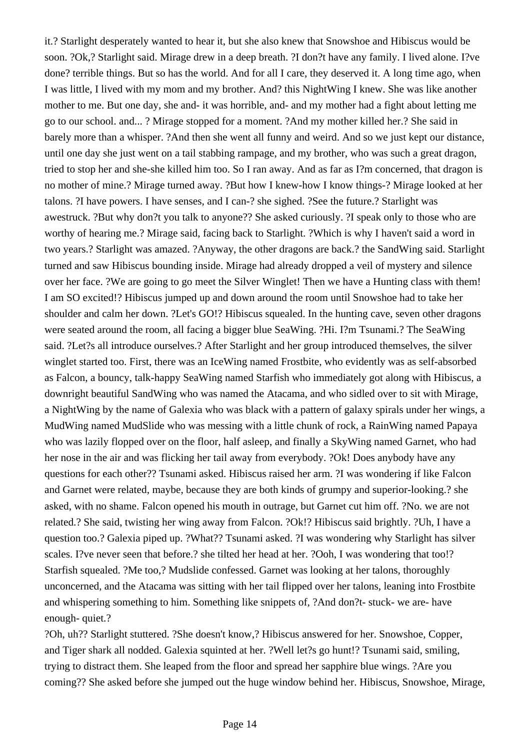it.? Starlight desperately wanted to hear it, but she also knew that Snowshoe and Hibiscus would be soon. ?Ok,? Starlight said. Mirage drew in a deep breath. ?I don?t have any family. I lived alone. I?ve done? terrible things. But so has the world. And for all I care, they deserved it. A long time ago, when I was little, I lived with my mom and my brother. And? this NightWing I knew. She was like another mother to me. But one day, she and- it was horrible, and- and my mother had a fight about letting me go to our school. and... ? Mirage stopped for a moment. ?And my mother killed her.? She said in barely more than a whisper. ?And then she went all funny and weird. And so we just kept our distance, until one day she just went on a tail stabbing rampage, and my brother, who was such a great dragon, tried to stop her and she-she killed him too. So I ran away. And as far as I?m concerned, that dragon is no mother of mine.? Mirage turned away. ?But how I knew-how I know things-? Mirage looked at her talons. ?I have powers. I have senses, and I can-? she sighed. ?See the future.? Starlight was awestruck. ?But why don?t you talk to anyone?? She asked curiously. ?I speak only to those who are worthy of hearing me.? Mirage said, facing back to Starlight. ?Which is why I haven't said a word in two years.? Starlight was amazed. ?Anyway, the other dragons are back.? the SandWing said. Starlight turned and saw Hibiscus bounding inside. Mirage had already dropped a veil of mystery and silence over her face. ?We are going to go meet the Silver Winglet! Then we have a Hunting class with them! I am SO excited!? Hibiscus jumped up and down around the room until Snowshoe had to take her shoulder and calm her down. ?Let's GO!? Hibiscus squealed. In the hunting cave, seven other dragons were seated around the room, all facing a bigger blue SeaWing. ?Hi. I?m Tsunami.? The SeaWing said. ?Let?s all introduce ourselves.? After Starlight and her group introduced themselves, the silver winglet started too. First, there was an IceWing named Frostbite, who evidently was as self-absorbed as Falcon, a bouncy, talk-happy SeaWing named Starfish who immediately got along with Hibiscus, a downright beautiful SandWing who was named the Atacama, and who sidled over to sit with Mirage, a NightWing by the name of Galexia who was black with a pattern of galaxy spirals under her wings, a MudWing named MudSlide who was messing with a little chunk of rock, a RainWing named Papaya who was lazily flopped over on the floor, half asleep, and finally a SkyWing named Garnet, who had her nose in the air and was flicking her tail away from everybody. ?Ok! Does anybody have any questions for each other?? Tsunami asked. Hibiscus raised her arm. ?I was wondering if like Falcon and Garnet were related, maybe, because they are both kinds of grumpy and superior-looking.? she asked, with no shame. Falcon opened his mouth in outrage, but Garnet cut him off. ?No. we are not related.? She said, twisting her wing away from Falcon. ?Ok!? Hibiscus said brightly. ?Uh, I have a question too.? Galexia piped up. ?What?? Tsunami asked. ?I was wondering why Starlight has silver scales. I?ve never seen that before.? she tilted her head at her. ?Ooh, I was wondering that too!? Starfish squealed. ?Me too,? Mudslide confessed. Garnet was looking at her talons, thoroughly unconcerned, and the Atacama was sitting with her tail flipped over her talons, leaning into Frostbite and whispering something to him. Something like snippets of, ?And don?t- stuck- we are- have enough- quiet.?

?Oh, uh?? Starlight stuttered. ?She doesn't know,? Hibiscus answered for her. Snowshoe, Copper, and Tiger shark all nodded. Galexia squinted at her. ?Well let?s go hunt!? Tsunami said, smiling, trying to distract them. She leaped from the floor and spread her sapphire blue wings. ?Are you coming?? She asked before she jumped out the huge window behind her. Hibiscus, Snowshoe, Mirage,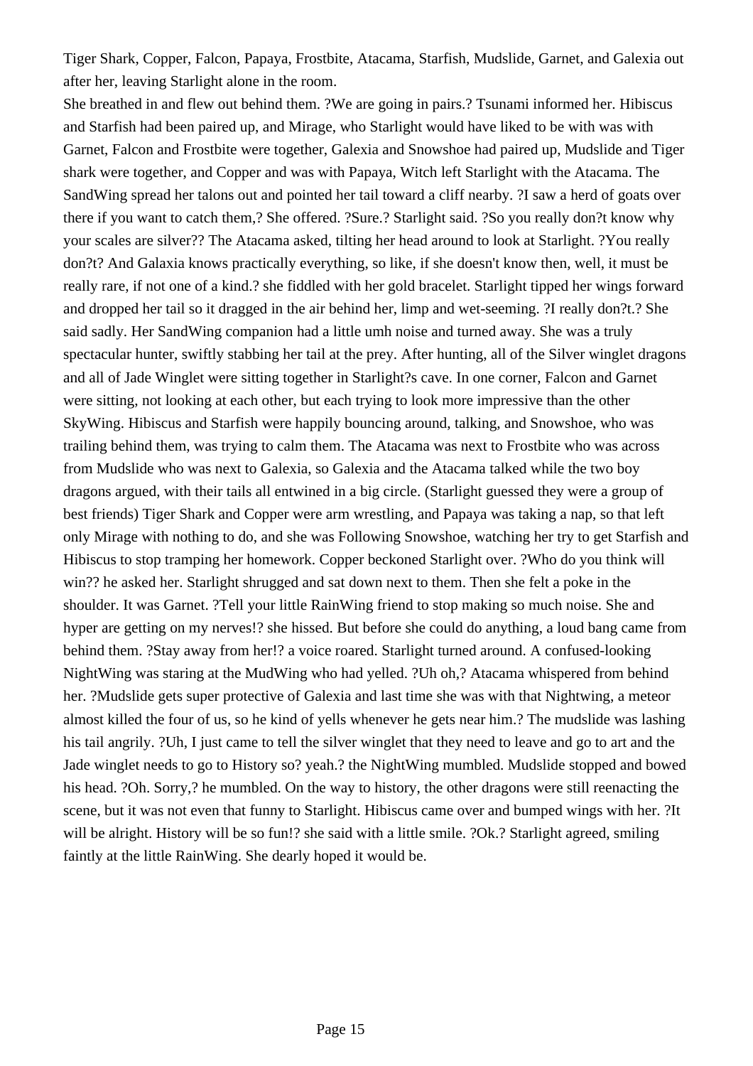Tiger Shark, Copper, Falcon, Papaya, Frostbite, Atacama, Starfish, Mudslide, Garnet, and Galexia out after her, leaving Starlight alone in the room.

She breathed in and flew out behind them. ?We are going in pairs.? Tsunami informed her. Hibiscus and Starfish had been paired up, and Mirage, who Starlight would have liked to be with was with Garnet, Falcon and Frostbite were together, Galexia and Snowshoe had paired up, Mudslide and Tiger shark were together, and Copper and was with Papaya, Witch left Starlight with the Atacama. The SandWing spread her talons out and pointed her tail toward a cliff nearby. ?I saw a herd of goats over there if you want to catch them,? She offered. ?Sure.? Starlight said. ?So you really don?t know why your scales are silver?? The Atacama asked, tilting her head around to look at Starlight. ?You really don?t? And Galaxia knows practically everything, so like, if she doesn't know then, well, it must be really rare, if not one of a kind.? she fiddled with her gold bracelet. Starlight tipped her wings forward and dropped her tail so it dragged in the air behind her, limp and wet-seeming. ?I really don?t.? She said sadly. Her SandWing companion had a little umh noise and turned away. She was a truly spectacular hunter, swiftly stabbing her tail at the prey. After hunting, all of the Silver winglet dragons and all of Jade Winglet were sitting together in Starlight?s cave. In one corner, Falcon and Garnet were sitting, not looking at each other, but each trying to look more impressive than the other SkyWing. Hibiscus and Starfish were happily bouncing around, talking, and Snowshoe, who was trailing behind them, was trying to calm them. The Atacama was next to Frostbite who was across from Mudslide who was next to Galexia, so Galexia and the Atacama talked while the two boy dragons argued, with their tails all entwined in a big circle. (Starlight guessed they were a group of best friends) Tiger Shark and Copper were arm wrestling, and Papaya was taking a nap, so that left only Mirage with nothing to do, and she was Following Snowshoe, watching her try to get Starfish and Hibiscus to stop tramping her homework. Copper beckoned Starlight over. ?Who do you think will win?? he asked her. Starlight shrugged and sat down next to them. Then she felt a poke in the shoulder. It was Garnet. ?Tell your little RainWing friend to stop making so much noise. She and hyper are getting on my nerves!? she hissed. But before she could do anything, a loud bang came from behind them. ?Stay away from her!? a voice roared. Starlight turned around. A confused-looking NightWing was staring at the MudWing who had yelled. ?Uh oh,? Atacama whispered from behind her. ?Mudslide gets super protective of Galexia and last time she was with that Nightwing, a meteor almost killed the four of us, so he kind of yells whenever he gets near him.? The mudslide was lashing his tail angrily. ?Uh, I just came to tell the silver winglet that they need to leave and go to art and the Jade winglet needs to go to History so? yeah.? the NightWing mumbled. Mudslide stopped and bowed his head. ?Oh. Sorry,? he mumbled. On the way to history, the other dragons were still reenacting the scene, but it was not even that funny to Starlight. Hibiscus came over and bumped wings with her. ?It will be alright. History will be so fun!? she said with a little smile. ?Ok.? Starlight agreed, smiling faintly at the little RainWing. She dearly hoped it would be.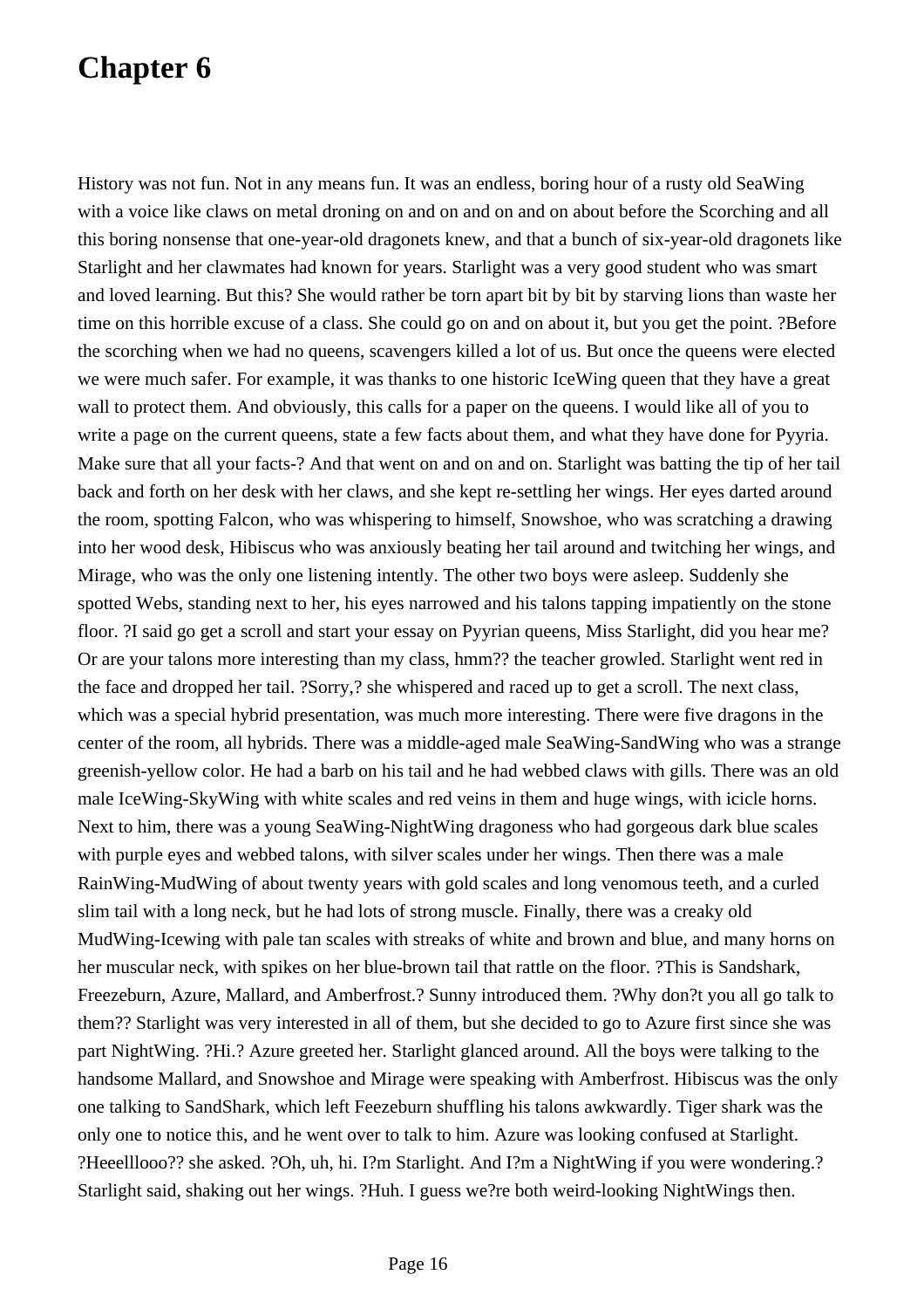# Chapter 6

History was not fun. Not in any means fun. It was an endless, boring hour of a rusty old SeaWing with a voice like claws on metal droning on and on and on and on and on about before the Scorching and all this boring nonsense that one-year-old dragonets knew, and that a bunch of six-year-old dragonets like Starlight and her clawmates had known for years. Starlight was a very good student who was smart and loved learning. But this? She would rather be torn apart bit by bit by starving lions than waste her time on this horrible excuse of a class. She could go on and on about it, but you get the point. ?Before the scorching when we had no queens, scavengers killed a lot of us. But once the queens were elected we were much safer. For example, it was thanks to one historic IceWing queen that they have a great wall to protect them. And obviously, this calls for a paper on the queens. I would like all of you to write a page on the current queens, state a few facts about them, and what they have done for Pyyria. Make sure that all your facts-? And that went on and on and on. Starlight was batting the tip of her tail back and forth on her desk with her claws, and she kept re-settling her wings. Her eyes darted around the room, spotting Falcon, who was whispering to himself, Snowshoe, who was scratching a drawing into her wood desk, Hibiscus who was anxiously beating her tail around and twitching her wings, and Mirage, who was the only one listening intently. The other two boys were asleep. Suddenly she spotted Webs, standing next to her, his eyes narrowed and his talons tapping impatiently on the stone floor. ?I said go get a scroll and start your essay on Pyyrian queens, Miss Starlight, did you hear me? Or are your talons more interesting than my class, hmm?? the teacher growled. Starlight went red in the face and dropped her tail. ?Sorry,? she whispered and raced up to get a scroll. The next class, which was a special hybrid presentation, was much more interesting. There were five dragons in the center of the room, all hybrids. There was a middle-aged male SeaWing-SandWing who was a strange greenish-yellow color. He had a barb on his tail and he had webbed claws with gills. There was an old male IceWing-SkyWing with white scales and red veins in them and huge wings, with icicle horns. Next to him, there was a young SeaWing-NightWing dragoness who had gorgeous dark blue scales with purple eyes and webbed talons, with silver scales under her wings. Then there was a male RainWing-MudWing of about twenty years with gold scales and long venomous teeth, and a curled slim tail with a long neck, but he had lots of strong muscle. Finally, there was a creaky old MudWing-Icewing with pale tan scales with streaks of white and brown and blue, and many horns on her muscular neck, with spikes on her blue-brown tail that rattle on the floor. ?This is Sandshark, Freezeburn, Azure, Mallard, and Amberfrost.? Sunny introduced them. ?Why don?t you all go talk to them?? Starlight was very interested in all of them, but she decided to go to Azure first since she was part NightWing. ?Hi.? Azure greeted her. Starlight glanced around. All the boys were talking to the handsome Mallard, and Snowshoe and Mirage were speaking with Amberfrost. Hibiscus was the only one talking to SandShark, which left Feezeburn shuffling his talons awkwardly. Tiger shark was the only one to notice this, and he went over to talk to him. Azure was looking confused at Starlight. ?Heeelllooo?? she asked. ?Oh, uh, hi. I?m Starlight. And I?m a NightWing if you were wondering.? Starlight said, shaking out her wings. ?Huh. I guess we?re both weird-looking NightWings then.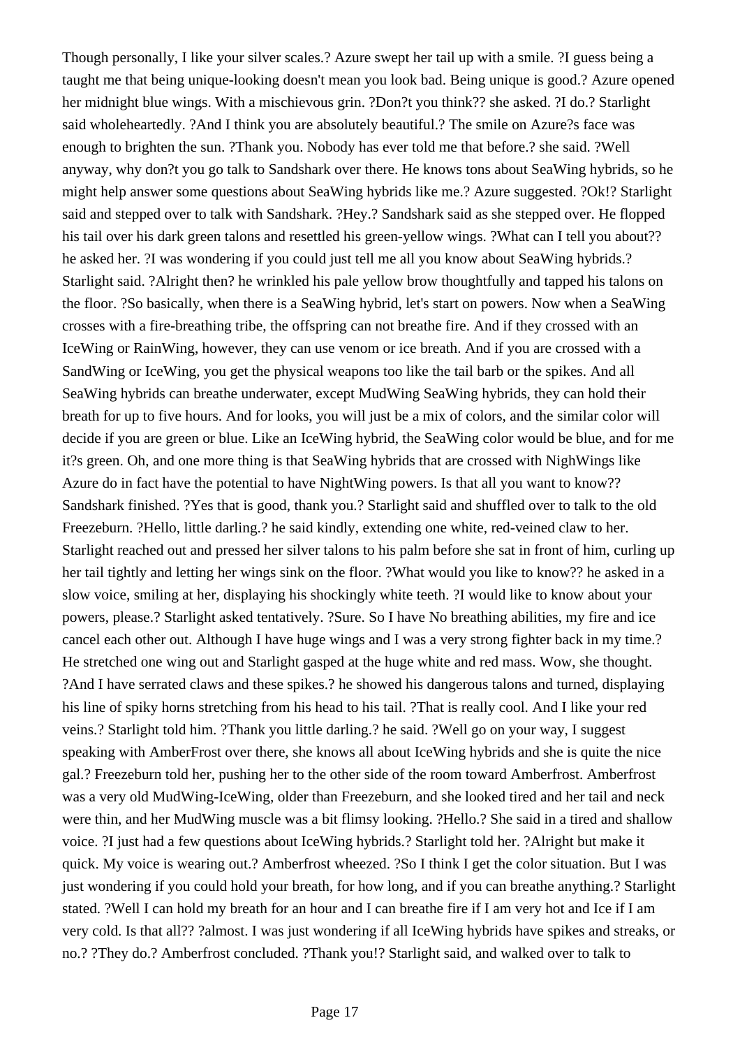Though personally, I like your silver scales.? Azure swept her tail up with a smile. ?I guess being a taught me that being unique-looking doesn't mean you look bad. Being unique is good.? Azure opened her midnight blue wings. With a mischievous grin. ?Don?t you think?? she asked. ?I do.? Starlight said wholeheartedly. ?And I think you are absolutely beautiful.? The smile on Azure?s face was enough to brighten the sun. ?Thank you. Nobody has ever told me that before.? she said. ?Well anyway, why don?t you go talk to Sandshark over there. He knows tons about SeaWing hybrids, so he might help answer some questions about SeaWing hybrids like me.? Azure suggested. ?Ok!? Starlight said and stepped over to talk with Sandshark. ?Hey.? Sandshark said as she stepped over. He flopped his tail over his dark green talons and resettled his green-yellow wings. ?What can I tell you about?? he asked her. ?I was wondering if you could just tell me all you know about SeaWing hybrids.? Starlight said. ?Alright then? he wrinkled his pale yellow brow thoughtfully and tapped his talons on the floor. ?So basically, when there is a SeaWing hybrid, let's start on powers. Now when a SeaWing crosses with a fire-breathing tribe, the offspring can not breathe fire. And if they crossed with an IceWing or RainWing, however, they can use venom or ice breath. And if you are crossed with a SandWing or IceWing, you get the physical weapons too like the tail barb or the spikes. And all SeaWing hybrids can breathe underwater, except MudWing SeaWing hybrids, they can hold their breath for up to five hours. And for looks, you will just be a mix of colors, and the similar color will decide if you are green or blue. Like an IceWing hybrid, the SeaWing color would be blue, and for me it?s green. Oh, and one more thing is that SeaWing hybrids that are crossed with NighWings like Azure do in fact have the potential to have NightWing powers. Is that all you want to know?? Sandshark finished. ?Yes that is good, thank you.? Starlight said and shuffled over to talk to the old Freezeburn. ?Hello, little darling.? he said kindly, extending one white, red-veined claw to her. Starlight reached out and pressed her silver talons to his palm before she sat in front of him, curling up her tail tightly and letting her wings sink on the floor. ?What would you like to know?? he asked in a slow voice, smiling at her, displaying his shockingly white teeth. ?I would like to know about your powers, please.? Starlight asked tentatively. ?Sure. So I have No breathing abilities, my fire and ice cancel each other out. Although I have huge wings and I was a very strong fighter back in my time.? He stretched one wing out and Starlight gasped at the huge white and red mass. Wow, she thought. ?And I have serrated claws and these spikes.? he showed his dangerous talons and turned, displaying his line of spiky horns stretching from his head to his tail. ?That is really cool. And I like your red veins.? Starlight told him. ?Thank you little darling.? he said. ?Well go on your way, I suggest speaking with AmberFrost over there, she knows all about IceWing hybrids and she is quite the nice gal.? Freezeburn told her, pushing her to the other side of the room toward Amberfrost. Amberfrost was a very old MudWing-IceWing, older than Freezeburn, and she looked tired and her tail and neck were thin, and her MudWing muscle was a bit flimsy looking. ?Hello.? She said in a tired and shallow voice. ?I just had a few questions about IceWing hybrids.? Starlight told her. ?Alright but make it quick. My voice is wearing out.? Amberfrost wheezed. ?So I think I get the color situation. But I was just wondering if you could hold your breath, for how long, and if you can breathe anything.? Starlight stated. ?Well I can hold my breath for an hour and I can breathe fire if I am very hot and Ice if I am very cold. Is that all?? ?almost. I was just wondering if all IceWing hybrids have spikes and streaks, or no.? ?They do.? Amberfrost concluded. ?Thank you!? Starlight said, and walked over to talk to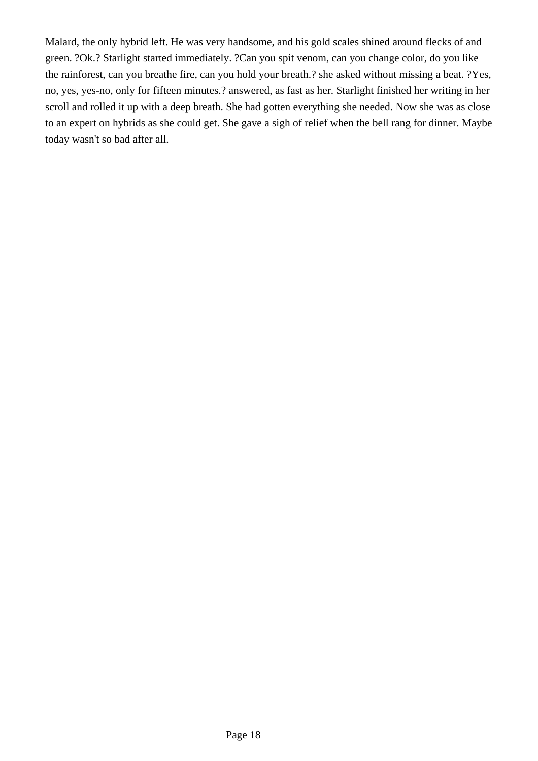Malard, the only hybrid left. He was very handsome, and his gold scales shined around flecks of and green. ?Ok.? Starlight started immediately. ?Can you spit venom, can you change color, do you like the rainforest, can you breathe fire, can you hold your breath.? she asked without missing a beat. ?Yes, no, yes, yes-no, only for fifteen minutes.? answered, as fast as her. Starlight finished her writing in her scroll and rolled it up with a deep breath. She had gotten everything she needed. Now she was as close to an expert on hybrids as she could get. She gave a sigh of relief when the bell rang for dinner. Maybe today wasn't so bad after all.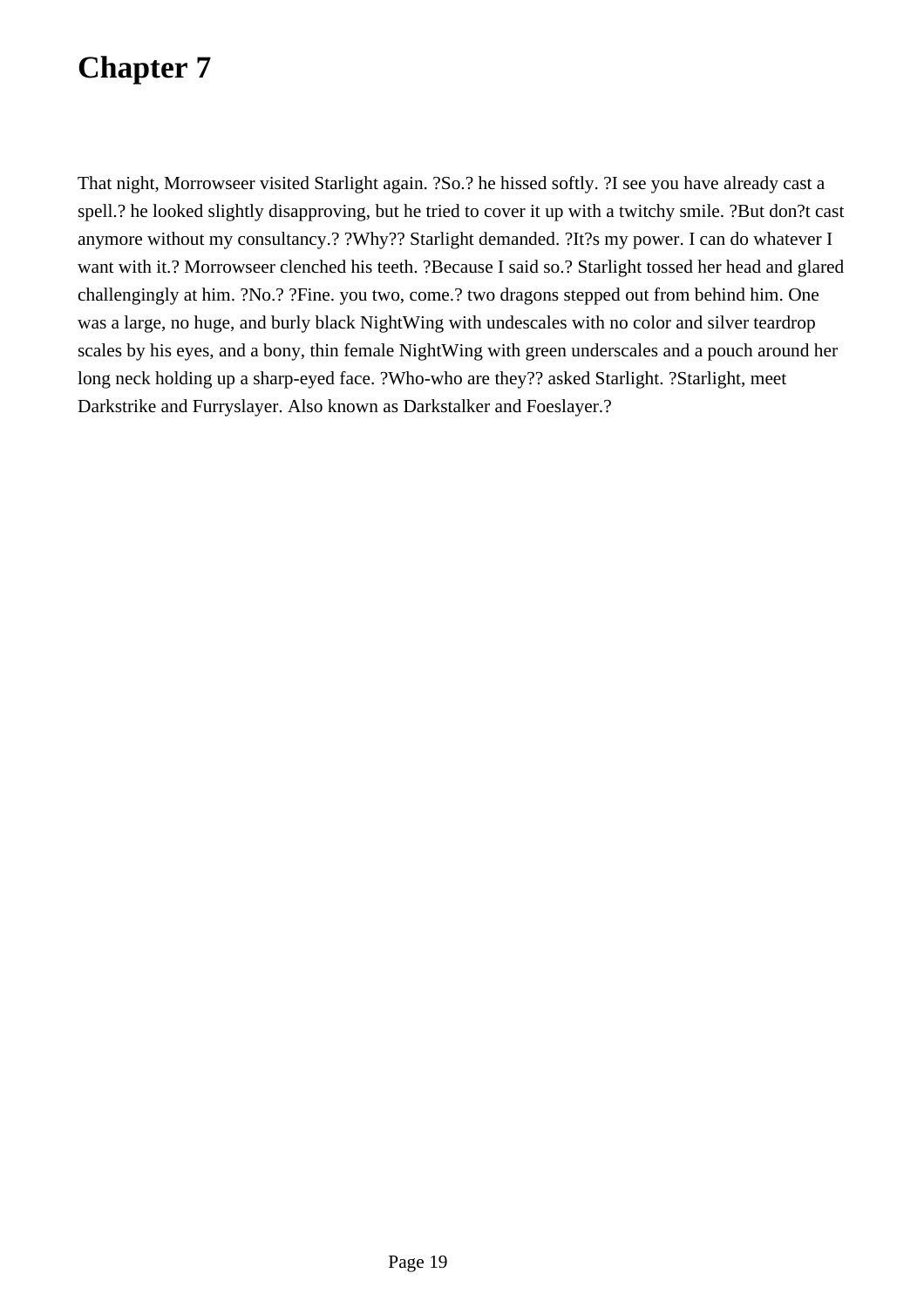# Chapter 7

That night, Morrowseer visited Starlight again. ?So.? he hissed softly. ?I see you have already cast a spell.? he looked slightly disapproving, but he tried to cover it up with a twitchy smile. ?But don?t cast anymore without my consultancy.? ?Why?? Starlight demanded. ?It?s my power. I can do whatever I want with it.? Morrowseer clenched his teeth. ?Because I said so.? Starlight tossed her head and glared challengingly at him. ?No.? ?Fine. you two, come.? two dragons stepped out from behind him. One was a large, no huge, and burly black NightWing with undescales with no color and silver teardrop scales by his eyes, and a bony, thin female NightWing with green underscales and a pouch around her long neck holding up a sharp-eyed face. ?Who-who are they?? asked Starlight. ?Starlight, meet Darkstrike and Furryslayer. Also known as Darkstalker and Foeslayer.?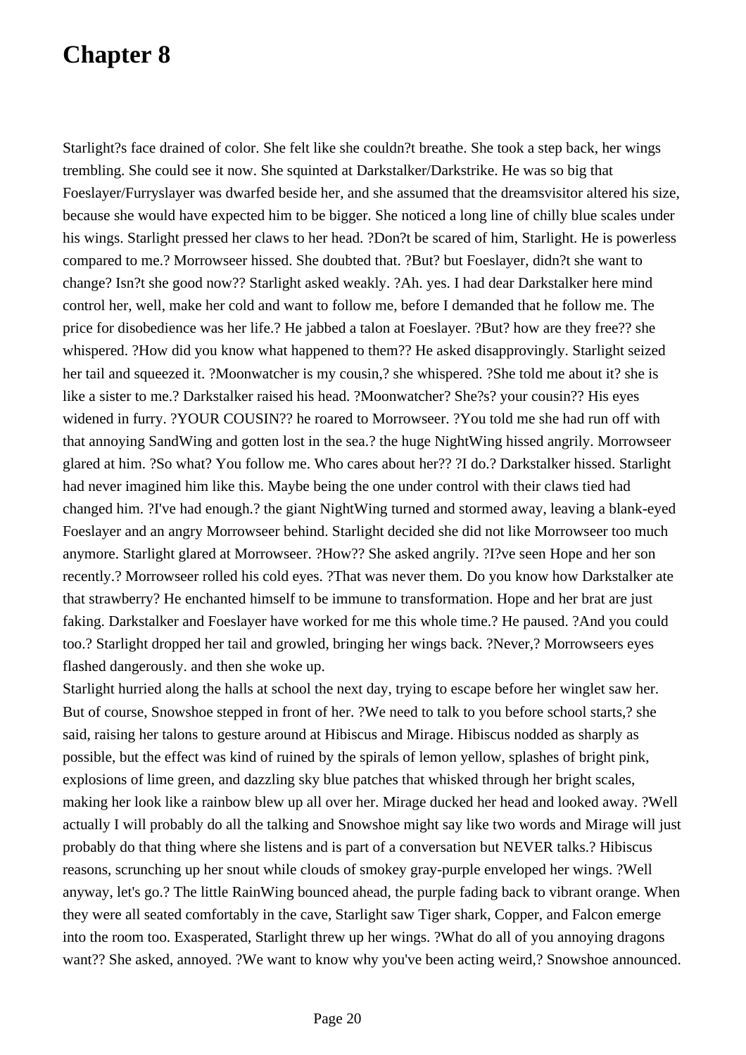# Chapter 8

Starlight?s face drained of color. She felt like she couldn?t breathe. She took a step back, her wings trembling. She could see it now. She squinted at Darkstalker/Darkstrike. He was so big that Foeslayer/Furryslayer was dwarfed beside her, and she assumed that the dreamsvisitor altered his size, because she would have expected him to be bigger. She noticed a long line of chilly blue scales under his wings. Starlight pressed her claws to her head. ?Don?t be scared of him, Starlight. He is powerless compared to me.? Morrowseer hissed. She doubted that. ?But? but Foeslayer, didn?t she want to change? Isn?t she good now?? Starlight asked weakly. ?Ah. yes. I had dear Darkstalker here mind control her, well, make her cold and want to follow me, before I demanded that he follow me. The price for disobedience was her life.? He jabbed a talon at Foeslayer. ?But? how are they free?? she whispered. ?How did you know what happened to them?? He asked disapprovingly. Starlight seized her tail and squeezed it. ?Moonwatcher is my cousin,? she whispered. ?She told me about it? she is like a sister to me.? Darkstalker raised his head. ?Moonwatcher? She?s? your cousin?? His eyes widened in furry. ?YOUR COUSIN?? he roared to Morrowseer. ?You told me she had run off with that annoying SandWing and gotten lost in the sea.? the huge NightWing hissed angrily. Morrowseer glared at him. ?So what? You follow me. Who cares about her?? ?I do.? Darkstalker hissed. Starlight had never imagined him like this. Maybe being the one under control with their claws tied had changed him. ?I've had enough.? the giant NightWing turned and stormed away, leaving a blank-eyed Foeslayer and an angry Morrowseer behind. Starlight decided she did not like Morrowseer too much anymore. Starlight glared at Morrowseer. ?How?? She asked angrily. ?I?ve seen Hope and her son recently.? Morrowseer rolled his cold eyes. ?That was never them. Do you know how Darkstalker ate that strawberry? He enchanted himself to be immune to transformation. Hope and her brat are just faking. Darkstalker and Foeslayer have worked for me this whole time.? He paused. ?And you could too.? Starlight dropped her tail and growled, bringing her wings back. ?Never,? Morrowseers eyes flashed dangerously. and then she woke up.

Starlight hurried along the halls at school the next day, trying to escape before her winglet saw her. But of course, Snowshoe stepped in front of her. ?We need to talk to you before school starts,? she said, raising her talons to gesture around at Hibiscus and Mirage. Hibiscus nodded as sharply as possible, but the effect was kind of ruined by the spirals of lemon yellow, splashes of bright pink, explosions of lime green, and dazzling sky blue patches that whisked through her bright scales, making her look like a rainbow blew up all over her. Mirage ducked her head and looked away. ?Well actually I will probably do all the talking and Snowshoe might say like two words and Mirage will just probably do that thing where she listens and is part of a conversation but NEVER talks.? Hibiscus reasons, scrunching up her snout while clouds of smokey gray-purple enveloped her wings. ?Well anyway, let's go.? The little RainWing bounced ahead, the purple fading back to vibrant orange. When they were all seated comfortably in the cave, Starlight saw Tiger shark, Copper, and Falcon emerge into the room too. Exasperated, Starlight threw up her wings. ?What do all of you annoying dragons want?? She asked, annoyed. ?We want to know why you've been acting weird,? Snowshoe announced.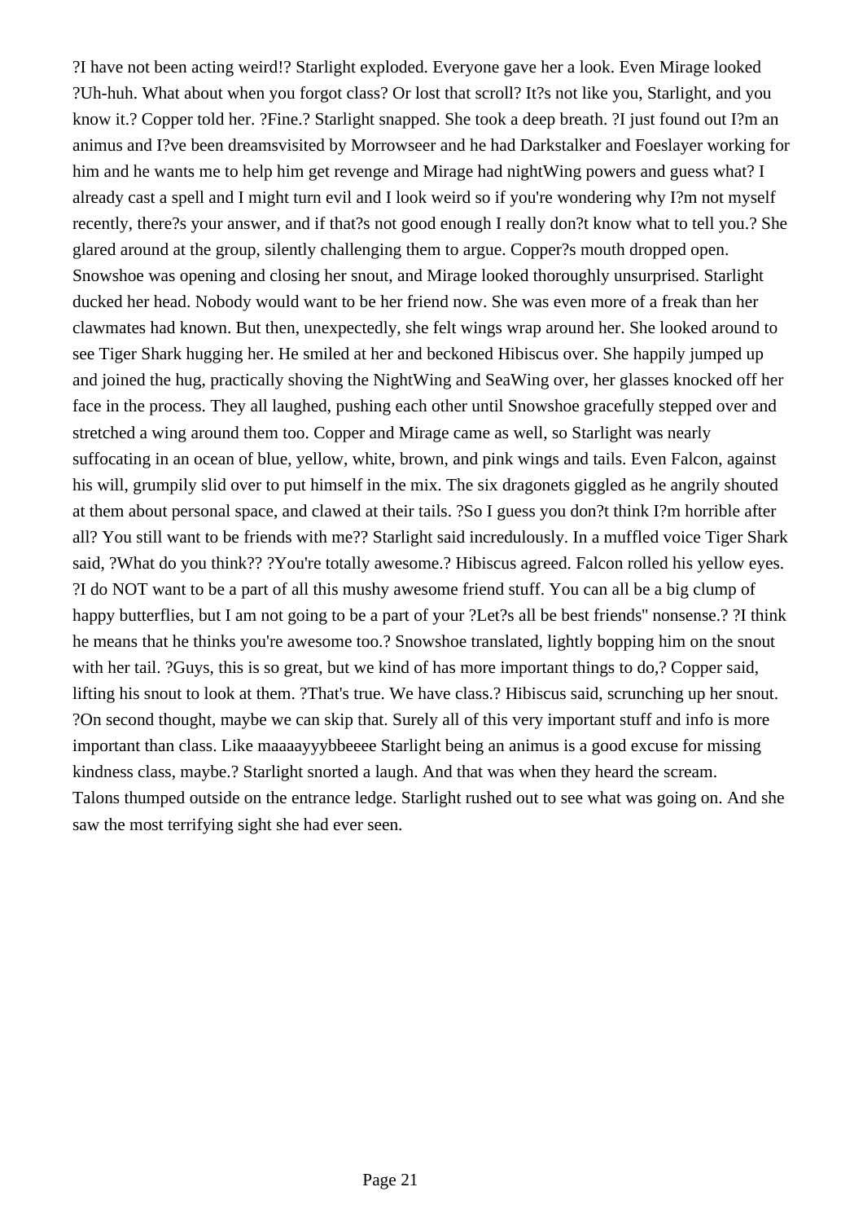?I have not been acting weird!? Starlight exploded. Everyone gave her a look. Even Mirage looked ?Uh-huh. What about when you forgot class? Or lost that scroll? It?s not like you, Starlight, and you know it.? Copper told her. ?Fine.? Starlight snapped. She took a deep breath. ?I just found out I?m an animus and I?ve been dreamsvisited by Morrowseer and he had Darkstalker and Foeslayer working for him and he wants me to help him get revenge and Mirage had nightWing powers and guess what? I already cast a spell and I might turn evil and I look weird so if you're wondering why I?m not myself recently, there?s your answer, and if that?s not good enough I really don?t know what to tell you.? She glared around at the group, silently challenging them to argue. Copper?s mouth dropped open. Snowshoe was opening and closing her snout, and Mirage looked thoroughly unsurprised. Starlight ducked her head. Nobody would want to be her friend now. She was even more of a freak than her clawmates had known. But then, unexpectedly, she felt wings wrap around her. She looked around to see Tiger Shark hugging her. He smiled at her and beckoned Hibiscus over. She happily jumped up and joined the hug, practically shoving the NightWing and SeaWing over, her glasses knocked off her face in the process. They all laughed, pushing each other until Snowshoe gracefully stepped over and stretched a wing around them too. Copper and Mirage came as well, so Starlight was nearly suffocating in an ocean of blue, yellow, white, brown, and pink wings and tails. Even Falcon, against his will, grumpily slid over to put himself in the mix. The six dragonets giggled as he angrily shouted at them about personal space, and clawed at their tails. ?So I guess you don?t think I?m horrible after all? You still want to be friends with me?? Starlight said incredulously. In a muffled voice Tiger Shark said, ?What do you think?? ?You're totally awesome.? Hibiscus agreed. Falcon rolled his yellow eyes. ?I do NOT want to be a part of all this mushy awesome friend stuff. You can all be a big clump of happy butterflies, but I am not going to be a part of your ?Let?s all be best friends" nonsense.? ?I think he means that he thinks you're awesome too.? Snowshoe translated, lightly bopping him on the snout with her tail. ?Guys, this is so great, but we kind of has more important things to do,? Copper said, lifting his snout to look at them. ?That's true. We have class.? Hibiscus said, scrunching up her snout. ?On second thought, maybe we can skip that. Surely all of this very important stuff and info is more important than class. Like maaaayyybbeeee Starlight being an animus is a good excuse for missing kindness class, maybe.? Starlight snorted a laugh. And that was when they heard the scream.
Talons thumped outside on the entrance ledge. Starlight rushed out to see what was going on. And she saw the most terrifying sight she had ever seen.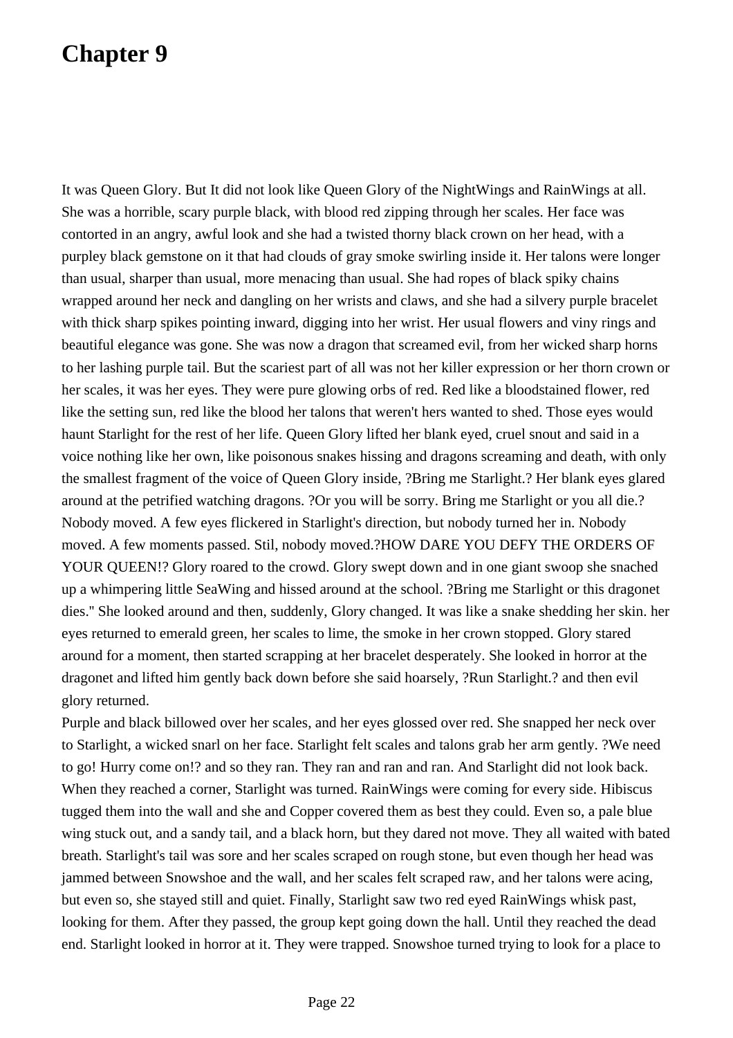# Chapter 9

It was Queen Glory. But It did not look like Queen Glory of the NightWings and RainWings at all. She was a horrible, scary purple black, with blood red zipping through her scales. Her face was contorted in an angry, awful look and she had a twisted thorny black crown on her head, with a purpley black gemstone on it that had clouds of gray smoke swirling inside it. Her talons were longer than usual, sharper than usual, more menacing than usual. She had ropes of black spiky chains wrapped around her neck and dangling on her wrists and claws, and she had a silvery purple bracelet with thick sharp spikes pointing inward, digging into her wrist. Her usual flowers and viny rings and beautiful elegance was gone. She was now a dragon that screamed evil, from her wicked sharp horns to her lashing purple tail. But the scariest part of all was not her killer expression or her thorn crown or her scales, it was her eyes. They were pure glowing orbs of red. Red like a bloodstained flower, red like the setting sun, red like the blood her talons that weren't hers wanted to shed. Those eyes would haunt Starlight for the rest of her life. Queen Glory lifted her blank eyed, cruel snout and said in a voice nothing like her own, like poisonous snakes hissing and dragons screaming and death, with only the smallest fragment of the voice of Queen Glory inside, ?Bring me Starlight.? Her blank eyes glared around at the petrified watching dragons. ?Or you will be sorry. Bring me Starlight or you all die.? Nobody moved. A few eyes flickered in Starlight's direction, but nobody turned her in. Nobody moved. A few moments passed. Stil, nobody moved.?HOW DARE YOU DEFY THE ORDERS OF YOUR QUEEN!? Glory roared to the crowd. Glory swept down and in one giant swoop she snached up a whimpering little SeaWing and hissed around at the school. ?Bring me Starlight or this dragonet dies." She looked around and then, suddenly, Glory changed. It was like a snake shedding her skin. her eyes returned to emerald green, her scales to lime, the smoke in her crown stopped. Glory stared around for a moment, then started scrapping at her bracelet desperately. She looked in horror at the dragonet and lifted him gently back down before she said hoarsely, ?Run Starlight.? and then evil glory returned.

Purple and black billowed over her scales, and her eyes glossed over red. She snapped her neck over to Starlight, a wicked snarl on her face. Starlight felt scales and talons grab her arm gently. ?We need to go! Hurry come on!? and so they ran. They ran and ran and ran. And Starlight did not look back. When they reached a corner, Starlight was turned. RainWings were coming for every side. Hibiscus tugged them into the wall and she and Copper covered them as best they could. Even so, a pale blue wing stuck out, and a sandy tail, and a black horn, but they dared not move. They all waited with bated breath. Starlight's tail was sore and her scales scraped on rough stone, but even though her head was jammed between Snowshoe and the wall, and her scales felt scraped raw, and her talons were acing, but even so, she stayed still and quiet. Finally, Starlight saw two red eyed RainWings whisk past, looking for them. After they passed, the group kept going down the hall. Until they reached the dead end. Starlight looked in horror at it. They were trapped. Snowshoe turned trying to look for a place to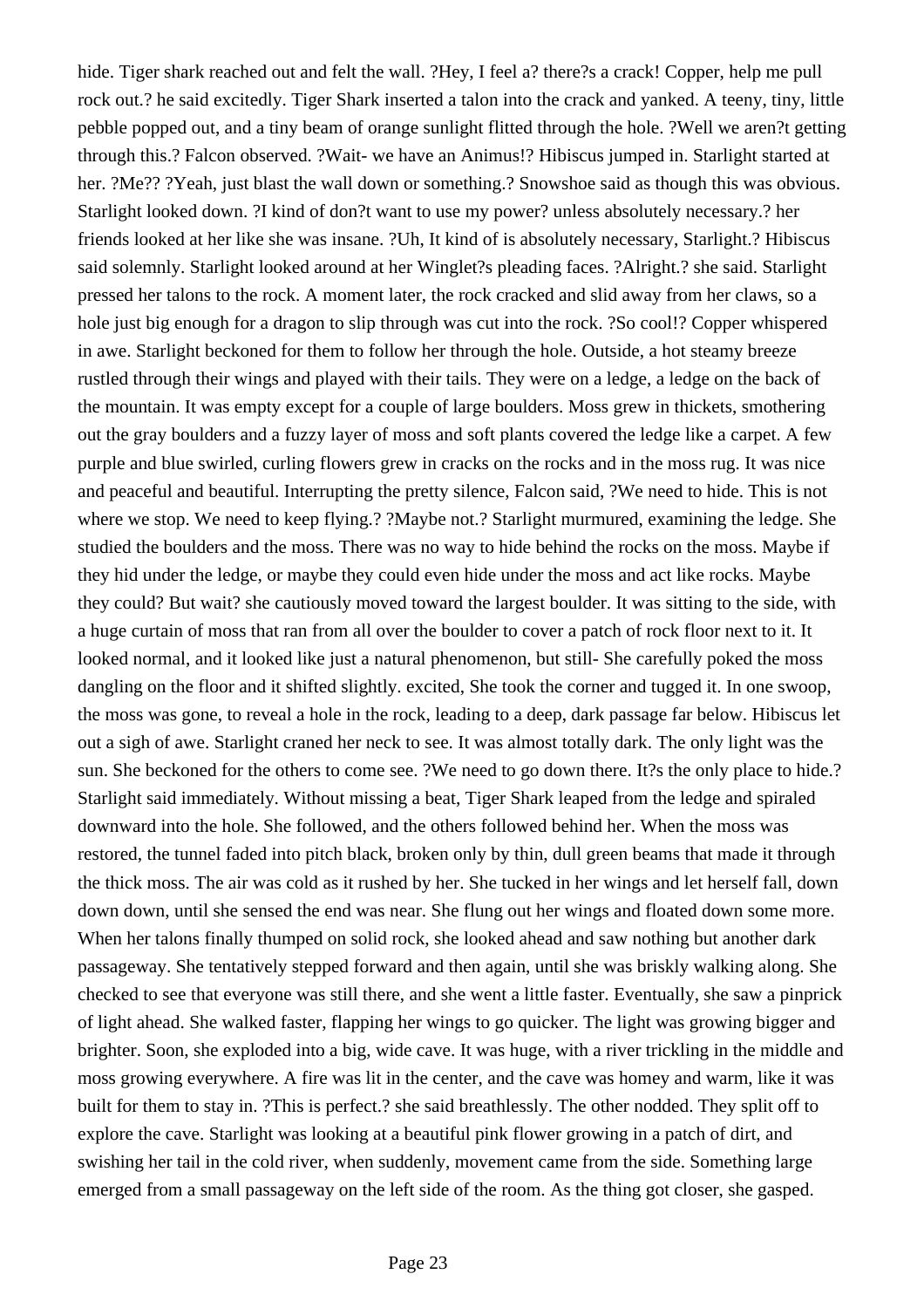hide. Tiger shark reached out and felt the wall. ?Hey, I feel a? there?s a crack! Copper, help me pull rock out.? he said excitedly. Tiger Shark inserted a talon into the crack and yanked. A teeny, tiny, little pebble popped out, and a tiny beam of orange sunlight flitted through the hole. ?Well we aren?t getting through this.? Falcon observed. ?Wait- we have an Animus!? Hibiscus jumped in. Starlight started at her. ?Me?? ?Yeah, just blast the wall down or something.? Snowshoe said as though this was obvious. Starlight looked down. ?I kind of don?t want to use my power? unless absolutely necessary.? her friends looked at her like she was insane. ?Uh, It kind of is absolutely necessary, Starlight.? Hibiscus said solemnly. Starlight looked around at her Winglet?s pleading faces. ?Alright.? she said. Starlight pressed her talons to the rock. A moment later, the rock cracked and slid away from her claws, so a hole just big enough for a dragon to slip through was cut into the rock. ?So cool!? Copper whispered in awe. Starlight beckoned for them to follow her through the hole. Outside, a hot steamy breeze rustled through their wings and played with their tails. They were on a ledge, a ledge on the back of the mountain. It was empty except for a couple of large boulders. Moss grew in thickets, smothering out the gray boulders and a fuzzy layer of moss and soft plants covered the ledge like a carpet. A few purple and blue swirled, curling flowers grew in cracks on the rocks and in the moss rug. It was nice and peaceful and beautiful. Interrupting the pretty silence, Falcon said, ?We need to hide. This is not where we stop. We need to keep flying.? ?Maybe not.? Starlight murmured, examining the ledge. She studied the boulders and the moss. There was no way to hide behind the rocks on the moss. Maybe if they hid under the ledge, or maybe they could even hide under the moss and act like rocks. Maybe they could? But wait? she cautiously moved toward the largest boulder. It was sitting to the side, with a huge curtain of moss that ran from all over the boulder to cover a patch of rock floor next to it. It looked normal, and it looked like just a natural phenomenon, but still- She carefully poked the moss dangling on the floor and it shifted slightly. excited, She took the corner and tugged it. In one swoop, the moss was gone, to reveal a hole in the rock, leading to a deep, dark passage far below. Hibiscus let out a sigh of awe. Starlight craned her neck to see. It was almost totally dark. The only light was the sun. She beckoned for the others to come see. ?We need to go down there. It?s the only place to hide.? Starlight said immediately. Without missing a beat, Tiger Shark leaped from the ledge and spiraled downward into the hole. She followed, and the others followed behind her. When the moss was restored, the tunnel faded into pitch black, broken only by thin, dull green beams that made it through the thick moss. The air was cold as it rushed by her. She tucked in her wings and let herself fall, down down down, until she sensed the end was near. She flung out her wings and floated down some more. When her talons finally thumped on solid rock, she looked ahead and saw nothing but another dark passageway. She tentatively stepped forward and then again, until she was briskly walking along. She checked to see that everyone was still there, and she went a little faster. Eventually, she saw a pinprick of light ahead. She walked faster, flapping her wings to go quicker. The light was growing bigger and brighter. Soon, she exploded into a big, wide cave. It was huge, with a river trickling in the middle and moss growing everywhere. A fire was lit in the center, and the cave was homey and warm, like it was built for them to stay in. ?This is perfect.? she said breathlessly. The other nodded. They split off to explore the cave. Starlight was looking at a beautiful pink flower growing in a patch of dirt, and swishing her tail in the cold river, when suddenly, movement came from the side. Something large emerged from a small passageway on the left side of the room. As the thing got closer, she gasped.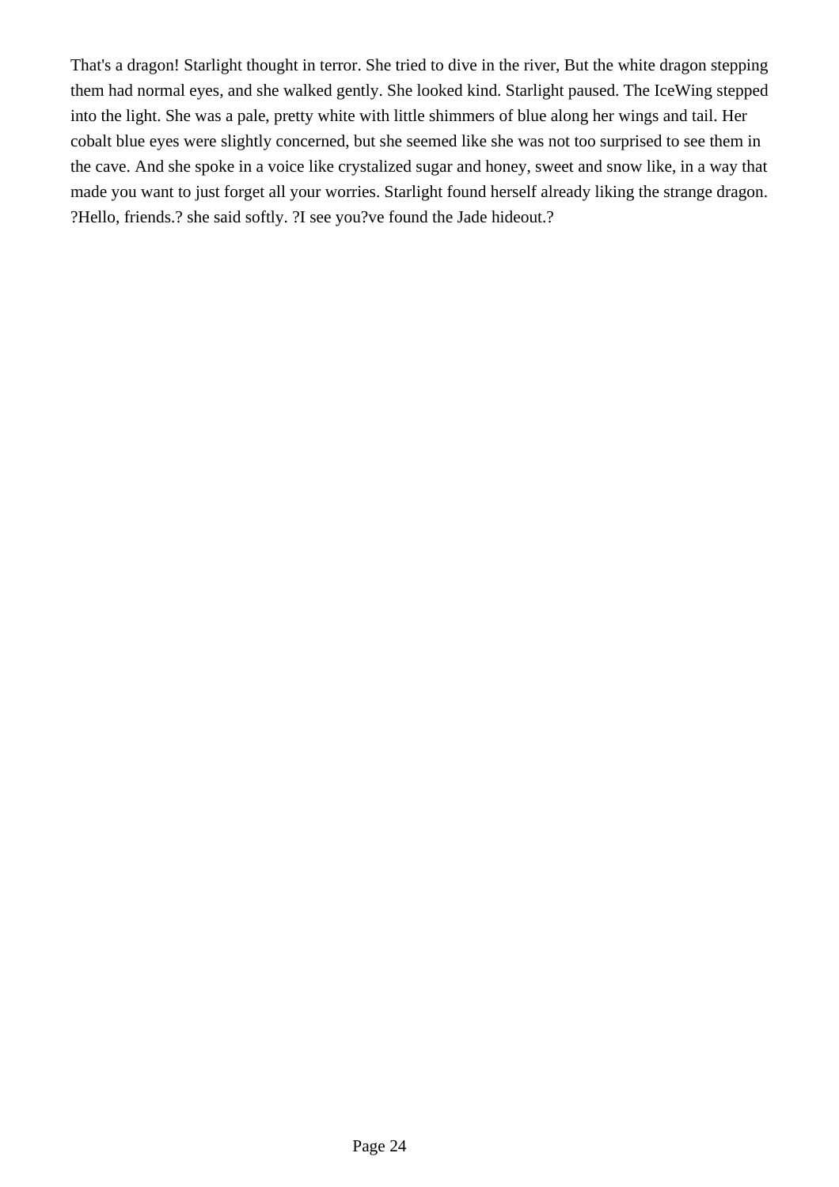That's a dragon! Starlight thought in terror. She tried to dive in the river, But the white dragon stepping them had normal eyes, and she walked gently. She looked kind. Starlight paused. The IceWing stepped into the light. She was a pale, pretty white with little shimmers of blue along her wings and tail. Her cobalt blue eyes were slightly concerned, but she seemed like she was not too surprised to see them in the cave. And she spoke in a voice like crystalized sugar and honey, sweet and snow like, in a way that made you want to just forget all your worries. Starlight found herself already liking the strange dragon. ?Hello, friends.? she said softly. ?I see you?ve found the Jade hideout.?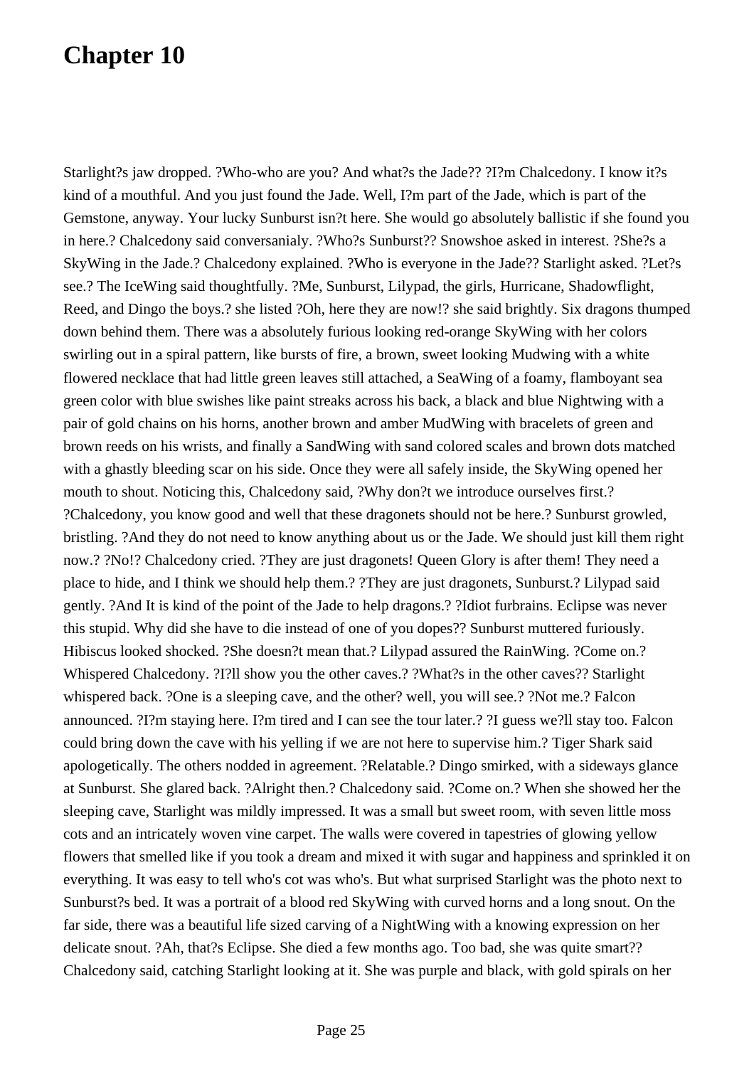# Chapter 10

Starlight?s jaw dropped. ?Who-who are you? And what?s the Jade?? ?I?m Chalcedony. I know it?s kind of a mouthful. And you just found the Jade. Well, I?m part of the Jade, which is part of the Gemstone, anyway. Your lucky Sunburst isn?t here. She would go absolutely ballistic if she found you in here.? Chalcedony said conversanialy. ?Who?s Sunburst?? Snowshoe asked in interest. ?She?s a SkyWing in the Jade.? Chalcedony explained. ?Who is everyone in the Jade?? Starlight asked. ?Let?s see.? The IceWing said thoughtfully. ?Me, Sunburst, Lilypad, the girls, Hurricane, Shadowflight, Reed, and Dingo the boys.? she listed ?Oh, here they are now!? she said brightly. Six dragons thumped down behind them. There was a absolutely furious looking red-orange SkyWing with her colors swirling out in a spiral pattern, like bursts of fire, a brown, sweet looking Mudwing with a white flowered necklace that had little green leaves still attached, a SeaWing of a foamy, flamboyant sea green color with blue swishes like paint streaks across his back, a black and blue Nightwing with a pair of gold chains on his horns, another brown and amber MudWing with bracelets of green and brown reeds on his wrists, and finally a SandWing with sand colored scales and brown dots matched with a ghastly bleeding scar on his side. Once they were all safely inside, the SkyWing opened her mouth to shout. Noticing this, Chalcedony said, ?Why don?t we introduce ourselves first.? ?Chalcedony, you know good and well that these dragonets should not be here.? Sunburst growled, bristling. ?And they do not need to know anything about us or the Jade. We should just kill them right now.? ?No!? Chalcedony cried. ?They are just dragonets! Queen Glory is after them! They need a place to hide, and I think we should help them.? ?They are just dragonets, Sunburst.? Lilypad said gently. ?And It is kind of the point of the Jade to help dragons.? ?Idiot furbrains. Eclipse was never this stupid. Why did she have to die instead of one of you dopes?? Sunburst muttered furiously. Hibiscus looked shocked. ?She doesn?t mean that.? Lilypad assured the RainWing. ?Come on.? Whispered Chalcedony. ?I?ll show you the other caves.? ?What?s in the other caves?? Starlight whispered back. ?One is a sleeping cave, and the other? well, you will see.? ?Not me.? Falcon announced. ?I?m staying here. I?m tired and I can see the tour later.? ?I guess we?ll stay too. Falcon could bring down the cave with his yelling if we are not here to supervise him.? Tiger Shark said apologetically. The others nodded in agreement. ?Relatable.? Dingo smirked, with a sideways glance at Sunburst. She glared back. ?Alright then.? Chalcedony said. ?Come on.? When she showed her the sleeping cave, Starlight was mildly impressed. It was a small but sweet room, with seven little moss cots and an intricately woven vine carpet. The walls were covered in tapestries of glowing yellow flowers that smelled like if you took a dream and mixed it with sugar and happiness and sprinkled it on everything. It was easy to tell who's cot was who's. But what surprised Starlight was the photo next to Sunburst?s bed. It was a portrait of a blood red SkyWing with curved horns and a long snout. On the far side, there was a beautiful life sized carving of a NightWing with a knowing expression on her delicate snout. ?Ah, that?s Eclipse. She died a few months ago. Too bad, she was quite smart?? Chalcedony said, catching Starlight looking at it. She was purple and black, with gold spirals on her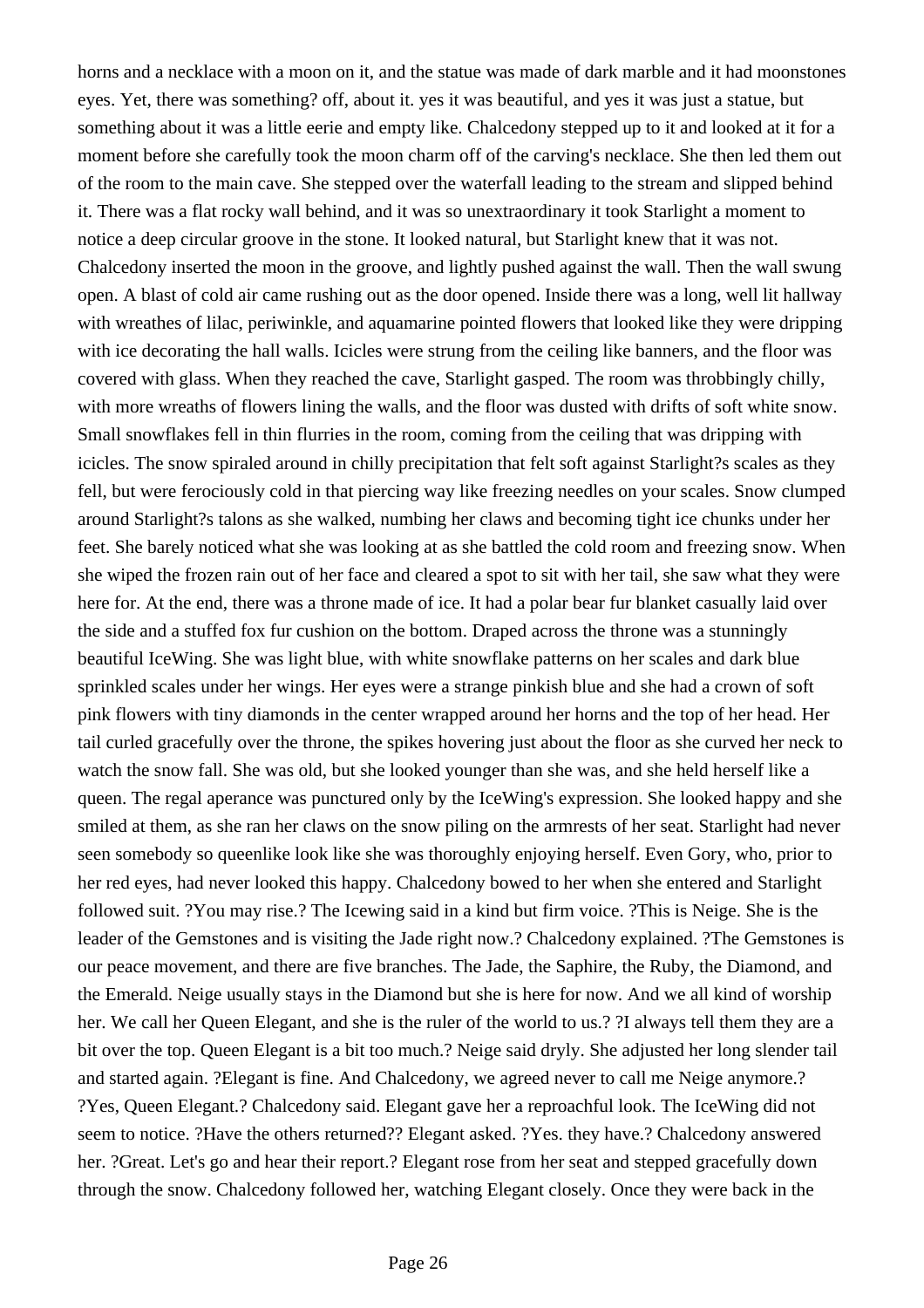horns and a necklace with a moon on it, and the statue was made of dark marble and it had moonstones eyes. Yet, there was something? off, about it. yes it was beautiful, and yes it was just a statue, but something about it was a little eerie and empty like. Chalcedony stepped up to it and looked at it for a moment before she carefully took the moon charm off of the carving's necklace. She then led them out of the room to the main cave. She stepped over the waterfall leading to the stream and slipped behind it. There was a flat rocky wall behind, and it was so unextraordinary it took Starlight a moment to notice a deep circular groove in the stone. It looked natural, but Starlight knew that it was not. Chalcedony inserted the moon in the groove, and lightly pushed against the wall. Then the wall swung open. A blast of cold air came rushing out as the door opened. Inside there was a long, well lit hallway with wreathes of lilac, periwinkle, and aquamarine pointed flowers that looked like they were dripping with ice decorating the hall walls. Icicles were strung from the ceiling like banners, and the floor was covered with glass. When they reached the cave, Starlight gasped. The room was throbbingly chilly, with more wreaths of flowers lining the walls, and the floor was dusted with drifts of soft white snow. Small snowflakes fell in thin flurries in the room, coming from the ceiling that was dripping with icicles. The snow spiraled around in chilly precipitation that felt soft against Starlight?s scales as they fell, but were ferociously cold in that piercing way like freezing needles on your scales. Snow clumped around Starlight?s talons as she walked, numbing her claws and becoming tight ice chunks under her feet. She barely noticed what she was looking at as she battled the cold room and freezing snow. When she wiped the frozen rain out of her face and cleared a spot to sit with her tail, she saw what they were here for. At the end, there was a throne made of ice. It had a polar bear fur blanket casually laid over the side and a stuffed fox fur cushion on the bottom. Draped across the throne was a stunningly beautiful IceWing. She was light blue, with white snowflake patterns on her scales and dark blue sprinkled scales under her wings. Her eyes were a strange pinkish blue and she had a crown of soft pink flowers with tiny diamonds in the center wrapped around her horns and the top of her head. Her tail curled gracefully over the throne, the spikes hovering just about the floor as she curved her neck to watch the snow fall. She was old, but she looked younger than she was, and she held herself like a queen. The regal aperance was punctured only by the IceWing's expression. She looked happy and she smiled at them, as she ran her claws on the snow piling on the armrests of her seat. Starlight had never seen somebody so queenlike look like she was thoroughly enjoying herself. Even Gory, who, prior to her red eyes, had never looked this happy. Chalcedony bowed to her when she entered and Starlight followed suit. ?You may rise.? The Icewing said in a kind but firm voice. ?This is Neige. She is the leader of the Gemstones and is visiting the Jade right now.? Chalcedony explained. ?The Gemstones is our peace movement, and there are five branches. The Jade, the Saphire, the Ruby, the Diamond, and the Emerald. Neige usually stays in the Diamond but she is here for now. And we all kind of worship her. We call her Queen Elegant, and she is the ruler of the world to us.? ?I always tell them they are a bit over the top. Queen Elegant is a bit too much.? Neige said dryly. She adjusted her long slender tail and started again. ?Elegant is fine. And Chalcedony, we agreed never to call me Neige anymore.? ?Yes, Queen Elegant.? Chalcedony said. Elegant gave her a reproachful look. The IceWing did not seem to notice. ?Have the others returned?? Elegant asked. ?Yes. they have.? Chalcedony answered her. ?Great. Let's go and hear their report.? Elegant rose from her seat and stepped gracefully down through the snow. Chalcedony followed her, watching Elegant closely. Once they were back in the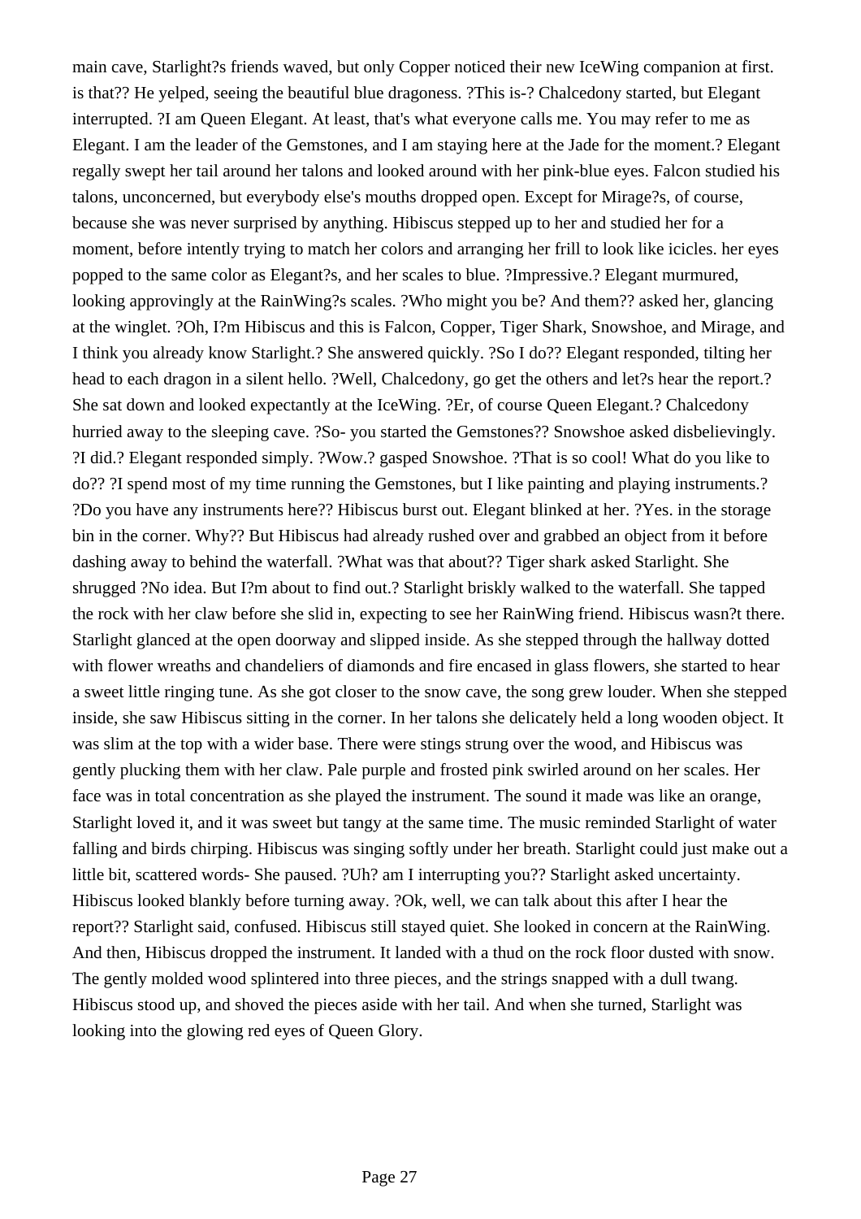main cave, Starlight?s friends waved, but only Copper noticed their new IceWing companion at first. is that?? He yelped, seeing the beautiful blue dragoness. ?This is-? Chalcedony started, but Elegant interrupted. ?I am Queen Elegant. At least, that's what everyone calls me. You may refer to me as Elegant. I am the leader of the Gemstones, and I am staying here at the Jade for the moment.? Elegant regally swept her tail around her talons and looked around with her pink-blue eyes. Falcon studied his talons, unconcerned, but everybody else's mouths dropped open. Except for Mirage?s, of course, because she was never surprised by anything. Hibiscus stepped up to her and studied her for a moment, before intently trying to match her colors and arranging her frill to look like icicles. her eyes popped to the same color as Elegant?s, and her scales to blue. ?Impressive.? Elegant murmured, looking approvingly at the RainWing?s scales. ?Who might you be? And them?? asked her, glancing at the winglet. ?Oh, I?m Hibiscus and this is Falcon, Copper, Tiger Shark, Snowshoe, and Mirage, and I think you already know Starlight.? She answered quickly. ?So I do?? Elegant responded, tilting her head to each dragon in a silent hello. ?Well, Chalcedony, go get the others and let?s hear the report.? She sat down and looked expectantly at the IceWing. ?Er, of course Queen Elegant.? Chalcedony hurried away to the sleeping cave. ?So- you started the Gemstones?? Snowshoe asked disbelievingly. ?I did.? Elegant responded simply. ?Wow.? gasped Snowshoe. ?That is so cool! What do you like to do?? ?I spend most of my time running the Gemstones, but I like painting and playing instruments.? ?Do you have any instruments here?? Hibiscus burst out. Elegant blinked at her. ?Yes. in the storage bin in the corner. Why?? But Hibiscus had already rushed over and grabbed an object from it before dashing away to behind the waterfall. ?What was that about?? Tiger shark asked Starlight. She shrugged ?No idea. But I?m about to find out.? Starlight briskly walked to the waterfall. She tapped the rock with her claw before she slid in, expecting to see her RainWing friend. Hibiscus wasn?t there. Starlight glanced at the open doorway and slipped inside. As she stepped through the hallway dotted with flower wreaths and chandeliers of diamonds and fire encased in glass flowers, she started to hear a sweet little ringing tune. As she got closer to the snow cave, the song grew louder. When she stepped inside, she saw Hibiscus sitting in the corner. In her talons she delicately held a long wooden object. It was slim at the top with a wider base. There were stings strung over the wood, and Hibiscus was gently plucking them with her claw. Pale purple and frosted pink swirled around on her scales. Her face was in total concentration as she played the instrument. The sound it made was like an orange, Starlight loved it, and it was sweet but tangy at the same time. The music reminded Starlight of water falling and birds chirping. Hibiscus was singing softly under her breath. Starlight could just make out a little bit, scattered words- She paused. ?Uh? am I interrupting you?? Starlight asked uncertainty. Hibiscus looked blankly before turning away. ?Ok, well, we can talk about this after I hear the report?? Starlight said, confused. Hibiscus still stayed quiet. She looked in concern at the RainWing. And then, Hibiscus dropped the instrument. It landed with a thud on the rock floor dusted with snow. The gently molded wood splintered into three pieces, and the strings snapped with a dull twang. Hibiscus stood up, and shoved the pieces aside with her tail. And when she turned, Starlight was looking into the glowing red eyes of Queen Glory.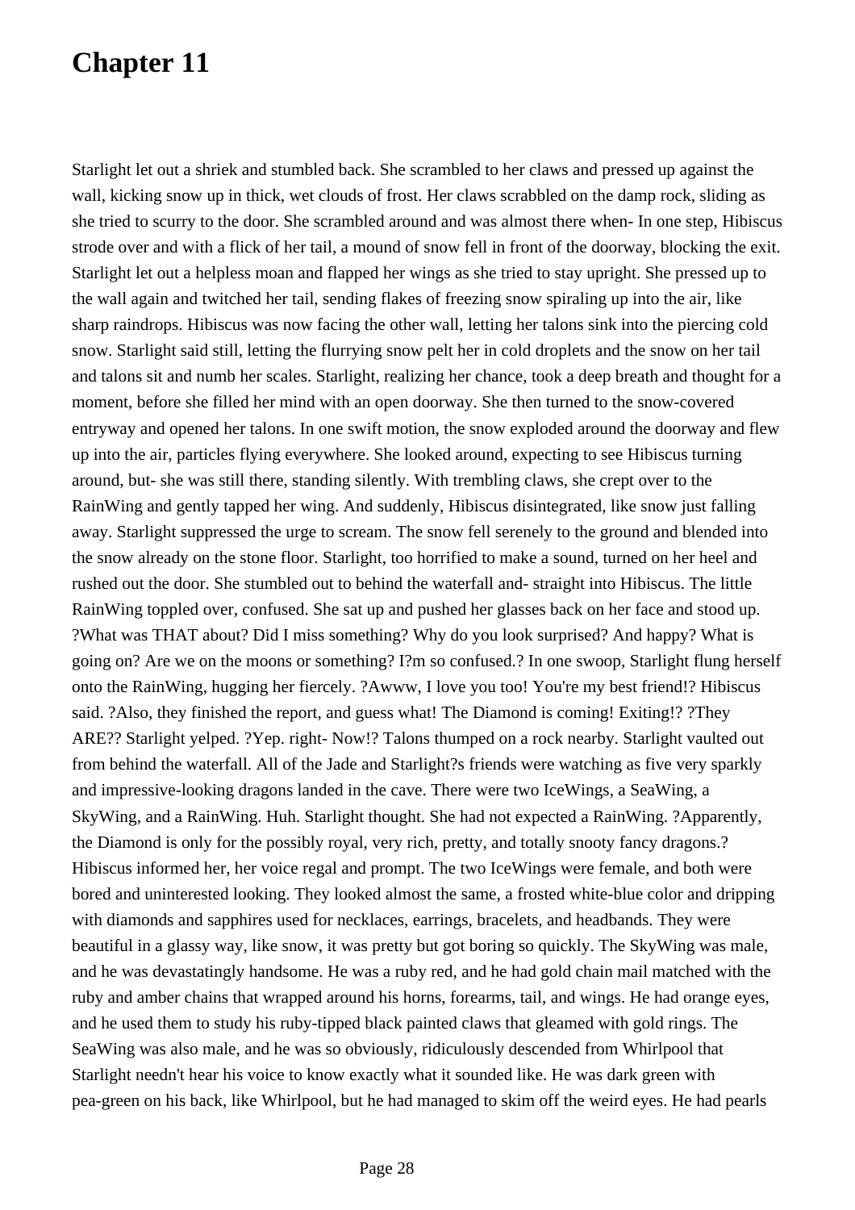# Chapter 11

Starlight let out a shriek and stumbled back. She scrambled to her claws and pressed up against the wall, kicking snow up in thick, wet clouds of frost. Her claws scrabbled on the damp rock, sliding as she tried to scurry to the door. She scrambled around and was almost there when- In one step, Hibiscus strode over and with a flick of her tail, a mound of snow fell in front of the doorway, blocking the exit. Starlight let out a helpless moan and flapped her wings as she tried to stay upright. She pressed up to the wall again and twitched her tail, sending flakes of freezing snow spiraling up into the air, like sharp raindrops. Hibiscus was now facing the other wall, letting her talons sink into the piercing cold snow. Starlight said still, letting the flurrying snow pelt her in cold droplets and the snow on her tail and talons sit and numb her scales. Starlight, realizing her chance, took a deep breath and thought for a moment, before she filled her mind with an open doorway. She then turned to the snow-covered entryway and opened her talons. In one swift motion, the snow exploded around the doorway and flew up into the air, particles flying everywhere. She looked around, expecting to see Hibiscus turning around, but- she was still there, standing silently. With trembling claws, she crept over to the RainWing and gently tapped her wing. And suddenly, Hibiscus disintegrated, like snow just falling away. Starlight suppressed the urge to scream. The snow fell serenely to the ground and blended into the snow already on the stone floor. Starlight, too horrified to make a sound, turned on her heel and rushed out the door. She stumbled out to behind the waterfall and- straight into Hibiscus. The little RainWing toppled over, confused. She sat up and pushed her glasses back on her face and stood up. ?What was THAT about? Did I miss something? Why do you look surprised? And happy? What is going on? Are we on the moons or something? I?m so confused.? In one swoop, Starlight flung herself onto the RainWing, hugging her fiercely. ?Awww, I love you too! You're my best friend!? Hibiscus said. ?Also, they finished the report, and guess what! The Diamond is coming! Exiting!? ?They ARE?? Starlight yelped. ?Yep. right- Now!? Talons thumped on a rock nearby. Starlight vaulted out from behind the waterfall. All of the Jade and Starlight?s friends were watching as five very sparkly and impressive-looking dragons landed in the cave. There were two IceWings, a SeaWing, a SkyWing, and a RainWing. Huh. Starlight thought. She had not expected a RainWing. ?Apparently, the Diamond is only for the possibly royal, very rich, pretty, and totally snooty fancy dragons.? Hibiscus informed her, her voice regal and prompt. The two IceWings were female, and both were bored and uninterested looking. They looked almost the same, a frosted white-blue color and dripping with diamonds and sapphires used for necklaces, earrings, bracelets, and headbands. They were beautiful in a glassy way, like snow, it was pretty but got boring so quickly. The SkyWing was male, and he was devastatingly handsome. He was a ruby red, and he had gold chain mail matched with the ruby and amber chains that wrapped around his horns, forearms, tail, and wings. He had orange eyes, and he used them to study his ruby-tipped black painted claws that gleamed with gold rings. The SeaWing was also male, and he was so obviously, ridiculously descended from Whirlpool that Starlight needn't hear his voice to know exactly what it sounded like. He was dark green with pea-green on his back, like Whirlpool, but he had managed to skim off the weird eyes. He had pearls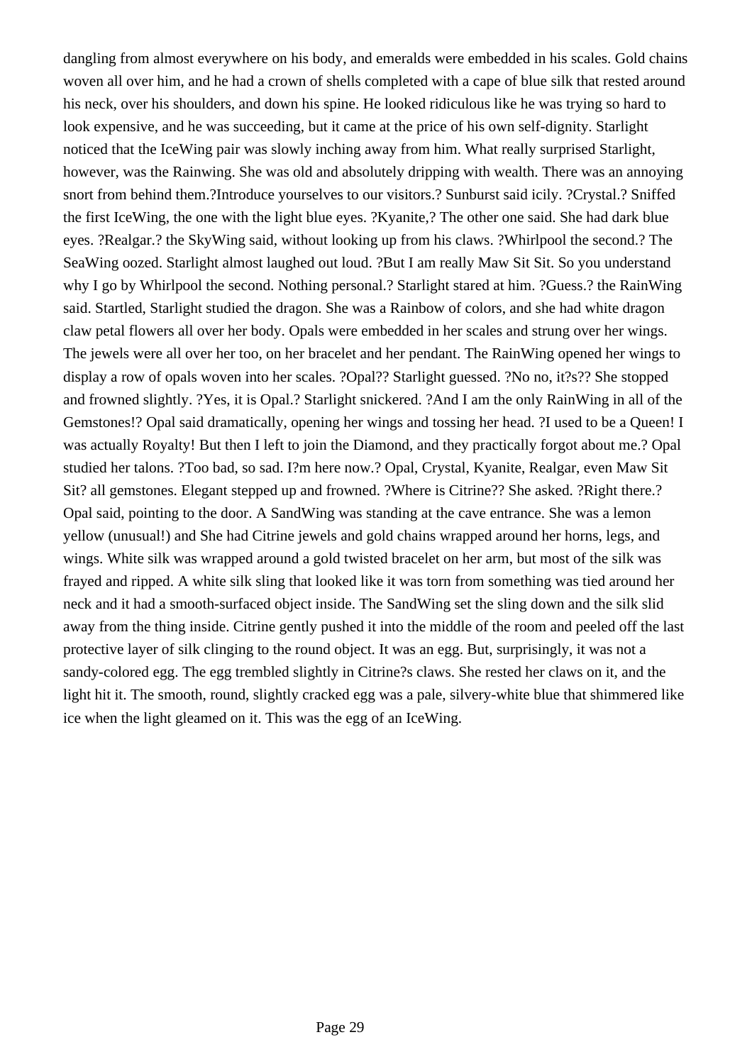dangling from almost everywhere on his body, and emeralds were embedded in his scales. Gold chains woven all over him, and he had a crown of shells completed with a cape of blue silk that rested around his neck, over his shoulders, and down his spine. He looked ridiculous like he was trying so hard to look expensive, and he was succeeding, but it came at the price of his own self-dignity. Starlight noticed that the IceWing pair was slowly inching away from him. What really surprised Starlight, however, was the Rainwing. She was old and absolutely dripping with wealth. There was an annoying snort from behind them.?Introduce yourselves to our visitors.? Sunburst said icily. ?Crystal.? Sniffed the first IceWing, the one with the light blue eyes. ?Kyanite,? The other one said. She had dark blue eyes. ?Realgar.? the SkyWing said, without looking up from his claws. ?Whirlpool the second.? The SeaWing oozed. Starlight almost laughed out loud. ?But I am really Maw Sit Sit. So you understand why I go by Whirlpool the second. Nothing personal.? Starlight stared at him. ?Guess.? the RainWing said. Startled, Starlight studied the dragon. She was a Rainbow of colors, and she had white dragon claw petal flowers all over her body. Opals were embedded in her scales and strung over her wings. The jewels were all over her too, on her bracelet and her pendant. The RainWing opened her wings to display a row of opals woven into her scales. ?Opal?? Starlight guessed. ?No no, it?s?? She stopped and frowned slightly. ?Yes, it is Opal.? Starlight snickered. ?And I am the only RainWing in all of the Gemstones!? Opal said dramatically, opening her wings and tossing her head. ?I used to be a Queen! I was actually Royalty! But then I left to join the Diamond, and they practically forgot about me.? Opal studied her talons. ?Too bad, so sad. I?m here now.? Opal, Crystal, Kyanite, Realgar, even Maw Sit Sit? all gemstones. Elegant stepped up and frowned. ?Where is Citrine?? She asked. ?Right there.? Opal said, pointing to the door. A SandWing was standing at the cave entrance. She was a lemon yellow (unusual!) and She had Citrine jewels and gold chains wrapped around her horns, legs, and wings. White silk was wrapped around a gold twisted bracelet on her arm, but most of the silk was frayed and ripped. A white silk sling that looked like it was torn from something was tied around her neck and it had a smooth-surfaced object inside. The SandWing set the sling down and the silk slid away from the thing inside. Citrine gently pushed it into the middle of the room and peeled off the last protective layer of silk clinging to the round object. It was an egg. But, surprisingly, it was not a sandy-colored egg. The egg trembled slightly in Citrine?s claws. She rested her claws on it, and the light hit it. The smooth, round, slightly cracked egg was a pale, silvery-white blue that shimmered like ice when the light gleamed on it. This was the egg of an IceWing.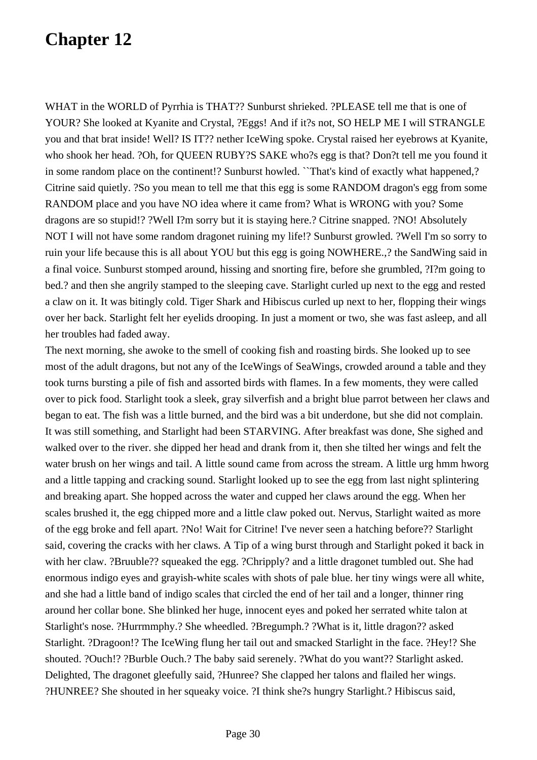# Chapter 12

WHAT in the WORLD of Pyrrhia is THAT?? Sunburst shrieked. ?PLEASE tell me that is one of YOUR? She looked at Kyanite and Crystal, ?Eggs! And if it?s not, SO HELP ME I will STRANGLE you and that brat inside! Well? IS IT?? nether IceWing spoke. Crystal raised her eyebrows at Kyanite, who shook her head. ?Oh, for QUEEN RUBY?S SAKE who?s egg is that? Don?t tell me you found it in some random place on the continent!? Sunburst howled. ``That's kind of exactly what happened,? Citrine said quietly. ?So you mean to tell me that this egg is some RANDOM dragon's egg from some RANDOM place and you have NO idea where it came from? What is WRONG with you? Some dragons are so stupid!? ?Well I?m sorry but it is staying here.? Citrine snapped. ?NO! Absolutely NOT I will not have some random dragonet ruining my life!? Sunburst growled. ?Well I'm so sorry to ruin your life because this is all about YOU but this egg is going NOWHERE.,? the SandWing said in a final voice. Sunburst stomped around, hissing and snorting fire, before she grumbled, ?I?m going to bed.? and then she angrily stamped to the sleeping cave. Starlight curled up next to the egg and rested a claw on it. It was bitingly cold. Tiger Shark and Hibiscus curled up next to her, flopping their wings over her back. Starlight felt her eyelids drooping. In just a moment or two, she was fast asleep, and all her troubles had faded away.

The next morning, she awoke to the smell of cooking fish and roasting birds. She looked up to see most of the adult dragons, but not any of the IceWings of SeaWings, crowded around a table and they took turns bursting a pile of fish and assorted birds with flames. In a few moments, they were called over to pick food. Starlight took a sleek, gray silverfish and a bright blue parrot between her claws and began to eat. The fish was a little burned, and the bird was a bit underdone, but she did not complain. It was still something, and Starlight had been STARVING. After breakfast was done, She sighed and walked over to the river. she dipped her head and drank from it, then she tilted her wings and felt the water brush on her wings and tail. A little sound came from across the stream. A little urg hmm hworg and a little tapping and cracking sound. Starlight looked up to see the egg from last night splintering and breaking apart. She hopped across the water and cupped her claws around the egg. When her scales brushed it, the egg chipped more and a little claw poked out. Nervus, Starlight waited as more of the egg broke and fell apart. ?No! Wait for Citrine! I've never seen a hatching before?? Starlight said, covering the cracks with her claws. A Tip of a wing burst through and Starlight poked it back in with her claw. ?Bruuble?? squeaked the egg. ?Chripply? and a little dragonet tumbled out. She had enormous indigo eyes and grayish-white scales with shots of pale blue. her tiny wings were all white, and she had a little band of indigo scales that circled the end of her tail and a longer, thinner ring around her collar bone. She blinked her huge, innocent eyes and poked her serrated white talon at Starlight's nose. ?Hurrmmphy.? She wheedled. ?Bregumph.? ?What is it, little dragon?? asked Starlight. ?Dragoon!? The IceWing flung her tail out and smacked Starlight in the face. ?Hey!? She shouted. ?Ouch!? ?Burble Ouch.? The baby said serenely. ?What do you want?? Starlight asked. Delighted, The dragonet gleefully said, ?Hunree? She clapped her talons and flailed her wings. ?HUNREE? She shouted in her squeaky voice. ?I think she?s hungry Starlight.? Hibiscus said,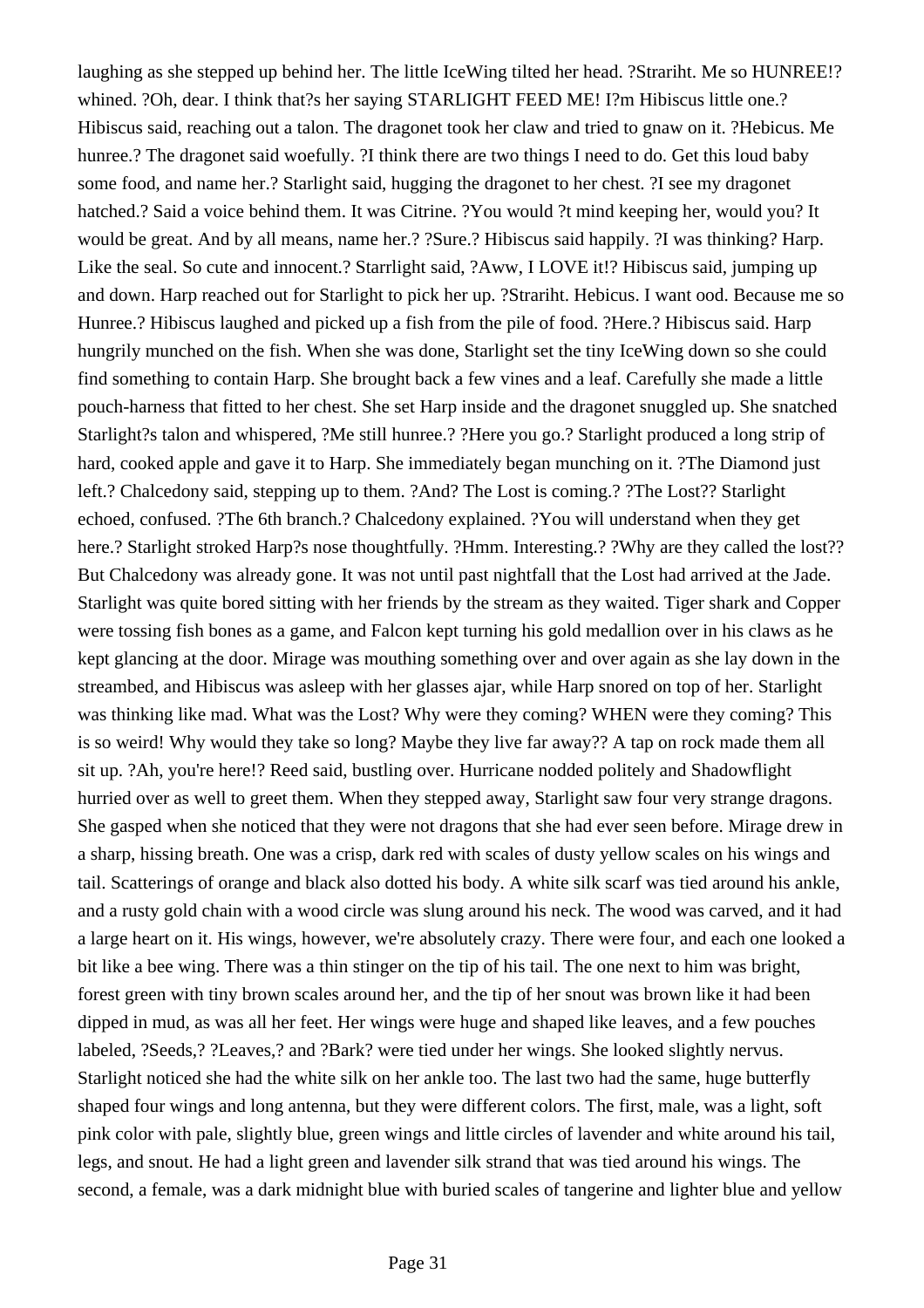laughing as she stepped up behind her. The little IceWing tilted her head. ?Strariht. Me so HUNREE!? whined. ?Oh, dear. I think that?s her saying STARLIGHT FEED ME! I?m Hibiscus little one.? Hibiscus said, reaching out a talon. The dragonet took her claw and tried to gnaw on it. ?Hebicus. Me hunree.? The dragonet said woefully. ?I think there are two things I need to do. Get this loud baby some food, and name her.? Starlight said, hugging the dragonet to her chest. ?I see my dragonet hatched.? Said a voice behind them. It was Citrine. ?You would ?t mind keeping her, would you? It would be great. And by all means, name her.? ?Sure.? Hibiscus said happily. ?I was thinking? Harp. Like the seal. So cute and innocent.? Starrlight said, ?Aww, I LOVE it!? Hibiscus said, jumping up and down. Harp reached out for Starlight to pick her up. ?Strariht. Hebicus. I want ood. Because me so Hunree.? Hibiscus laughed and picked up a fish from the pile of food. ?Here.? Hibiscus said. Harp hungrily munched on the fish. When she was done, Starlight set the tiny IceWing down so she could find something to contain Harp. She brought back a few vines and a leaf. Carefully she made a little pouch-harness that fitted to her chest. She set Harp inside and the dragonet snuggled up. She snatched Starlight?s talon and whispered, ?Me still hunree.? ?Here you go.? Starlight produced a long strip of hard, cooked apple and gave it to Harp. She immediately began munching on it. ?The Diamond just left.? Chalcedony said, stepping up to them. ?And? The Lost is coming.? ?The Lost?? Starlight echoed, confused. ?The 6th branch.? Chalcedony explained. ?You will understand when they get here.? Starlight stroked Harp?s nose thoughtfully. ?Hmm. Interesting.? ?Why are they called the lost?? But Chalcedony was already gone. It was not until past nightfall that the Lost had arrived at the Jade. Starlight was quite bored sitting with her friends by the stream as they waited. Tiger shark and Copper were tossing fish bones as a game, and Falcon kept turning his gold medallion over in his claws as he kept glancing at the door. Mirage was mouthing something over and over again as she lay down in the streambed, and Hibiscus was asleep with her glasses ajar, while Harp snored on top of her. Starlight was thinking like mad. What was the Lost? Why were they coming? WHEN were they coming? This is so weird! Why would they take so long? Maybe they live far away?? A tap on rock made them all sit up. ?Ah, you're here!? Reed said, bustling over. Hurricane nodded politely and Shadowflight hurried over as well to greet them. When they stepped away, Starlight saw four very strange dragons. She gasped when she noticed that they were not dragons that she had ever seen before. Mirage drew in a sharp, hissing breath. One was a crisp, dark red with scales of dusty yellow scales on his wings and tail. Scatterings of orange and black also dotted his body. A white silk scarf was tied around his ankle, and a rusty gold chain with a wood circle was slung around his neck. The wood was carved, and it had a large heart on it. His wings, however, we're absolutely crazy. There were four, and each one looked a bit like a bee wing. There was a thin stinger on the tip of his tail. The one next to him was bright, forest green with tiny brown scales around her, and the tip of her snout was brown like it had been dipped in mud, as was all her feet. Her wings were huge and shaped like leaves, and a few pouches labeled, ?Seeds,? ?Leaves,? and ?Bark? were tied under her wings. She looked slightly nervus. Starlight noticed she had the white silk on her ankle too. The last two had the same, huge butterfly shaped four wings and long antenna, but they were different colors. The first, male, was a light, soft pink color with pale, slightly blue, green wings and little circles of lavender and white around his tail, legs, and snout. He had a light green and lavender silk strand that was tied around his wings. The second, a female, was a dark midnight blue with buried scales of tangerine and lighter blue and yellow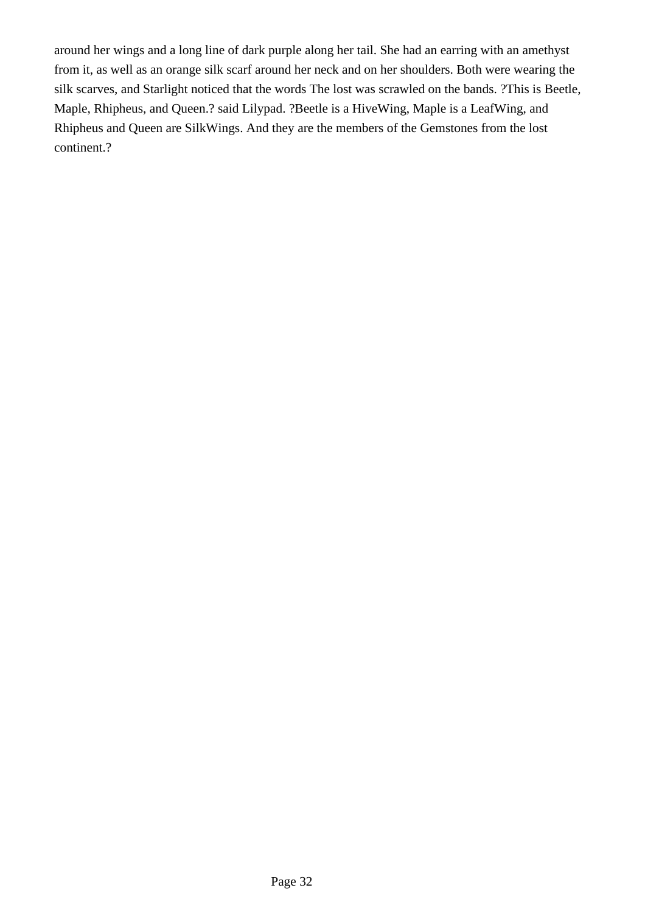around her wings and a long line of dark purple along her tail. She had an earring with an amethyst from it, as well as an orange silk scarf around her neck and on her shoulders. Both were wearing the silk scarves, and Starlight noticed that the words The lost was scrawled on the bands. ?This is Beetle, Maple, Rhipheus, and Queen.? said Lilypad. ?Beetle is a HiveWing, Maple is a LeafWing, and Rhipheus and Queen are SilkWings. And they are the members of the Gemstones from the lost continent.?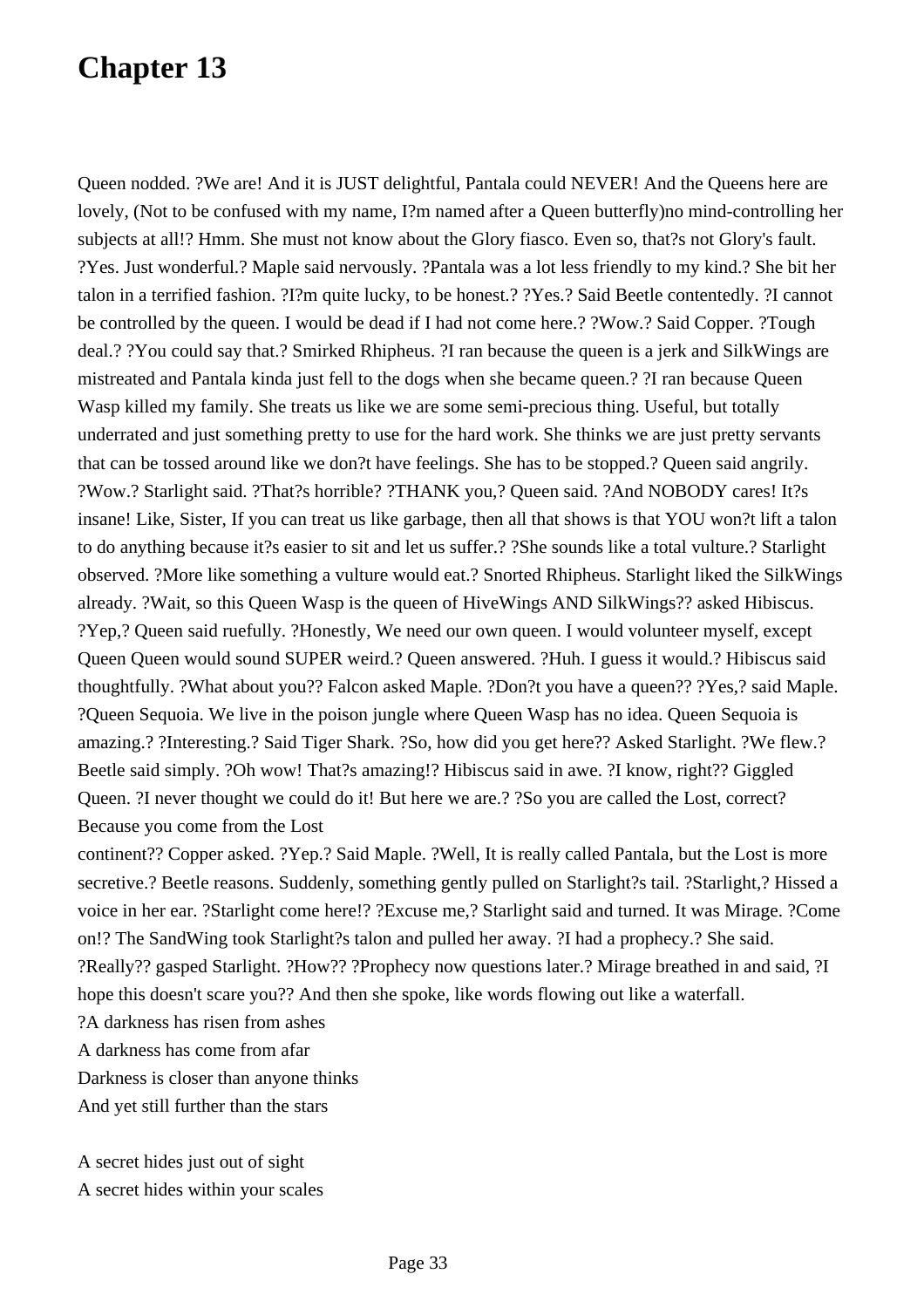# Chapter 13

Queen nodded. ?We are! And it is JUST delightful, Pantala could NEVER! And the Queens here are lovely, (Not to be confused with my name, I?m named after a Queen butterfly)no mind-controlling her subjects at all!? Hmm. She must not know about the Glory fiasco. Even so, that?s not Glory's fault. ?Yes. Just wonderful.? Maple said nervously. ?Pantala was a lot less friendly to my kind.? She bit her talon in a terrified fashion. ?I?m quite lucky, to be honest.? ?Yes.? Said Beetle contentedly. ?I cannot be controlled by the queen. I would be dead if I had not come here.? ?Wow.? Said Copper. ?Tough deal.? ?You could say that.? Smirked Rhipheus. ?I ran because the queen is a jerk and SilkWings are mistreated and Pantala kinda just fell to the dogs when she became queen.? ?I ran because Queen Wasp killed my family. She treats us like we are some semi-precious thing. Useful, but totally underrated and just something pretty to use for the hard work. She thinks we are just pretty servants that can be tossed around like we don?t have feelings. She has to be stopped.? Queen said angrily. ?Wow.? Starlight said. ?That?s horrible? ?THANK you,? Queen said. ?And NOBODY cares! It?s insane! Like, Sister, If you can treat us like garbage, then all that shows is that YOU won?t lift a talon to do anything because it?s easier to sit and let us suffer.? ?She sounds like a total vulture.? Starlight observed. ?More like something a vulture would eat.? Snorted Rhipheus. Starlight liked the SilkWings already. ?Wait, so this Queen Wasp is the queen of HiveWings AND SilkWings?? asked Hibiscus. ?Yep,? Queen said ruefully. ?Honestly, We need our own queen. I would volunteer myself, except Queen Queen would sound SUPER weird.? Queen answered. ?Huh. I guess it would.? Hibiscus said thoughtfully. ?What about you?? Falcon asked Maple. ?Don?t you have a queen?? ?Yes,? said Maple. ?Queen Sequoia. We live in the poison jungle where Queen Wasp has no idea. Queen Sequoia is amazing.? ?Interesting.? Said Tiger Shark. ?So, how did you get here?? Asked Starlight. ?We flew.? Beetle said simply. ?Oh wow! That?s amazing!? Hibiscus said in awe. ?I know, right?? Giggled Queen. ?I never thought we could do it! But here we are.? ?So you are called the Lost, correct? Because you come from the Lost continent?? Copper asked. ?Yep.? Said Maple. ?Well, It is really called Pantala, but the Lost is more secretive.? Beetle reasons. Suddenly, something gently pulled on Starlight?s tail. ?Starlight,? Hissed a voice in her ear. ?Starlight come here!? ?Excuse me,? Starlight said and turned. It was Mirage. ?Come on!? The SandWing took Starlight?s talon and pulled her away. ?I had a prophecy.? She said. ?Really?? gasped Starlight. ?How?? ?Prophecy now questions later.? Mirage breathed in and said, ?I hope this doesn't scare you?? And then she spoke, like words flowing out like a waterfall.

?A darkness has risen from ashes
A darkness has come from afar
Darkness is closer than anyone thinks
And yet still further than the stars

A secret hides just out of sight
A secret hides within your scales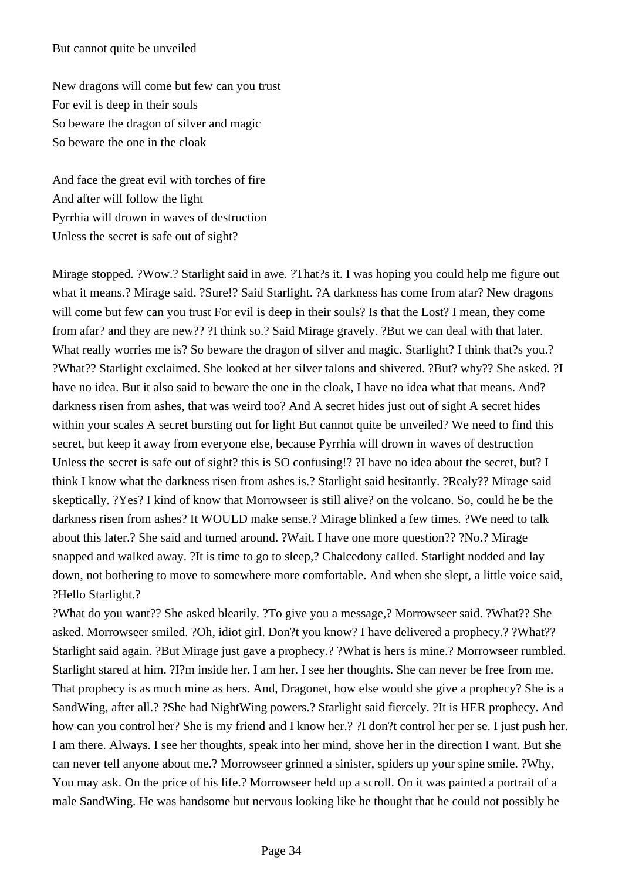But cannot quite be unveiled

New dragons will come but few can you trust
For evil is deep in their souls
So beware the dragon of silver and magic
So beware the one in the cloak

And face the great evil with torches of fire
And after will follow the light
Pyrrhia will drown in waves of destruction
Unless the secret is safe out of sight?

Mirage stopped. ?Wow.? Starlight said in awe. ?That?s it. I was hoping you could help me figure out what it means.? Mirage said. ?Sure!? Said Starlight. ?A darkness has come from afar? New dragons will come but few can you trust For evil is deep in their souls? Is that the Lost? I mean, they come from afar? and they are new?? ?I think so.? Said Mirage gravely. ?But we can deal with that later. What really worries me is? So beware the dragon of silver and magic. Starlight? I think that?s you.? ?What?? Starlight exclaimed. She looked at her silver talons and shivered. ?But? why?? She asked. ?I have no idea. But it also said to beware the one in the cloak, I have no idea what that means. And? darkness risen from ashes, that was weird too? And A secret hides just out of sight A secret hides within your scales A secret bursting out for light But cannot quite be unveiled? We need to find this secret, but keep it away from everyone else, because Pyrrhia will drown in waves of destruction Unless the secret is safe out of sight? this is SO confusing!? ?I have no idea about the secret, but? I think I know what the darkness risen from ashes is.? Starlight said hesitantly. ?Realy?? Mirage said skeptically. ?Yes? I kind of know that Morrowseer is still alive? on the volcano. So, could he be the darkness risen from ashes? It WOULD make sense.? Mirage blinked a few times. ?We need to talk about this later.? She said and turned around. ?Wait. I have one more question?? ?No.? Mirage snapped and walked away. ?It is time to go to sleep,? Chalcedony called. Starlight nodded and lay down, not bothering to move to somewhere more comfortable. And when she slept, a little voice said, ?Hello Starlight.?

?What do you want?? She asked blearily. ?To give you a message,? Morrowseer said. ?What?? She asked. Morrowseer smiled. ?Oh, idiot girl. Don?t you know? I have delivered a prophecy.? ?What?? Starlight said again. ?But Mirage just gave a prophecy.? ?What is hers is mine.? Morrowseer rumbled. Starlight stared at him. ?I?m inside her. I am her. I see her thoughts. She can never be free from me. That prophecy is as much mine as hers. And, Dragonet, how else would she give a prophecy? She is a SandWing, after all.? ?She had NightWing powers.? Starlight said fiercely. ?It is HER prophecy. And how can you control her? She is my friend and I know her.? ?I don?t control her per se. I just push her. I am there. Always. I see her thoughts, speak into her mind, shove her in the direction I want. But she can never tell anyone about me.? Morrowseer grinned a sinister, spiders up your spine smile. ?Why, You may ask. On the price of his life.? Morrowseer held up a scroll. On it was painted a portrait of a male SandWing. He was handsome but nervous looking like he thought that he could not possibly be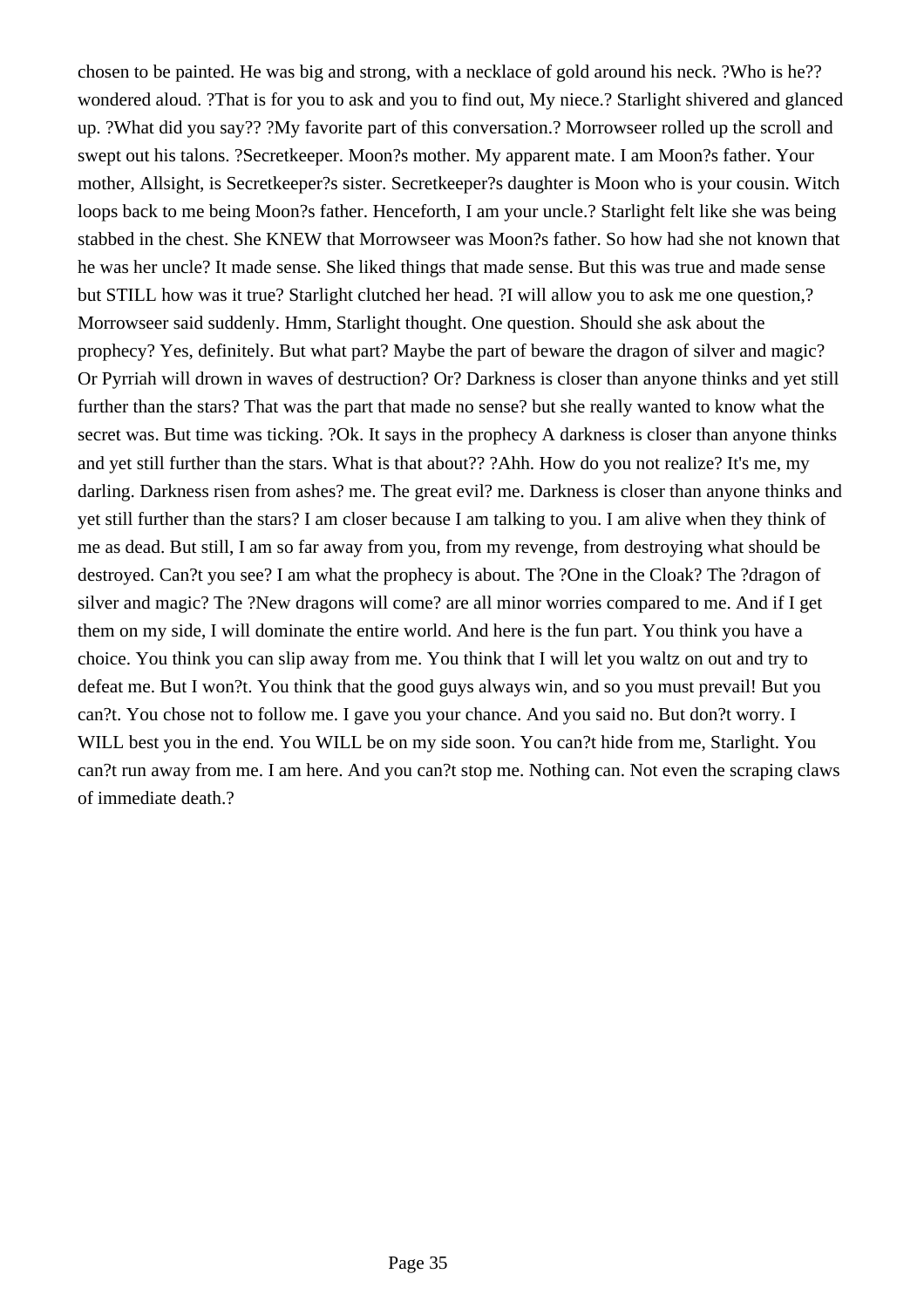chosen to be painted. He was big and strong, with a necklace of gold around his neck. ?Who is he?? wondered aloud. ?That is for you to ask and you to find out, My niece.? Starlight shivered and glanced up. ?What did you say?? ?My favorite part of this conversation.? Morrowseer rolled up the scroll and swept out his talons. ?Secretkeeper. Moon?s mother. My apparent mate. I am Moon?s father. Your mother, Allsight, is Secretkeeper?s sister. Secretkeeper?s daughter is Moon who is your cousin. Witch loops back to me being Moon?s father. Henceforth, I am your uncle.? Starlight felt like she was being stabbed in the chest. She KNEW that Morrowseer was Moon?s father. So how had she not known that he was her uncle? It made sense. She liked things that made sense. But this was true and made sense but STILL how was it true? Starlight clutched her head. ?I will allow you to ask me one question,? Morrowseer said suddenly. Hmm, Starlight thought. One question. Should she ask about the prophecy? Yes, definitely. But what part? Maybe the part of beware the dragon of silver and magic? Or Pyrriah will drown in waves of destruction? Or? Darkness is closer than anyone thinks and yet still further than the stars? That was the part that made no sense? but she really wanted to know what the secret was. But time was ticking. ?Ok. It says in the prophecy A darkness is closer than anyone thinks and yet still further than the stars. What is that about?? ?Ahh. How do you not realize? It's me, my darling. Darkness risen from ashes? me. The great evil? me. Darkness is closer than anyone thinks and yet still further than the stars? I am closer because I am talking to you. I am alive when they think of me as dead. But still, I am so far away from you, from my revenge, from destroying what should be destroyed. Can?t you see? I am what the prophecy is about. The ?One in the Cloak? The ?dragon of silver and magic? The ?New dragons will come? are all minor worries compared to me. And if I get them on my side, I will dominate the entire world. And here is the fun part. You think you have a choice. You think you can slip away from me. You think that I will let you waltz on out and try to defeat me. But I won?t. You think that the good guys always win, and so you must prevail! But you can?t. You chose not to follow me. I gave you your chance. And you said no. But don?t worry. I WILL best you in the end. You WILL be on my side soon. You can?t hide from me, Starlight. You can?t run away from me. I am here. And you can?t stop me. Nothing can. Not even the scraping claws of immediate death.?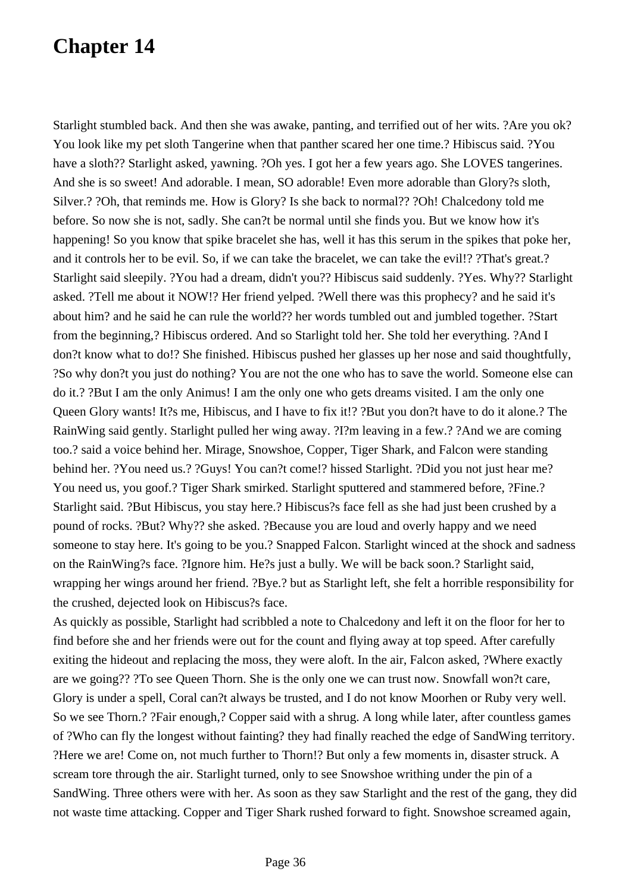# Chapter 14

Starlight stumbled back. And then she was awake, panting, and terrified out of her wits. ?Are you ok? You look like my pet sloth Tangerine when that panther scared her one time.? Hibiscus said. ?You have a sloth?? Starlight asked, yawning. ?Oh yes. I got her a few years ago. She LOVES tangerines. And she is so sweet! And adorable. I mean, SO adorable! Even more adorable than Glory?s sloth, Silver.? ?Oh, that reminds me. How is Glory? Is she back to normal?? ?Oh! Chalcedony told me before. So now she is not, sadly. She can?t be normal until she finds you. But we know how it's happening! So you know that spike bracelet she has, well it has this serum in the spikes that poke her, and it controls her to be evil. So, if we can take the bracelet, we can take the evil!? ?That's great.? Starlight said sleepily. ?You had a dream, didn't you?? Hibiscus said suddenly. ?Yes. Why?? Starlight asked. ?Tell me about it NOW!? Her friend yelped. ?Well there was this prophecy? and he said it's about him? and he said he can rule the world?? her words tumbled out and jumbled together. ?Start from the beginning,? Hibiscus ordered. And so Starlight told her. She told her everything. ?And I don?t know what to do!? She finished. Hibiscus pushed her glasses up her nose and said thoughtfully, ?So why don?t you just do nothing? You are not the one who has to save the world. Someone else can do it.? ?But I am the only Animus! I am the only one who gets dreams visited. I am the only one Queen Glory wants! It?s me, Hibiscus, and I have to fix it!? ?But you don?t have to do it alone.? The RainWing said gently. Starlight pulled her wing away. ?I?m leaving in a few.? ?And we are coming too.? said a voice behind her. Mirage, Snowshoe, Copper, Tiger Shark, and Falcon were standing behind her. ?You need us.? ?Guys! You can?t come!? hissed Starlight. ?Did you not just hear me? You need us, you goof.? Tiger Shark smirked. Starlight sputtered and stammered before, ?Fine.? Starlight said. ?But Hibiscus, you stay here.? Hibiscus?s face fell as she had just been crushed by a pound of rocks. ?But? Why?? she asked. ?Because you are loud and overly happy and we need someone to stay here. It's going to be you.? Snapped Falcon. Starlight winced at the shock and sadness on the RainWing?s face. ?Ignore him. He?s just a bully. We will be back soon.? Starlight said, wrapping her wings around her friend. ?Bye.? but as Starlight left, she felt a horrible responsibility for the crushed, dejected look on Hibiscus?s face.

As quickly as possible, Starlight had scribbled a note to Chalcedony and left it on the floor for her to find before she and her friends were out for the count and flying away at top speed. After carefully exiting the hideout and replacing the moss, they were aloft. In the air, Falcon asked, ?Where exactly are we going?? ?To see Queen Thorn. She is the only one we can trust now. Snowfall won?t care, Glory is under a spell, Coral can?t always be trusted, and I do not know Moorhen or Ruby very well. So we see Thorn.? ?Fair enough,? Copper said with a shrug. A long while later, after countless games of ?Who can fly the longest without fainting? they had finally reached the edge of SandWing territory. ?Here we are! Come on, not much further to Thorn!? But only a few moments in, disaster struck. A scream tore through the air. Starlight turned, only to see Snowshoe writhing under the pin of a SandWing. Three others were with her. As soon as they saw Starlight and the rest of the gang, they did not waste time attacking. Copper and Tiger Shark rushed forward to fight. Snowshoe screamed again,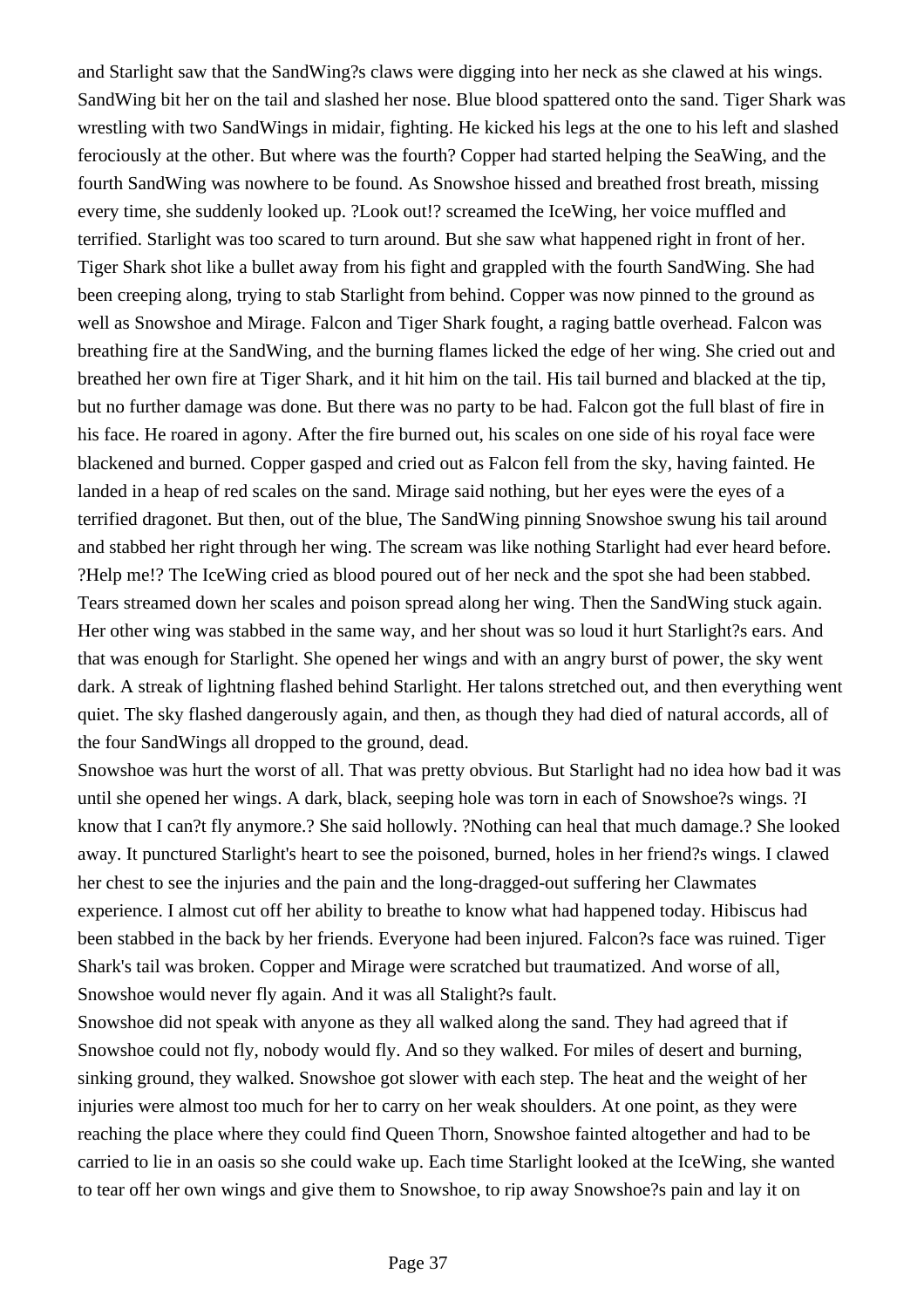and Starlight saw that the SandWing?s claws were digging into her neck as she clawed at his wings. SandWing bit her on the tail and slashed her nose. Blue blood spattered onto the sand. Tiger Shark was wrestling with two SandWings in midair, fighting. He kicked his legs at the one to his left and slashed ferociously at the other. But where was the fourth? Copper had started helping the SeaWing, and the fourth SandWing was nowhere to be found. As Snowshoe hissed and breathed frost breath, missing every time, she suddenly looked up. ?Look out!? screamed the IceWing, her voice muffled and terrified. Starlight was too scared to turn around. But she saw what happened right in front of her. Tiger Shark shot like a bullet away from his fight and grappled with the fourth SandWing. She had been creeping along, trying to stab Starlight from behind. Copper was now pinned to the ground as well as Snowshoe and Mirage. Falcon and Tiger Shark fought, a raging battle overhead. Falcon was breathing fire at the SandWing, and the burning flames licked the edge of her wing. She cried out and breathed her own fire at Tiger Shark, and it hit him on the tail. His tail burned and blacked at the tip, but no further damage was done. But there was no party to be had. Falcon got the full blast of fire in his face. He roared in agony. After the fire burned out, his scales on one side of his royal face were blackened and burned. Copper gasped and cried out as Falcon fell from the sky, having fainted. He landed in a heap of red scales on the sand. Mirage said nothing, but her eyes were the eyes of a terrified dragonet. But then, out of the blue, The SandWing pinning Snowshoe swung his tail around and stabbed her right through her wing. The scream was like nothing Starlight had ever heard before. ?Help me!? The IceWing cried as blood poured out of her neck and the spot she had been stabbed. Tears streamed down her scales and poison spread along her wing. Then the SandWing stuck again. Her other wing was stabbed in the same way, and her shout was so loud it hurt Starlight?s ears. And that was enough for Starlight. She opened her wings and with an angry burst of power, the sky went dark. A streak of lightning flashed behind Starlight. Her talons stretched out, and then everything went quiet. The sky flashed dangerously again, and then, as though they had died of natural accords, all of the four SandWings all dropped to the ground, dead.

Snowshoe was hurt the worst of all. That was pretty obvious. But Starlight had no idea how bad it was until she opened her wings. A dark, black, seeping hole was torn in each of Snowshoe?s wings. ?I know that I can?t fly anymore.? She said hollowly. ?Nothing can heal that much damage.? She looked away. It punctured Starlight's heart to see the poisoned, burned, holes in her friend?s wings. I clawed her chest to see the injuries and the pain and the long-dragged-out suffering her Clawmates experience. I almost cut off her ability to breathe to know what had happened today. Hibiscus had been stabbed in the back by her friends. Everyone had been injured. Falcon?s face was ruined. Tiger Shark's tail was broken. Copper and Mirage were scratched but traumatized. And worse of all, Snowshoe would never fly again. And it was all Stalight?s fault.

Snowshoe did not speak with anyone as they all walked along the sand. They had agreed that if Snowshoe could not fly, nobody would fly. And so they walked. For miles of desert and burning, sinking ground, they walked. Snowshoe got slower with each step. The heat and the weight of her injuries were almost too much for her to carry on her weak shoulders. At one point, as they were reaching the place where they could find Queen Thorn, Snowshoe fainted altogether and had to be carried to lie in an oasis so she could wake up. Each time Starlight looked at the IceWing, she wanted to tear off her own wings and give them to Snowshoe, to rip away Snowshoe?s pain and lay it on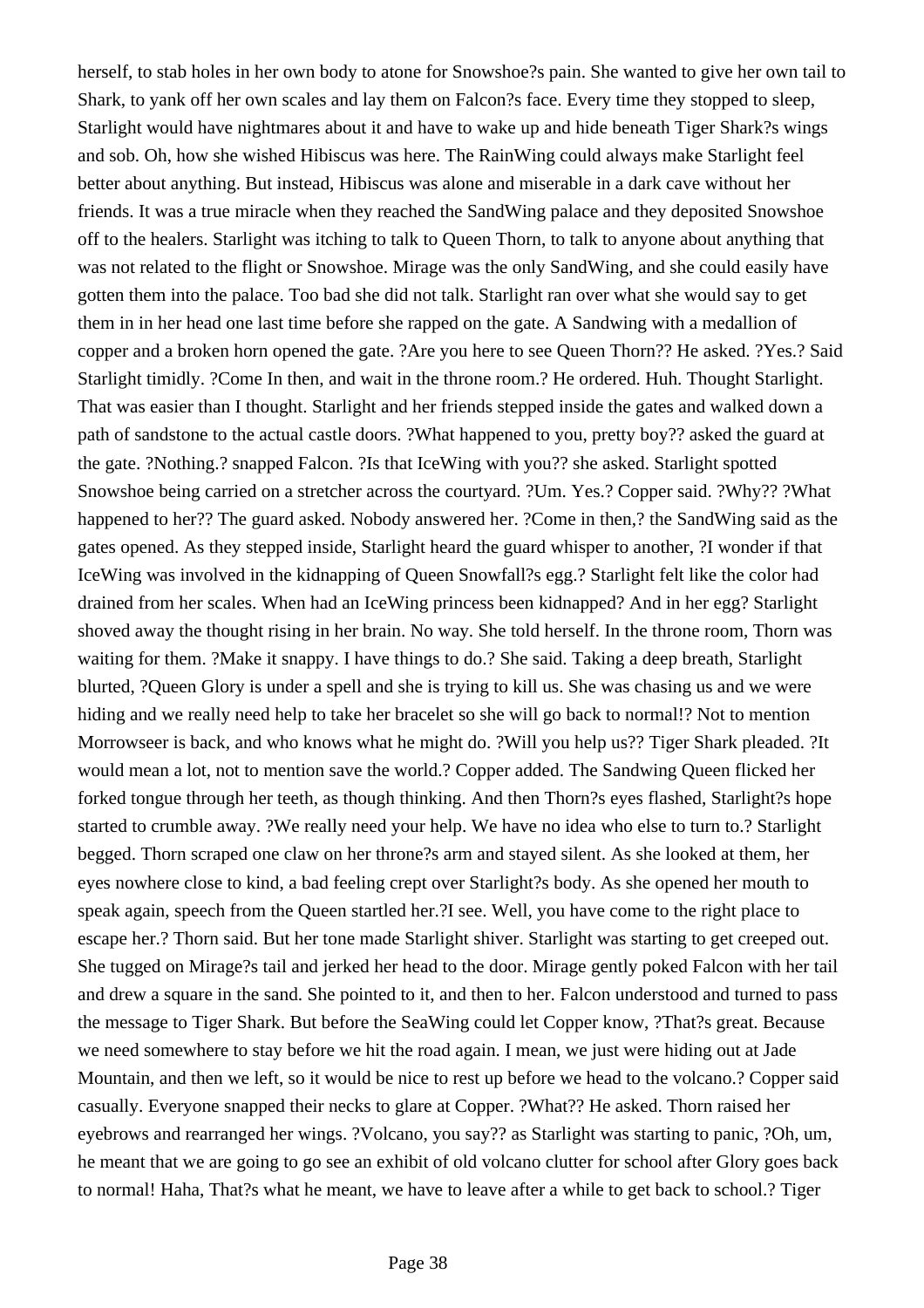herself, to stab holes in her own body to atone for Snowshoe?s pain. She wanted to give her own tail to Shark, to yank off her own scales and lay them on Falcon?s face. Every time they stopped to sleep, Starlight would have nightmares about it and have to wake up and hide beneath Tiger Shark?s wings and sob. Oh, how she wished Hibiscus was here. The RainWing could always make Starlight feel better about anything. But instead, Hibiscus was alone and miserable in a dark cave without her friends. It was a true miracle when they reached the SandWing palace and they deposited Snowshoe off to the healers. Starlight was itching to talk to Queen Thorn, to talk to anyone about anything that was not related to the flight or Snowshoe. Mirage was the only SandWing, and she could easily have gotten them into the palace. Too bad she did not talk. Starlight ran over what she would say to get them in in her head one last time before she rapped on the gate. A Sandwing with a medallion of copper and a broken horn opened the gate. ?Are you here to see Queen Thorn?? He asked. ?Yes.? Said Starlight timidly. ?Come In then, and wait in the throne room.? He ordered. Huh. Thought Starlight. That was easier than I thought. Starlight and her friends stepped inside the gates and walked down a path of sandstone to the actual castle doors. ?What happened to you, pretty boy?? asked the guard at the gate. ?Nothing.? snapped Falcon. ?Is that IceWing with you?? she asked. Starlight spotted Snowshoe being carried on a stretcher across the courtyard. ?Um. Yes.? Copper said. ?Why?? ?What happened to her?? The guard asked. Nobody answered her. ?Come in then,? the SandWing said as the gates opened. As they stepped inside, Starlight heard the guard whisper to another, ?I wonder if that IceWing was involved in the kidnapping of Queen Snowfall?s egg.? Starlight felt like the color had drained from her scales. When had an IceWing princess been kidnapped? And in her egg? Starlight shoved away the thought rising in her brain. No way. She told herself. In the throne room, Thorn was waiting for them. ?Make it snappy. I have things to do.? She said. Taking a deep breath, Starlight blurted, ?Queen Glory is under a spell and she is trying to kill us. She was chasing us and we were hiding and we really need help to take her bracelet so she will go back to normal!? Not to mention Morrowseer is back, and who knows what he might do. ?Will you help us?? Tiger Shark pleaded. ?It would mean a lot, not to mention save the world.? Copper added. The Sandwing Queen flicked her forked tongue through her teeth, as though thinking. And then Thorn?s eyes flashed, Starlight?s hope started to crumble away. ?We really need your help. We have no idea who else to turn to.? Starlight begged. Thorn scraped one claw on her throne?s arm and stayed silent. As she looked at them, her eyes nowhere close to kind, a bad feeling crept over Starlight?s body. As she opened her mouth to speak again, speech from the Queen startled her.?I see. Well, you have come to the right place to escape her.? Thorn said. But her tone made Starlight shiver. Starlight was starting to get creeped out. She tugged on Mirage?s tail and jerked her head to the door. Mirage gently poked Falcon with her tail and drew a square in the sand. She pointed to it, and then to her. Falcon understood and turned to pass the message to Tiger Shark. But before the SeaWing could let Copper know, ?That?s great. Because we need somewhere to stay before we hit the road again. I mean, we just were hiding out at Jade Mountain, and then we left, so it would be nice to rest up before we head to the volcano.? Copper said casually. Everyone snapped their necks to glare at Copper. ?What?? He asked. Thorn raised her eyebrows and rearranged her wings. ?Volcano, you say?? as Starlight was starting to panic, ?Oh, um, he meant that we are going to go see an exhibit of old volcano clutter for school after Glory goes back to normal! Haha, That?s what he meant, we have to leave after a while to get back to school.? Tiger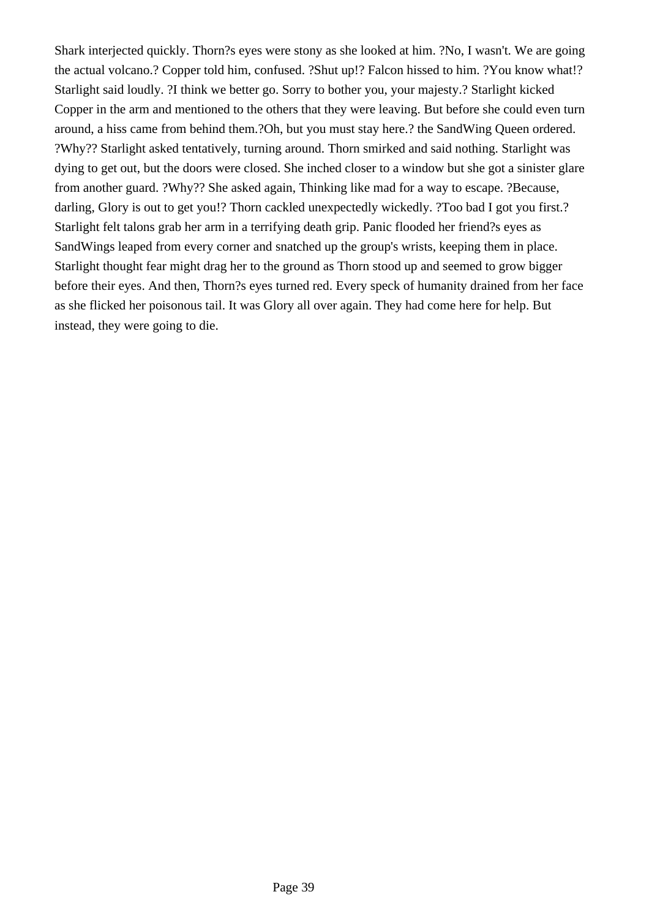Shark interjected quickly. Thorn?s eyes were stony as she looked at him. ?No, I wasn't. We are going the actual volcano.? Copper told him, confused. ?Shut up!? Falcon hissed to him. ?You know what!? Starlight said loudly. ?I think we better go. Sorry to bother you, your majesty.? Starlight kicked Copper in the arm and mentioned to the others that they were leaving. But before she could even turn around, a hiss came from behind them.?Oh, but you must stay here.? the SandWing Queen ordered. ?Why?? Starlight asked tentatively, turning around. Thorn smirked and said nothing. Starlight was dying to get out, but the doors were closed. She inched closer to a window but she got a sinister glare from another guard. ?Why?? She asked again, Thinking like mad for a way to escape. ?Because, darling, Glory is out to get you!? Thorn cackled unexpectedly wickedly. ?Too bad I got you first.? Starlight felt talons grab her arm in a terrifying death grip. Panic flooded her friend?s eyes as SandWings leaped from every corner and snatched up the group's wrists, keeping them in place. Starlight thought fear might drag her to the ground as Thorn stood up and seemed to grow bigger before their eyes. And then, Thorn?s eyes turned red. Every speck of humanity drained from her face as she flicked her poisonous tail. It was Glory all over again. They had come here for help. But instead, they were going to die.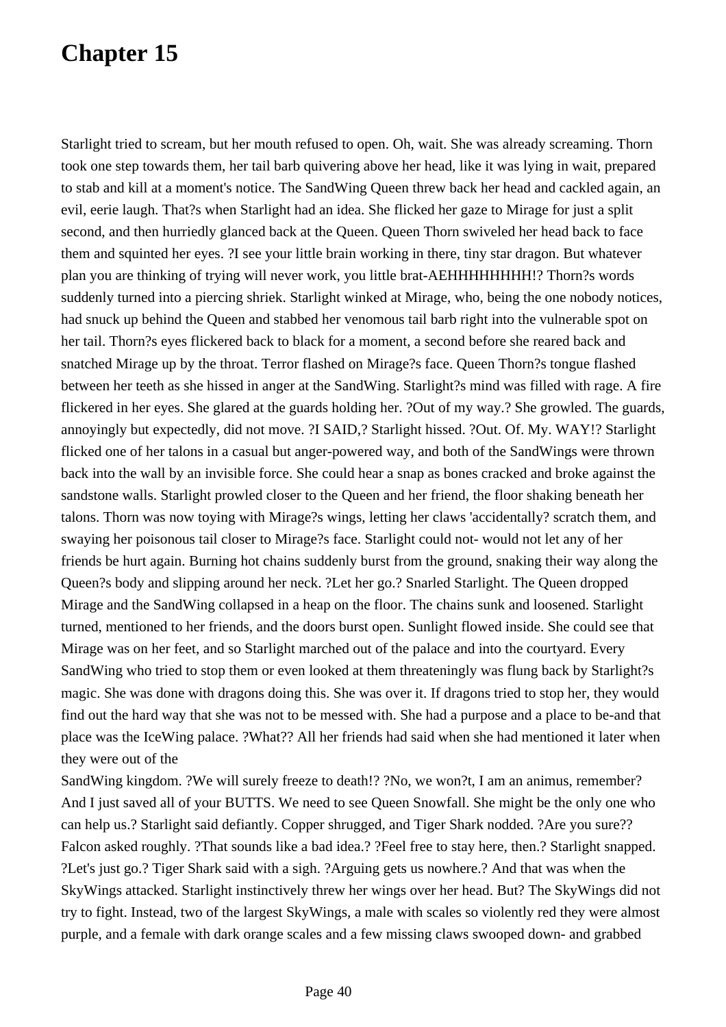# Chapter 15

Starlight tried to scream, but her mouth refused to open. Oh, wait. She was already screaming. Thorn took one step towards them, her tail barb quivering above her head, like it was lying in wait, prepared to stab and kill at a moment's notice. The SandWing Queen threw back her head and cackled again, an evil, eerie laugh. That?s when Starlight had an idea. She flicked her gaze to Mirage for just a split second, and then hurriedly glanced back at the Queen. Queen Thorn swiveled her head back to face them and squinted her eyes. ?I see your little brain working in there, tiny star dragon. But whatever plan you are thinking of trying will never work, you little brat-AEHHHHHHHH!? Thorn?s words suddenly turned into a piercing shriek. Starlight winked at Mirage, who, being the one nobody notices, had snuck up behind the Queen and stabbed her venomous tail barb right into the vulnerable spot on her tail. Thorn?s eyes flickered back to black for a moment, a second before she reared back and snatched Mirage up by the throat. Terror flashed on Mirage?s face. Queen Thorn?s tongue flashed between her teeth as she hissed in anger at the SandWing. Starlight?s mind was filled with rage. A fire flickered in her eyes. She glared at the guards holding her. ?Out of my way.? She growled. The guards, annoyingly but expectedly, did not move. ?I SAID,? Starlight hissed. ?Out. Of. My. WAY!? Starlight flicked one of her talons in a casual but anger-powered way, and both of the SandWings were thrown back into the wall by an invisible force. She could hear a snap as bones cracked and broke against the sandstone walls. Starlight prowled closer to the Queen and her friend, the floor shaking beneath her talons. Thorn was now toying with Mirage?s wings, letting her claws 'accidentally? scratch them, and swaying her poisonous tail closer to Mirage?s face. Starlight could not- would not let any of her friends be hurt again. Burning hot chains suddenly burst from the ground, snaking their way along the Queen?s body and slipping around her neck. ?Let her go.? Snarled Starlight. The Queen dropped Mirage and the SandWing collapsed in a heap on the floor. The chains sunk and loosened. Starlight turned, mentioned to her friends, and the doors burst open. Sunlight flowed inside. She could see that Mirage was on her feet, and so Starlight marched out of the palace and into the courtyard. Every SandWing who tried to stop them or even looked at them threateningly was flung back by Starlight?s magic. She was done with dragons doing this. She was over it. If dragons tried to stop her, they would find out the hard way that she was not to be messed with. She had a purpose and a place to be-and that place was the IceWing palace. ?What?? All her friends had said when she had mentioned it later when they were out of the SandWing kingdom. ?We will surely freeze to death!? ?No, we won?t, I am an animus, remember? And I just saved all of your BUTTS. We need to see Queen Snowfall. She might be the only one who can help us.? Starlight said defiantly. Copper shrugged, and Tiger Shark nodded. ?Are you sure?? Falcon asked roughly. ?That sounds like a bad idea.? ?Feel free to stay here, then.? Starlight snapped. ?Let's just go.? Tiger Shark said with a sigh. ?Arguing gets us nowhere.? And that was when the SkyWings attacked. Starlight instinctively threw her wings over her head. But? The SkyWings did not try to fight. Instead, two of the largest SkyWings, a male with scales so violently red they were almost purple, and a female with dark orange scales and a few missing claws swooped down- and grabbed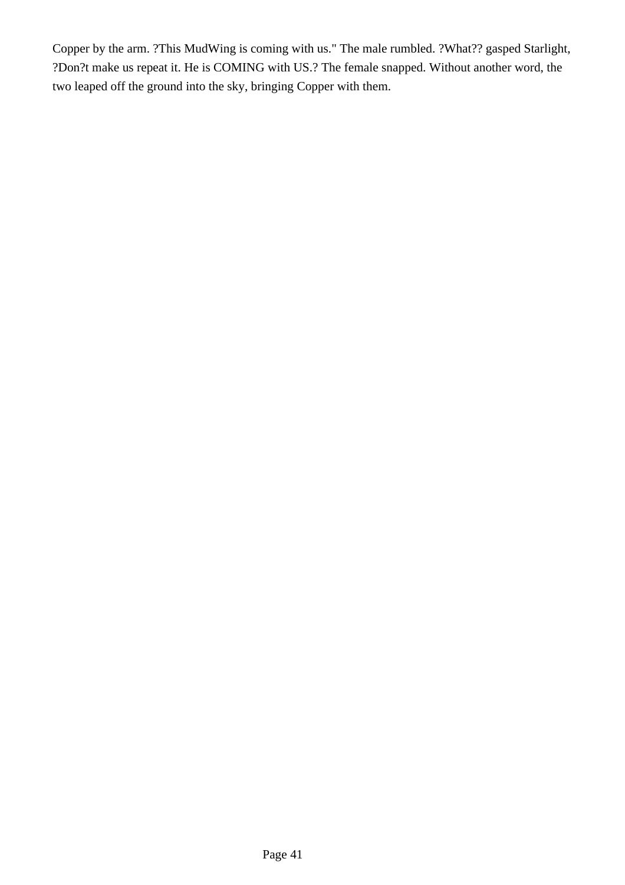Copper by the arm. ?This MudWing is coming with us." The male rumbled. ?What?? gasped Starlight, ?Don?t make us repeat it. He is COMING with US.? The female snapped. Without another word, the two leaped off the ground into the sky, bringing Copper with them.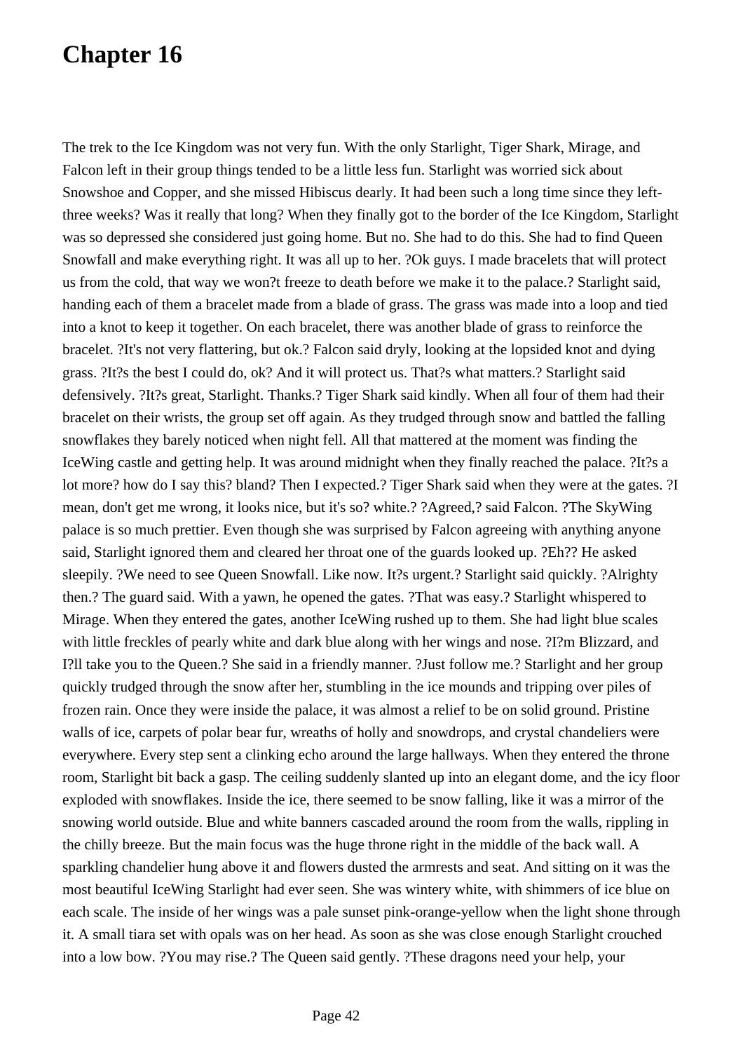# Chapter 16

The trek to the Ice Kingdom was not very fun. With the only Starlight, Tiger Shark, Mirage, and Falcon left in their group things tended to be a little less fun. Starlight was worried sick about Snowshoe and Copper, and she missed Hibiscus dearly. It had been such a long time since they left- three weeks? Was it really that long? When they finally got to the border of the Ice Kingdom, Starlight was so depressed she considered just going home. But no. She had to do this. She had to find Queen Snowfall and make everything right. It was all up to her. ?Ok guys. I made bracelets that will protect us from the cold, that way we won?t freeze to death before we make it to the palace.? Starlight said, handing each of them a bracelet made from a blade of grass. The grass was made into a loop and tied into a knot to keep it together. On each bracelet, there was another blade of grass to reinforce the bracelet. ?It's not very flattering, but ok.? Falcon said dryly, looking at the lopsided knot and dying grass. ?It?s the best I could do, ok? And it will protect us. That?s what matters.? Starlight said defensively. ?It?s great, Starlight. Thanks.? Tiger Shark said kindly. When all four of them had their bracelet on their wrists, the group set off again. As they trudged through snow and battled the falling snowflakes they barely noticed when night fell. All that mattered at the moment was finding the IceWing castle and getting help. It was around midnight when they finally reached the palace. ?It?s a lot more? how do I say this? bland? Then I expected.? Tiger Shark said when they were at the gates. ?I mean, don't get me wrong, it looks nice, but it's so? white.? ?Agreed,? said Falcon. ?The SkyWing palace is so much prettier. Even though she was surprised by Falcon agreeing with anything anyone said, Starlight ignored them and cleared her throat one of the guards looked up. ?Eh?? He asked sleepily. ?We need to see Queen Snowfall. Like now. It?s urgent.? Starlight said quickly. ?Alrighty then.? The guard said. With a yawn, he opened the gates. ?That was easy.? Starlight whispered to Mirage. When they entered the gates, another IceWing rushed up to them. She had light blue scales with little freckles of pearly white and dark blue along with her wings and nose. ?I?m Blizzard, and I?ll take you to the Queen.? She said in a friendly manner. ?Just follow me.? Starlight and her group quickly trudged through the snow after her, stumbling in the ice mounds and tripping over piles of frozen rain. Once they were inside the palace, it was almost a relief to be on solid ground. Pristine walls of ice, carpets of polar bear fur, wreaths of holly and snowdrops, and crystal chandeliers were everywhere. Every step sent a clinking echo around the large hallways. When they entered the throne room, Starlight bit back a gasp. The ceiling suddenly slanted up into an elegant dome, and the icy floor exploded with snowflakes. Inside the ice, there seemed to be snow falling, like it was a mirror of the snowing world outside. Blue and white banners cascaded around the room from the walls, rippling in the chilly breeze. But the main focus was the huge throne right in the middle of the back wall. A sparkling chandelier hung above it and flowers dusted the armrests and seat. And sitting on it was the most beautiful IceWing Starlight had ever seen. She was wintery white, with shimmers of ice blue on each scale. The inside of her wings was a pale sunset pink-orange-yellow when the light shone through it. A small tiara set with opals was on her head. As soon as she was close enough Starlight crouched into a low bow. ?You may rise.? The Queen said gently. ?These dragons need your help, your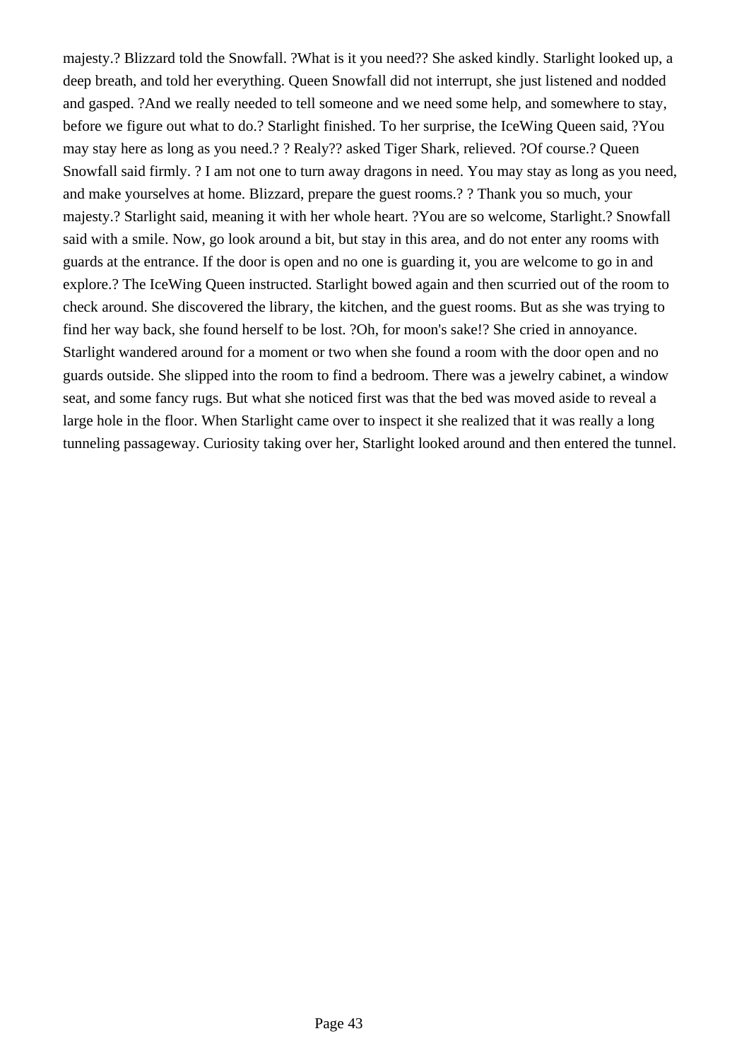majesty.? Blizzard told the Snowfall. ?What is it you need?? She asked kindly. Starlight looked up, a deep breath, and told her everything. Queen Snowfall did not interrupt, she just listened and nodded and gasped. ?And we really needed to tell someone and we need some help, and somewhere to stay, before we figure out what to do.? Starlight finished. To her surprise, the IceWing Queen said, ?You may stay here as long as you need.? ? Realy?? asked Tiger Shark, relieved. ?Of course.? Queen Snowfall said firmly. ? I am not one to turn away dragons in need. You may stay as long as you need, and make yourselves at home. Blizzard, prepare the guest rooms.? ? Thank you so much, your majesty.? Starlight said, meaning it with her whole heart. ?You are so welcome, Starlight.? Snowfall said with a smile. Now, go look around a bit, but stay in this area, and do not enter any rooms with guards at the entrance. If the door is open and no one is guarding it, you are welcome to go in and explore.? The IceWing Queen instructed. Starlight bowed again and then scurried out of the room to check around. She discovered the library, the kitchen, and the guest rooms. But as she was trying to find her way back, she found herself to be lost. ?Oh, for moon's sake!? She cried in annoyance. Starlight wandered around for a moment or two when she found a room with the door open and no guards outside. She slipped into the room to find a bedroom. There was a jewelry cabinet, a window seat, and some fancy rugs. But what she noticed first was that the bed was moved aside to reveal a large hole in the floor. When Starlight came over to inspect it she realized that it was really a long tunneling passageway. Curiosity taking over her, Starlight looked around and then entered the tunnel.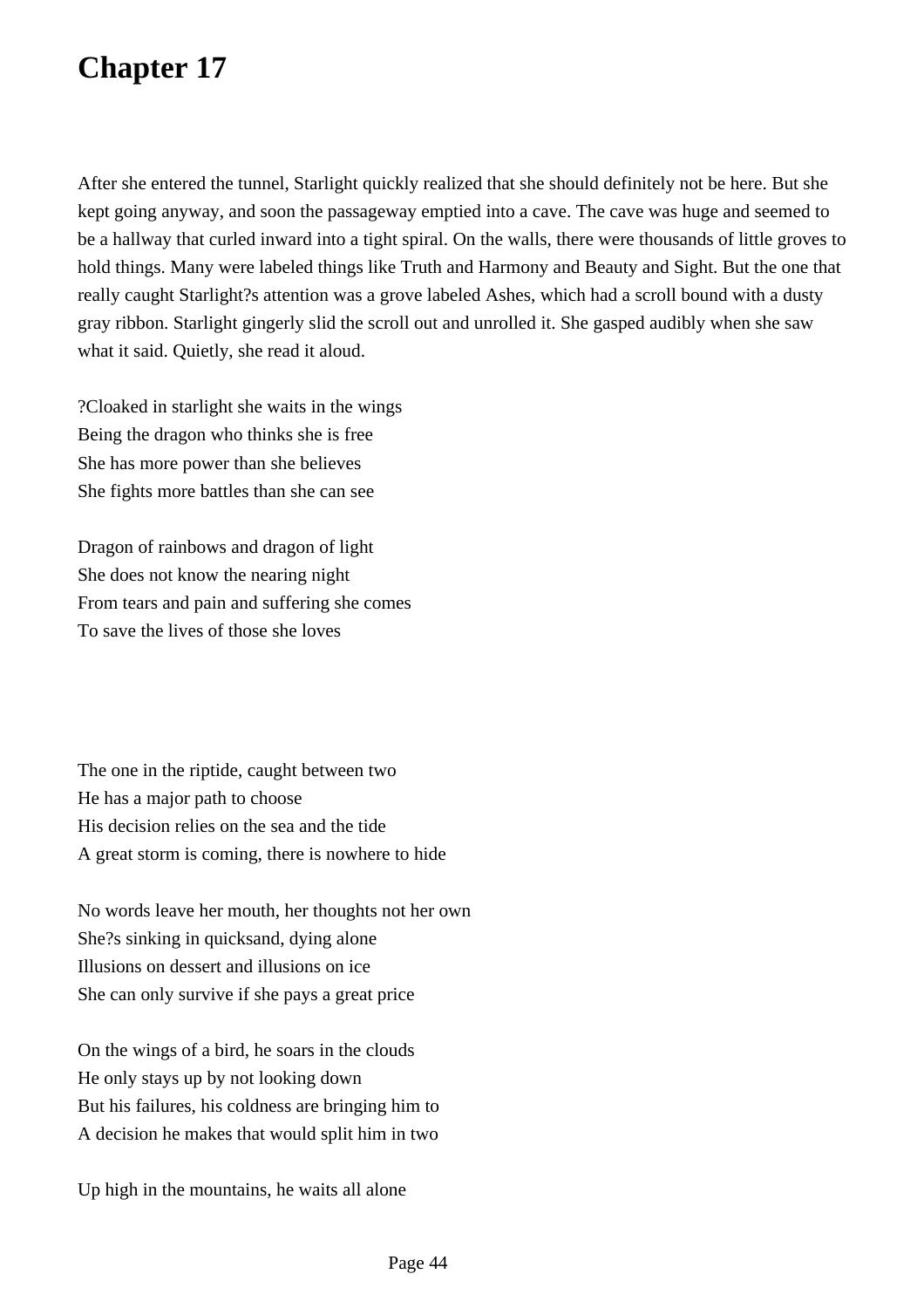# Chapter 17

After she entered the tunnel, Starlight quickly realized that she should definitely not be here. But she kept going anyway, and soon the passageway emptied into a cave. The cave was huge and seemed to be a hallway that curled inward into a tight spiral. On the walls, there were thousands of little groves to hold things. Many were labeled things like Truth and Harmony and Beauty and Sight. But the one that really caught Starlight?s attention was a grove labeled Ashes, which had a scroll bound with a dusty gray ribbon. Starlight gingerly slid the scroll out and unrolled it. She gasped audibly when she saw what it said. Quietly, she read it aloud.

?Cloaked in starlight she waits in the wings
Being the dragon who thinks she is free
She has more power than she believes
She fights more battles than she can see

Dragon of rainbows and dragon of light
She does not know the nearing night
From tears and pain and suffering she comes
To save the lives of those she loves

The one in the riptide, caught between two
He has a major path to choose
His decision relies on the sea and the tide
A great storm is coming, there is nowhere to hide

No words leave her mouth, her thoughts not her own
She?s sinking in quicksand, dying alone
Illusions on dessert and illusions on ice
She can only survive if she pays a great price

On the wings of a bird, he soars in the clouds
He only stays up by not looking down
But his failures, his coldness are bringing him to
A decision he makes that would split him in two

Up high in the mountains, he waits all alone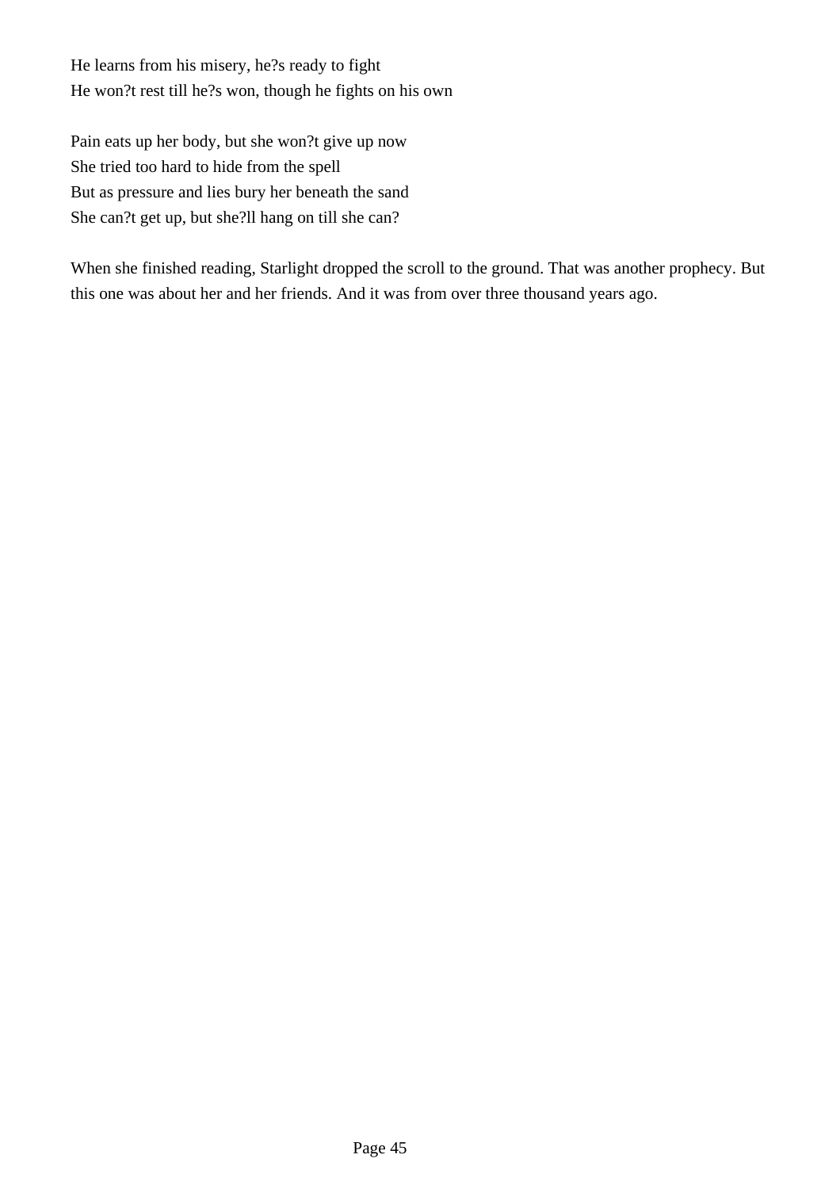He learns from his misery, he?s ready to fight
He won?t rest till he?s won, though he fights on his own

Pain eats up her body, but she won?t give up now
She tried too hard to hide from the spell
But as pressure and lies bury her beneath the sand
She can?t get up, but she?ll hang on till she can?

When she finished reading, Starlight dropped the scroll to the ground. That was another prophecy. But this one was about her and her friends. And it was from over three thousand years ago.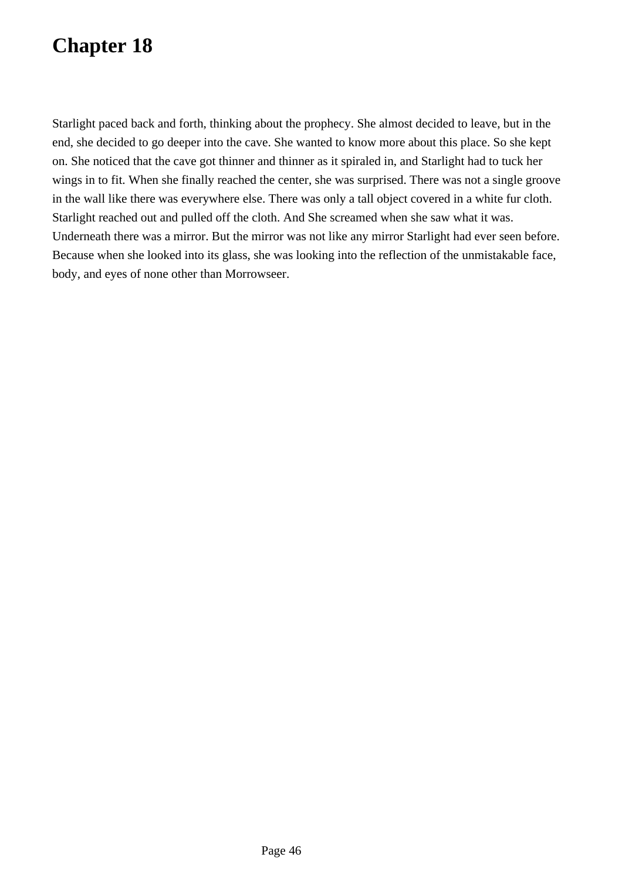# Chapter 18

Starlight paced back and forth, thinking about the prophecy. She almost decided to leave, but in the end, she decided to go deeper into the cave. She wanted to know more about this place. So she kept on. She noticed that the cave got thinner and thinner as it spiraled in, and Starlight had to tuck her wings in to fit. When she finally reached the center, she was surprised. There was not a single groove in the wall like there was everywhere else. There was only a tall object covered in a white fur cloth. Starlight reached out and pulled off the cloth. And She screamed when she saw what it was. Underneath there was a mirror. But the mirror was not like any mirror Starlight had ever seen before. Because when she looked into its glass, she was looking into the reflection of the unmistakable face, body, and eyes of none other than Morrowseer.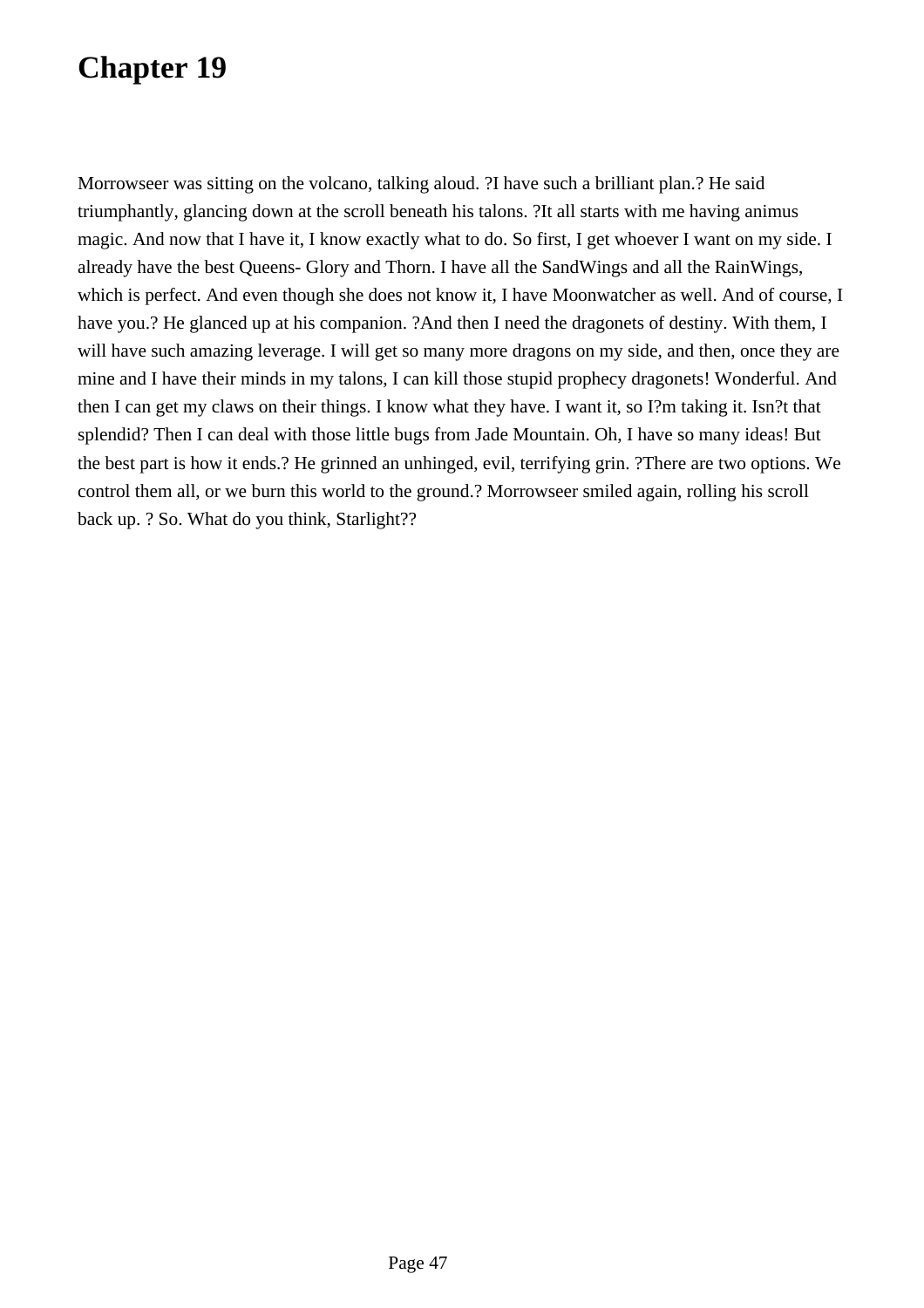# Chapter 19

Morrowseer was sitting on the volcano, talking aloud. ?I have such a brilliant plan.? He said triumphantly, glancing down at the scroll beneath his talons. ?It all starts with me having animus magic. And now that I have it, I know exactly what to do. So first, I get whoever I want on my side. I already have the best Queens- Glory and Thorn. I have all the SandWings and all the RainWings, which is perfect. And even though she does not know it, I have Moonwatcher as well. And of course, I have you.? He glanced up at his companion. ?And then I need the dragonets of destiny. With them, I will have such amazing leverage. I will get so many more dragons on my side, and then, once they are mine and I have their minds in my talons, I can kill those stupid prophecy dragonets! Wonderful. And then I can get my claws on their things. I know what they have. I want it, so I?m taking it. Isn?t that splendid? Then I can deal with those little bugs from Jade Mountain. Oh, I have so many ideas! But the best part is how it ends.? He grinned an unhinged, evil, terrifying grin. ?There are two options. We control them all, or we burn this world to the ground.? Morrowseer smiled again, rolling his scroll back up. ? So. What do you think, Starlight??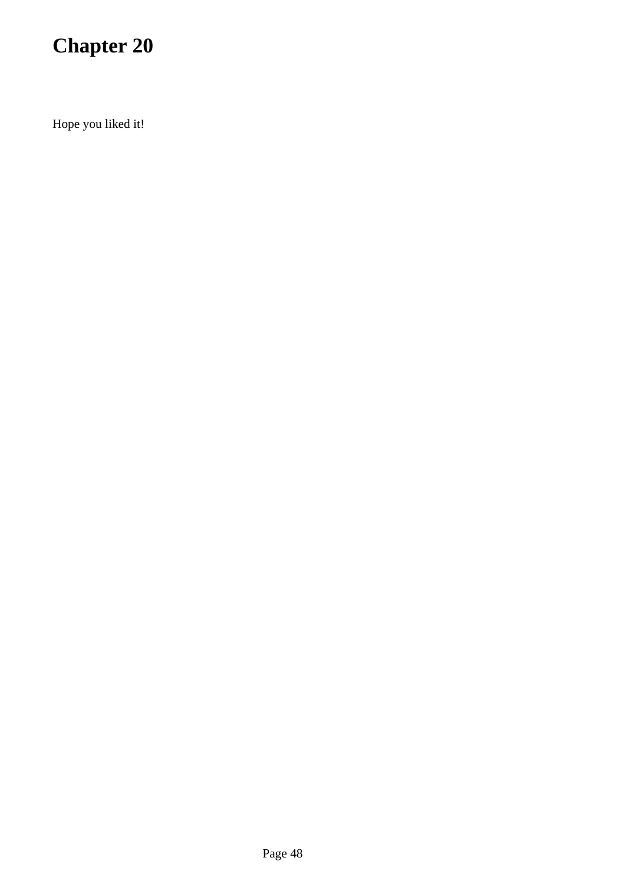# Chapter 20

Hope you liked it!